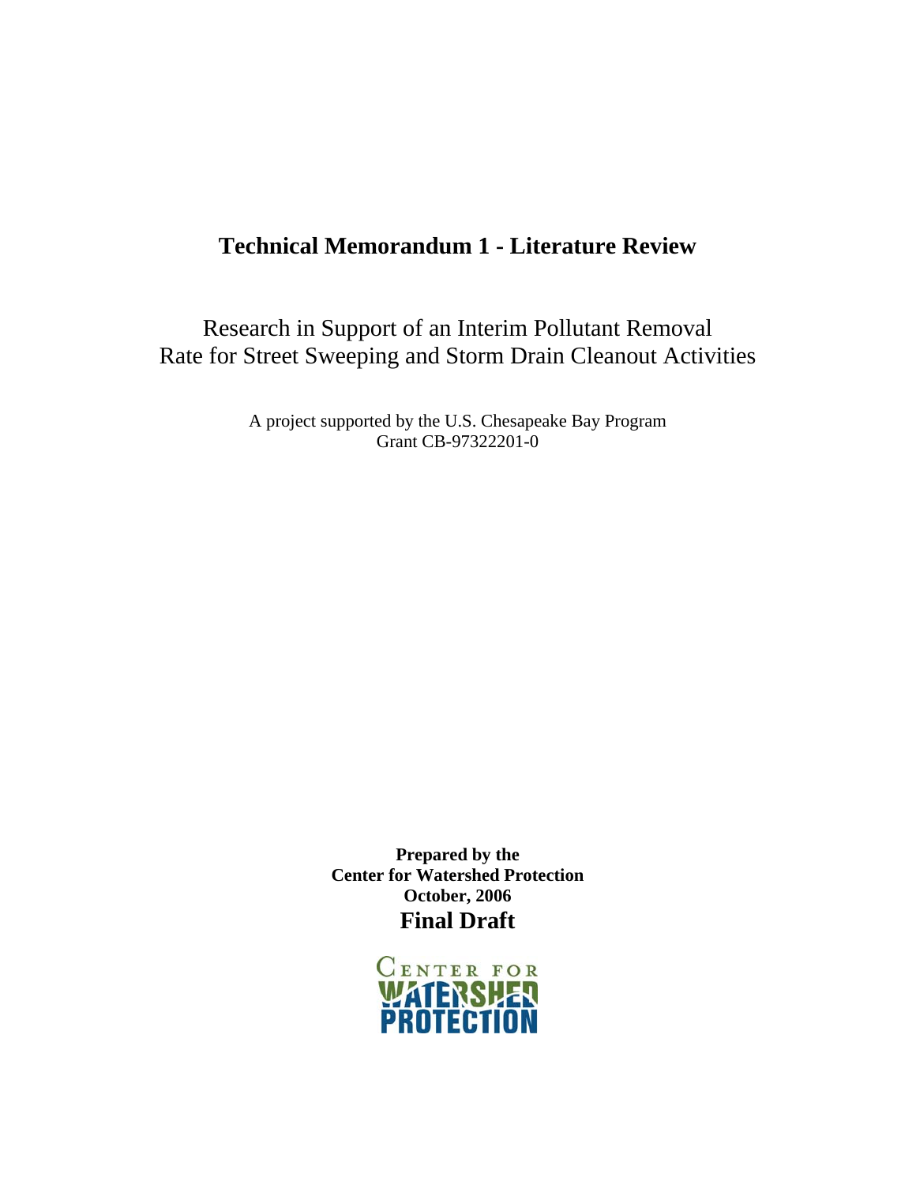# Technical Memorandum 1 - Literature Review

Research in Support of an Interim Pollutant Removal Rate for Street Sweeping and Storm Drain Cleanout Activities

A project supported by the U.S. Chesapeake Bay Program
Grant CB-97322201-0

**Prepared by the**
**Center for Watershed Protection**
**October, 2006**

**Final Draft**

CENTER FOR WATERSHED PROTECTION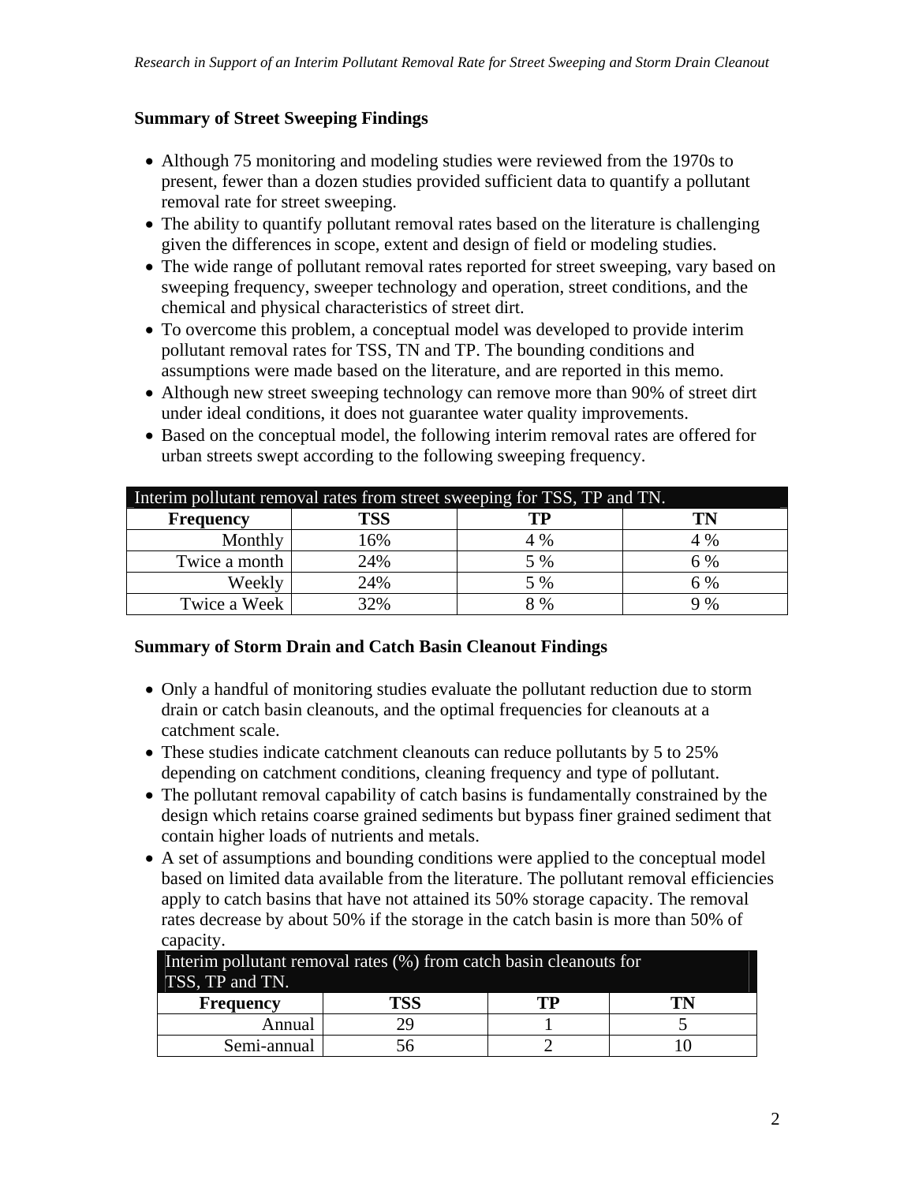### Summary of Street Sweeping Findings

- Although 75 monitoring and modeling studies were reviewed from the 1970s to present, fewer than a dozen studies provided sufficient data to quantify a pollutant removal rate for street sweeping.
- The ability to quantify pollutant removal rates based on the literature is challenging given the differences in scope, extent and design of field or modeling studies.
- The wide range of pollutant removal rates reported for street sweeping, vary based on sweeping frequency, sweeper technology and operation, street conditions, and the chemical and physical characteristics of street dirt.
- To overcome this problem, a conceptual model was developed to provide interim pollutant removal rates for TSS, TN and TP. The bounding conditions and assumptions were made based on the literature, and are reported in this memo.
- Although new street sweeping technology can remove more than 90% of street dirt under ideal conditions, it does not guarantee water quality improvements.
- Based on the conceptual model, the following interim removal rates are offered for urban streets swept according to the following sweeping frequency.

| Interim pollutant removal rates from street sweeping for TSS, TP and TN. | | | |
|---|---|---|---|
| **Frequency** | **TSS** | **TP** | **TN** |
| Monthly | 16% | 4 % | 4 % |
| Twice a month | 24% | 5 % | 6 % |
| Weekly | 24% | 5 % | 6 % |
| Twice a Week | 32% | 8 % | 9 % |

### Summary of Storm Drain and Catch Basin Cleanout Findings

- Only a handful of monitoring studies evaluate the pollutant reduction due to storm drain or catch basin cleanouts, and the optimal frequencies for cleanouts at a catchment scale.
- These studies indicate catchment cleanouts can reduce pollutants by 5 to 25% depending on catchment conditions, cleaning frequency and type of pollutant.
- The pollutant removal capability of catch basins is fundamentally constrained by the design which retains coarse grained sediments but bypass finer grained sediment that contain higher loads of nutrients and metals.
- A set of assumptions and bounding conditions were applied to the conceptual model based on limited data available from the literature. The pollutant removal efficiencies apply to catch basins that have not attained its 50% storage capacity. The removal rates decrease by about 50% if the storage in the catch basin is more than 50% of capacity.

| Interim pollutant removal rates (%) from catch basin cleanouts for TSS, TP and TN. | | | |
|---|---|---|---|
| **Frequency** | **TSS** | **TP** | **TN** |
| Annual | 29 | 1 | 5 |
| Semi-annual | 56 | 2 | 10 |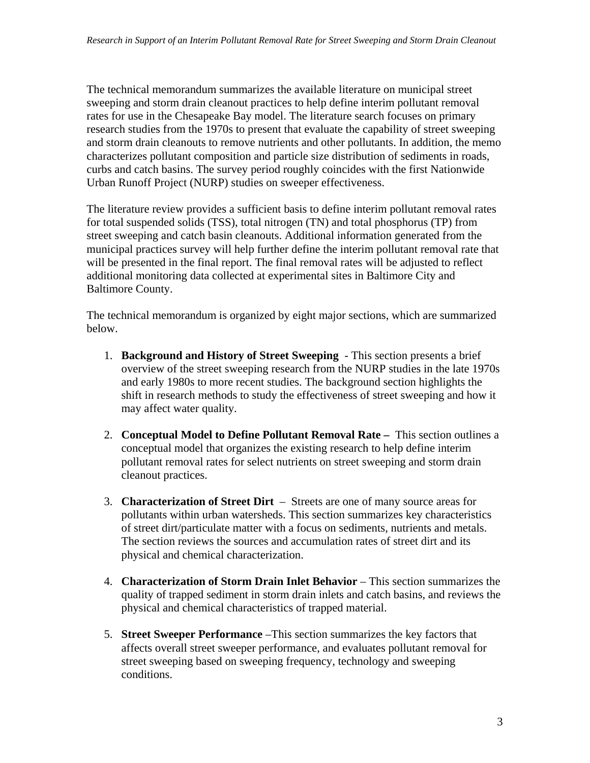The technical memorandum summarizes the available literature on municipal street sweeping and storm drain cleanout practices to help define interim pollutant removal rates for use in the Chesapeake Bay model. The literature search focuses on primary research studies from the 1970s to present that evaluate the capability of street sweeping and storm drain cleanouts to remove nutrients and other pollutants. In addition, the memo characterizes pollutant composition and particle size distribution of sediments in roads, curbs and catch basins. The survey period roughly coincides with the first Nationwide Urban Runoff Project (NURP) studies on sweeper effectiveness.

The literature review provides a sufficient basis to define interim pollutant removal rates for total suspended solids (TSS), total nitrogen (TN) and total phosphorus (TP) from street sweeping and catch basin cleanouts. Additional information generated from the municipal practices survey will help further define the interim pollutant removal rate that will be presented in the final report. The final removal rates will be adjusted to reflect additional monitoring data collected at experimental sites in Baltimore City and Baltimore County.

The technical memorandum is organized by eight major sections, which are summarized below.

1. **Background and History of Street Sweeping** - This section presents a brief overview of the street sweeping research from the NURP studies in the late 1970s and early 1980s to more recent studies. The background section highlights the shift in research methods to study the effectiveness of street sweeping and how it may affect water quality.

2. **Conceptual Model to Define Pollutant Removal Rate –** This section outlines a conceptual model that organizes the existing research to help define interim pollutant removal rates for select nutrients on street sweeping and storm drain cleanout practices.

3. **Characterization of Street Dirt** – Streets are one of many source areas for pollutants within urban watersheds. This section summarizes key characteristics of street dirt/particulate matter with a focus on sediments, nutrients and metals. The section reviews the sources and accumulation rates of street dirt and its physical and chemical characterization.

4. **Characterization of Storm Drain Inlet Behavior** – This section summarizes the quality of trapped sediment in storm drain inlets and catch basins, and reviews the physical and chemical characteristics of trapped material.

5. **Street Sweeper Performance** –This section summarizes the key factors that affects overall street sweeper performance, and evaluates pollutant removal for street sweeping based on sweeping frequency, technology and sweeping conditions.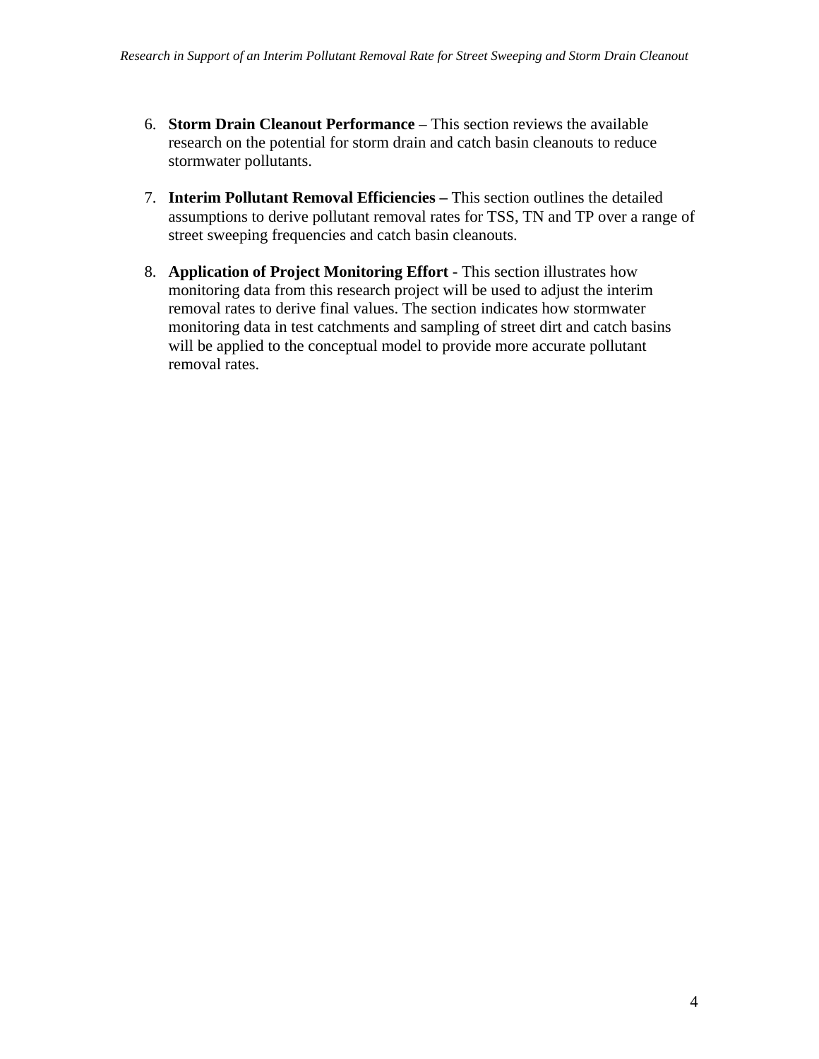6. **Storm Drain Cleanout Performance** – This section reviews the available research on the potential for storm drain and catch basin cleanouts to reduce stormwater pollutants.

7. **Interim Pollutant Removal Efficiencies –** This section outlines the detailed assumptions to derive pollutant removal rates for TSS, TN and TP over a range of street sweeping frequencies and catch basin cleanouts.

8. **Application of Project Monitoring Effort -** This section illustrates how monitoring data from this research project will be used to adjust the interim removal rates to derive final values. The section indicates how stormwater monitoring data in test catchments and sampling of street dirt and catch basins will be applied to the conceptual model to provide more accurate pollutant removal rates.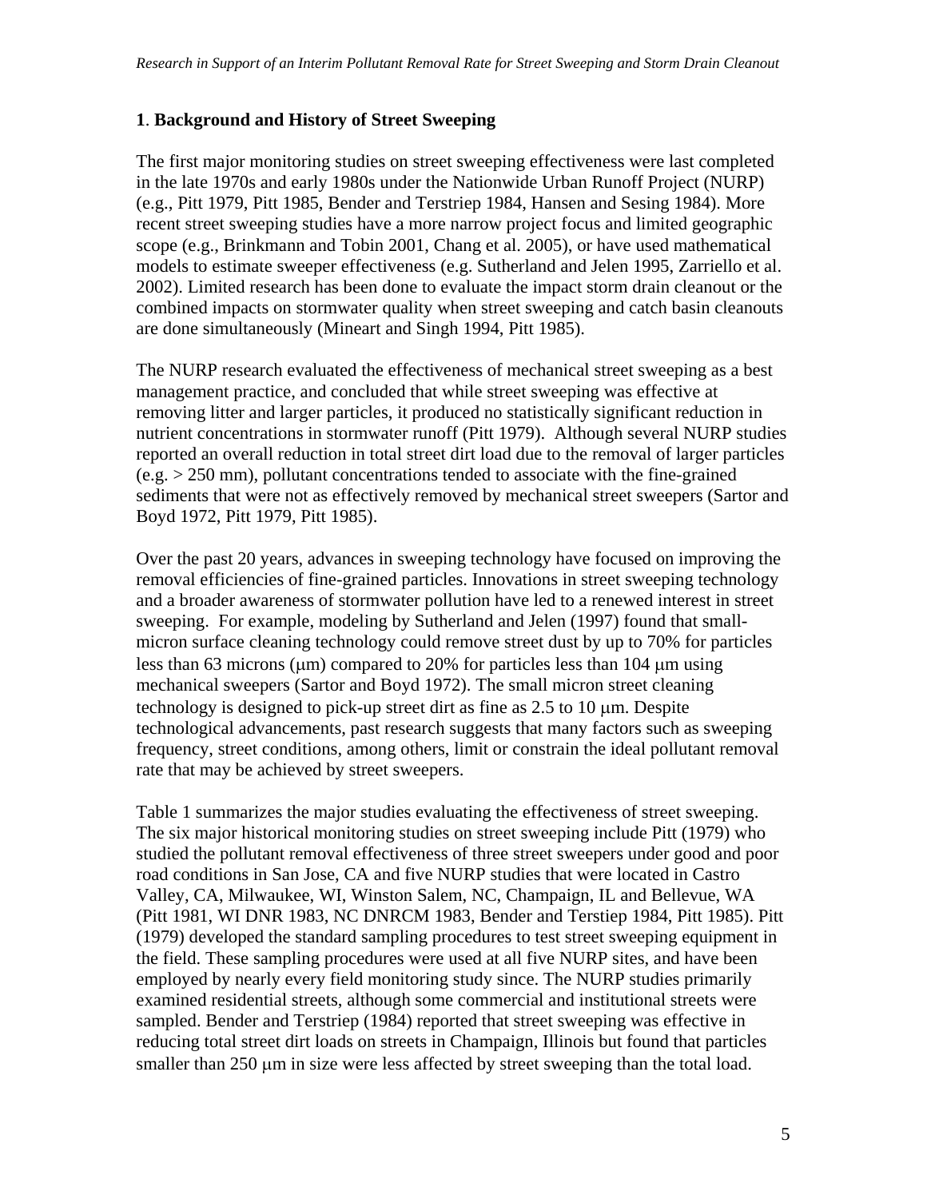## 1. Background and History of Street Sweeping

The first major monitoring studies on street sweeping effectiveness were last completed in the late 1970s and early 1980s under the Nationwide Urban Runoff Project (NURP) (e.g., Pitt 1979, Pitt 1985, Bender and Terstriep 1984, Hansen and Sesing 1984). More recent street sweeping studies have a more narrow project focus and limited geographic scope (e.g., Brinkmann and Tobin 2001, Chang et al. 2005), or have used mathematical models to estimate sweeper effectiveness (e.g. Sutherland and Jelen 1995, Zarriello et al. 2002). Limited research has been done to evaluate the impact storm drain cleanout or the combined impacts on stormwater quality when street sweeping and catch basin cleanouts are done simultaneously (Mineart and Singh 1994, Pitt 1985).

The NURP research evaluated the effectiveness of mechanical street sweeping as a best management practice, and concluded that while street sweeping was effective at removing litter and larger particles, it produced no statistically significant reduction in nutrient concentrations in stormwater runoff (Pitt 1979). Although several NURP studies reported an overall reduction in total street dirt load due to the removal of larger particles (e.g. > 250 mm), pollutant concentrations tended to associate with the fine-grained sediments that were not as effectively removed by mechanical street sweepers (Sartor and Boyd 1972, Pitt 1979, Pitt 1985).

Over the past 20 years, advances in sweeping technology have focused on improving the removal efficiencies of fine-grained particles. Innovations in street sweeping technology and a broader awareness of stormwater pollution have led to a renewed interest in street sweeping. For example, modeling by Sutherland and Jelen (1997) found that small-micron surface cleaning technology could remove street dust by up to 70% for particles less than 63 microns (μm) compared to 20% for particles less than 104 μm using mechanical sweepers (Sartor and Boyd 1972). The small micron street cleaning technology is designed to pick-up street dirt as fine as 2.5 to 10 μm. Despite technological advancements, past research suggests that many factors such as sweeping frequency, street conditions, among others, limit or constrain the ideal pollutant removal rate that may be achieved by street sweepers.

Table 1 summarizes the major studies evaluating the effectiveness of street sweeping. The six major historical monitoring studies on street sweeping include Pitt (1979) who studied the pollutant removal effectiveness of three street sweepers under good and poor road conditions in San Jose, CA and five NURP studies that were located in Castro Valley, CA, Milwaukee, WI, Winston Salem, NC, Champaign, IL and Bellevue, WA (Pitt 1981, WI DNR 1983, NC DNRCM 1983, Bender and Terstiep 1984, Pitt 1985). Pitt (1979) developed the standard sampling procedures to test street sweeping equipment in the field. These sampling procedures were used at all five NURP sites, and have been employed by nearly every field monitoring study since. The NURP studies primarily examined residential streets, although some commercial and institutional streets were sampled. Bender and Terstriep (1984) reported that street sweeping was effective in reducing total street dirt loads on streets in Champaign, Illinois but found that particles smaller than 250 μm in size were less affected by street sweeping than the total load.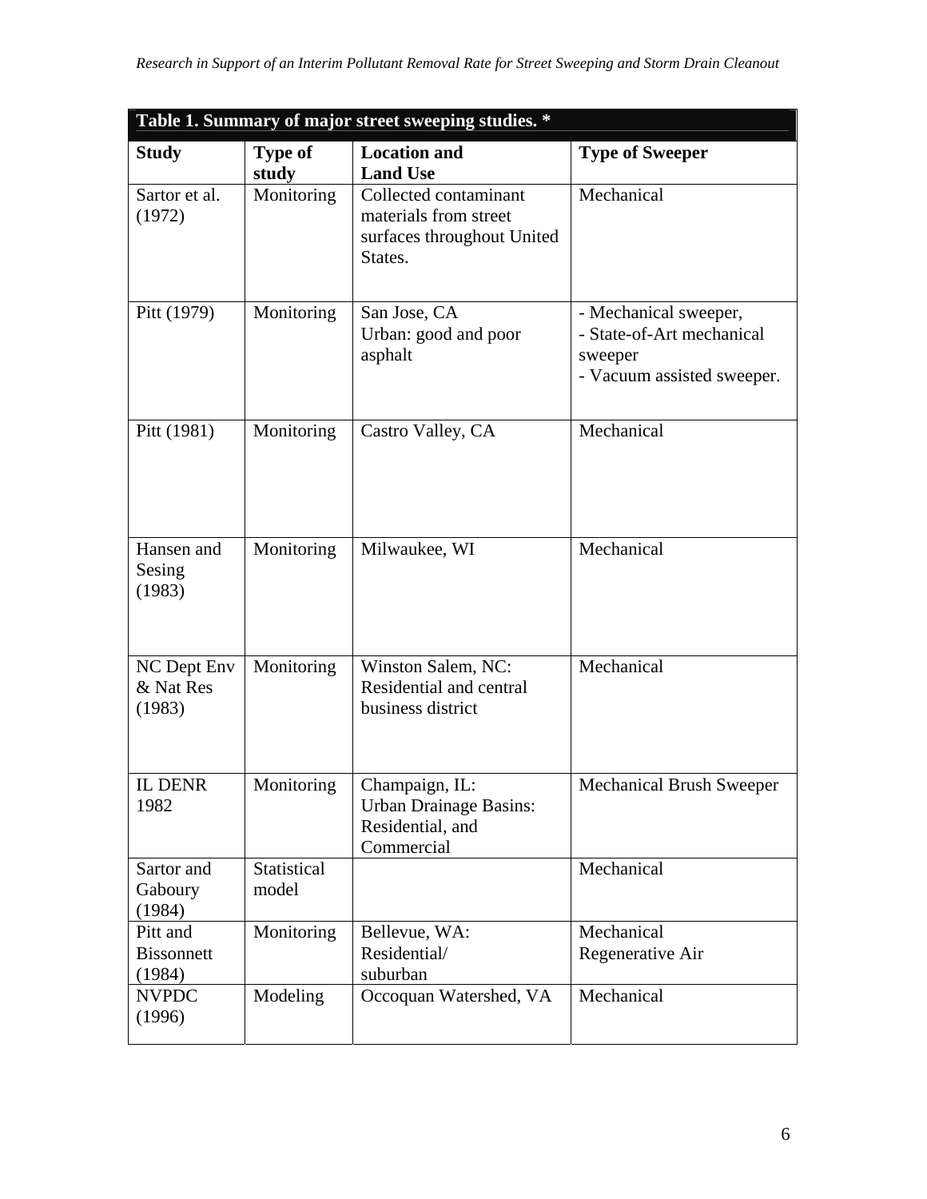**Table 1. Summary of major street sweeping studies. ***

| Study | Type of study | Location and Land Use | Type of Sweeper |
|---|---|---|---|
| Sartor et al. (1972) | Monitoring | Collected contaminant materials from street surfaces throughout United States. | Mechanical |
| Pitt (1979) | Monitoring | San Jose, CA<br>Urban: good and poor asphalt | - Mechanical sweeper,<br>- State-of-Art mechanical sweeper<br>- Vacuum assisted sweeper. |
| Pitt (1981) | Monitoring | Castro Valley, CA | Mechanical |
| Hansen and Sesing (1983) | Monitoring | Milwaukee, WI | Mechanical |
| NC Dept Env & Nat Res (1983) | Monitoring | Winston Salem, NC: Residential and central business district | Mechanical |
| IL DENR 1982 | Monitoring | Champaign, IL: Urban Drainage Basins: Residential, and Commercial | Mechanical Brush Sweeper |
| Sartor and Gaboury (1984) | Statistical model | | Mechanical |
| Pitt and Bissonnett (1984) | Monitoring | Bellevue, WA: Residential/ suburban | Mechanical<br>Regenerative Air |
| NVPDC (1996) | Modeling | Occoquan Watershed, VA | Mechanical |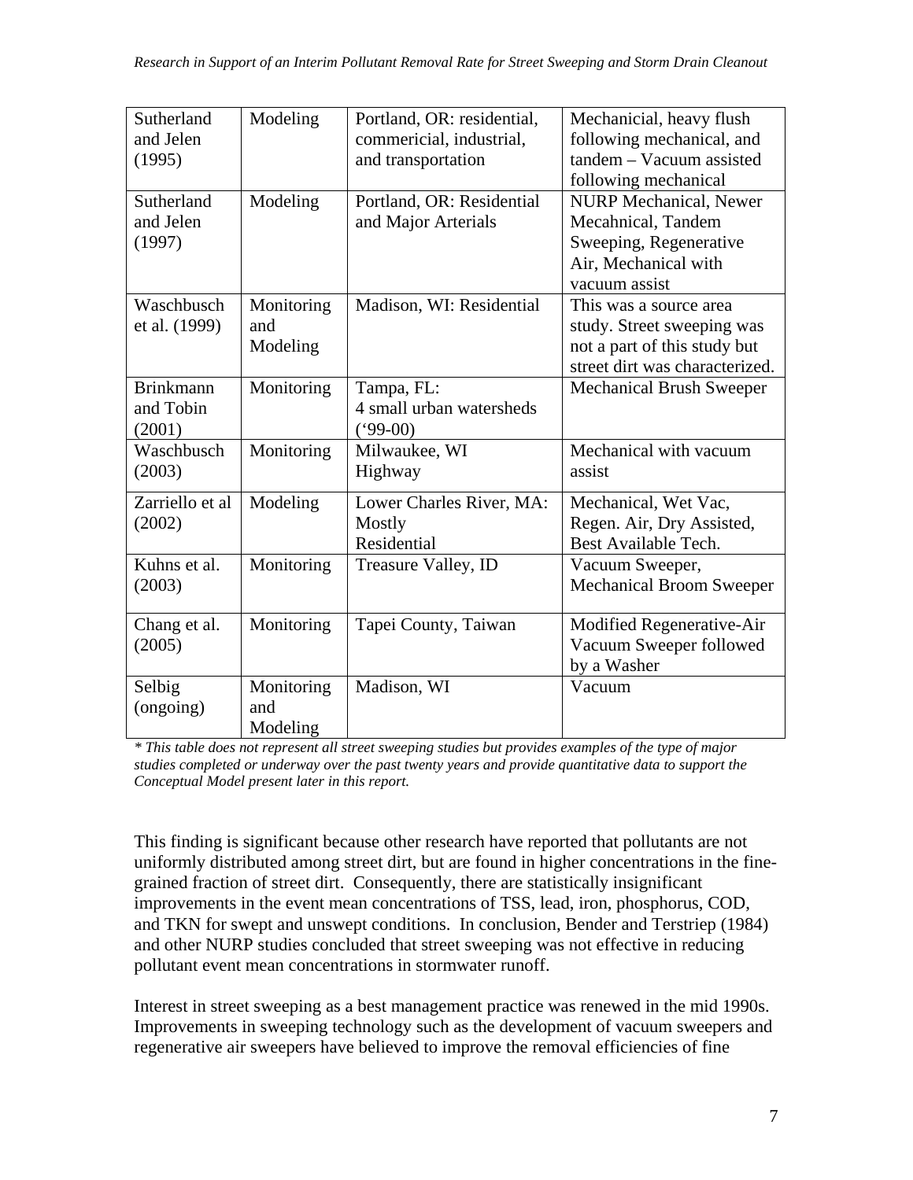| Sutherland and Jelen (1995) | Modeling | Portland, OR: residential, commercial, industrial, and transportation | Mechanicial, heavy flush following mechanical, and tandem – Vacuum assisted following mechanical |
|---|---|---|---|
| Sutherland and Jelen (1997) | Modeling | Portland, OR: Residential and Major Arterials | NURP Mechanical, Newer Mecahnical, Tandem Sweeping, Regenerative Air, Mechanical with vacuum assist |
| Waschbusch et al. (1999) | Monitoring and Modeling | Madison, WI: Residential | This was a source area study. Street sweeping was not a part of this study but street dirt was characterized. |
| Brinkmann and Tobin (2001) | Monitoring | Tampa, FL: 4 small urban watersheds ('99-00) | Mechanical Brush Sweeper |
| Waschbusch (2003) | Monitoring | Milwaukee, WI Highway | Mechanical with vacuum assist |
| Zarriello et al (2002) | Modeling | Lower Charles River, MA: Mostly Residential | Mechanical, Wet Vac, Regen. Air, Dry Assisted, Best Available Tech. |
| Kuhns et al. (2003) | Monitoring | Treasure Valley, ID | Vacuum Sweeper, Mechanical Broom Sweeper |
| Chang et al. (2005) | Monitoring | Tapei County, Taiwan | Modified Regenerative-Air Vacuum Sweeper followed by a Washer |
| Selbig (ongoing) | Monitoring and Modeling | Madison, WI | Vacuum |

*\* This table does not represent all street sweeping studies but provides examples of the type of major studies completed or underway over the past twenty years and provide quantitative data to support the Conceptual Model present later in this report.*

This finding is significant because other research have reported that pollutants are not uniformly distributed among street dirt, but are found in higher concentrations in the fine-grained fraction of street dirt. Consequently, there are statistically insignificant improvements in the event mean concentrations of TSS, lead, iron, phosphorus, COD, and TKN for swept and unswept conditions. In conclusion, Bender and Terstriep (1984) and other NURP studies concluded that street sweeping was not effective in reducing pollutant event mean concentrations in stormwater runoff.

Interest in street sweeping as a best management practice was renewed in the mid 1990s. Improvements in sweeping technology such as the development of vacuum sweepers and regenerative air sweepers have believed to improve the removal efficiencies of fine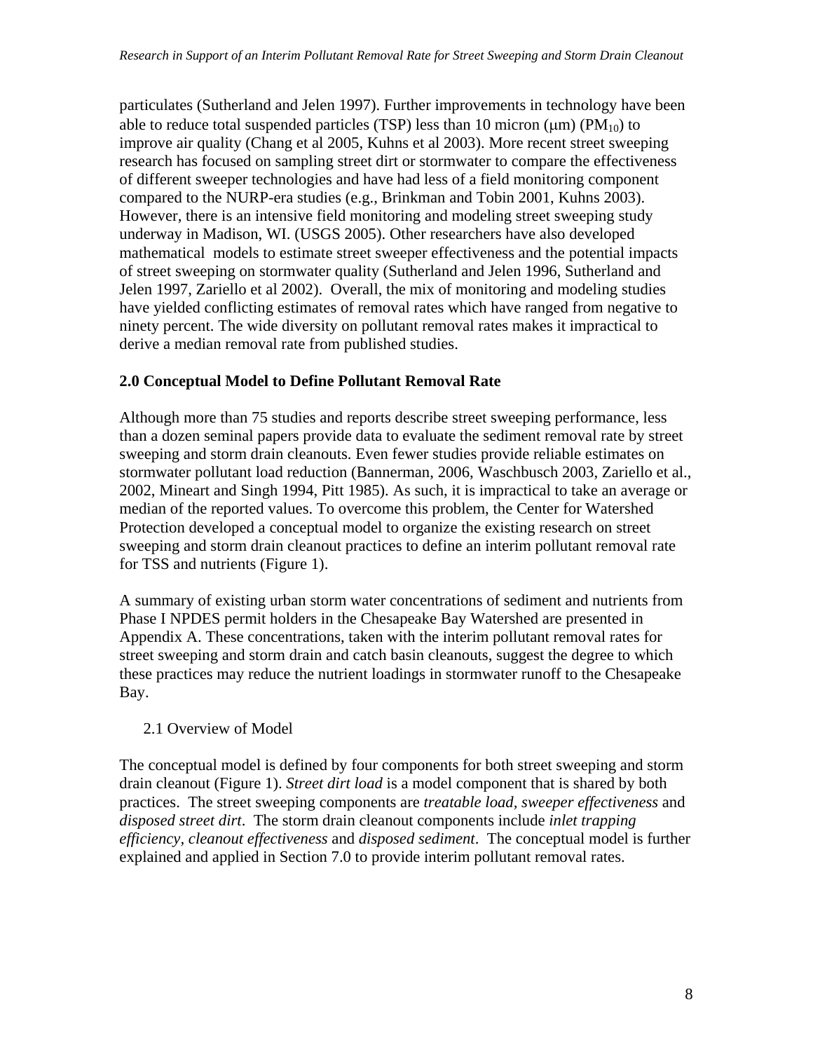particulates (Sutherland and Jelen 1997). Further improvements in technology have been able to reduce total suspended particles (TSP) less than 10 micron (μm) ($PM_{10}$) to improve air quality (Chang et al 2005, Kuhns et al 2003). More recent street sweeping research has focused on sampling street dirt or stormwater to compare the effectiveness of different sweeper technologies and have had less of a field monitoring component compared to the NURP-era studies (e.g., Brinkman and Tobin 2001, Kuhns 2003). However, there is an intensive field monitoring and modeling street sweeping study underway in Madison, WI. (USGS 2005). Other researchers have also developed mathematical models to estimate street sweeper effectiveness and the potential impacts of street sweeping on stormwater quality (Sutherland and Jelen 1996, Sutherland and Jelen 1997, Zariello et al 2002). Overall, the mix of monitoring and modeling studies have yielded conflicting estimates of removal rates which have ranged from negative to ninety percent. The wide diversity on pollutant removal rates makes it impractical to derive a median removal rate from published studies.

## 2.0 Conceptual Model to Define Pollutant Removal Rate

Although more than 75 studies and reports describe street sweeping performance, less than a dozen seminal papers provide data to evaluate the sediment removal rate by street sweeping and storm drain cleanouts. Even fewer studies provide reliable estimates on stormwater pollutant load reduction (Bannerman, 2006, Waschbusch 2003, Zariello et al., 2002, Mineart and Singh 1994, Pitt 1985). As such, it is impractical to take an average or median of the reported values. To overcome this problem, the Center for Watershed Protection developed a conceptual model to organize the existing research on street sweeping and storm drain cleanout practices to define an interim pollutant removal rate for TSS and nutrients (Figure 1).

A summary of existing urban storm water concentrations of sediment and nutrients from Phase I NPDES permit holders in the Chesapeake Bay Watershed are presented in Appendix A. These concentrations, taken with the interim pollutant removal rates for street sweeping and storm drain and catch basin cleanouts, suggest the degree to which these practices may reduce the nutrient loadings in stormwater runoff to the Chesapeake Bay.

### 2.1 Overview of Model

The conceptual model is defined by four components for both street sweeping and storm drain cleanout (Figure 1). *Street dirt load* is a model component that is shared by both practices. The street sweeping components are *treatable load, sweeper effectiveness* and *disposed street dirt*. The storm drain cleanout components include *inlet trapping efficiency, cleanout effectiveness* and *disposed sediment*. The conceptual model is further explained and applied in Section 7.0 to provide interim pollutant removal rates.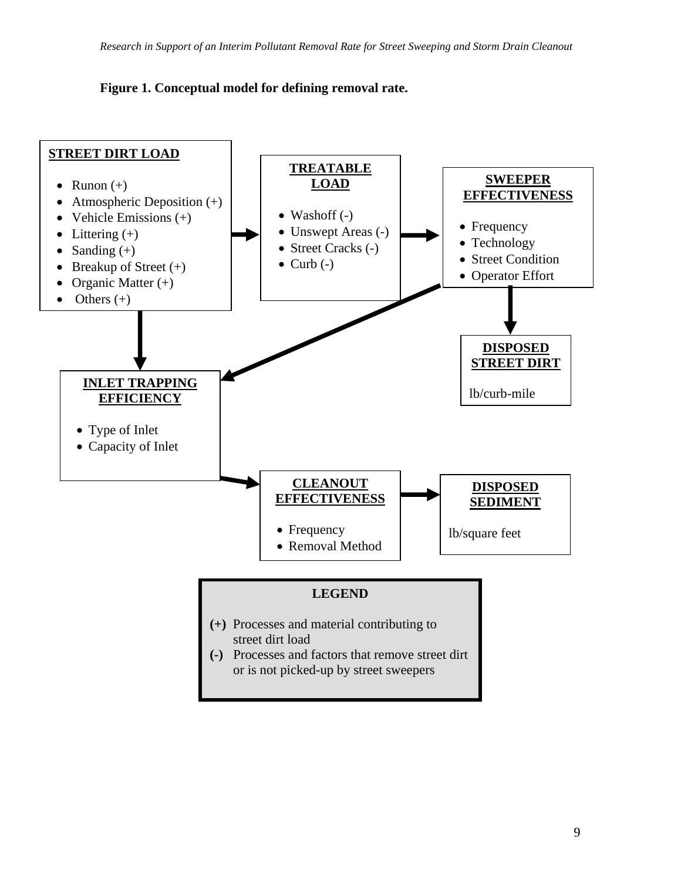**Figure 1. Conceptual model for defining removal rate.**

**STREET DIRT LOAD**

- Runon (+)
- Atmospheric Deposition (+)
- Vehicle Emissions (+)
- Littering (+)
- Sanding (+)
- Breakup of Street (+)
- Organic Matter (+)
- Others (+)

**TREATABLE LOAD**

- Washoff (-)
- Unswept Areas (-)
- Street Cracks (-)
- Curb (-)

**SWEEPER EFFECTIVENESS**

- Frequency
- Technology
- Street Condition
- Operator Effort

**DISPOSED STREET DIRT**

lb/curb-mile

**INLET TRAPPING EFFICIENCY**

- Type of Inlet
- Capacity of Inlet

**CLEANOUT EFFECTIVENESS**

- Frequency
- Removal Method

**DISPOSED SEDIMENT**

lb/square feet

**LEGEND**

**(+)** Processes and material contributing to street dirt load

**(-)** Processes and factors that remove street dirt or is not picked-up by street sweepers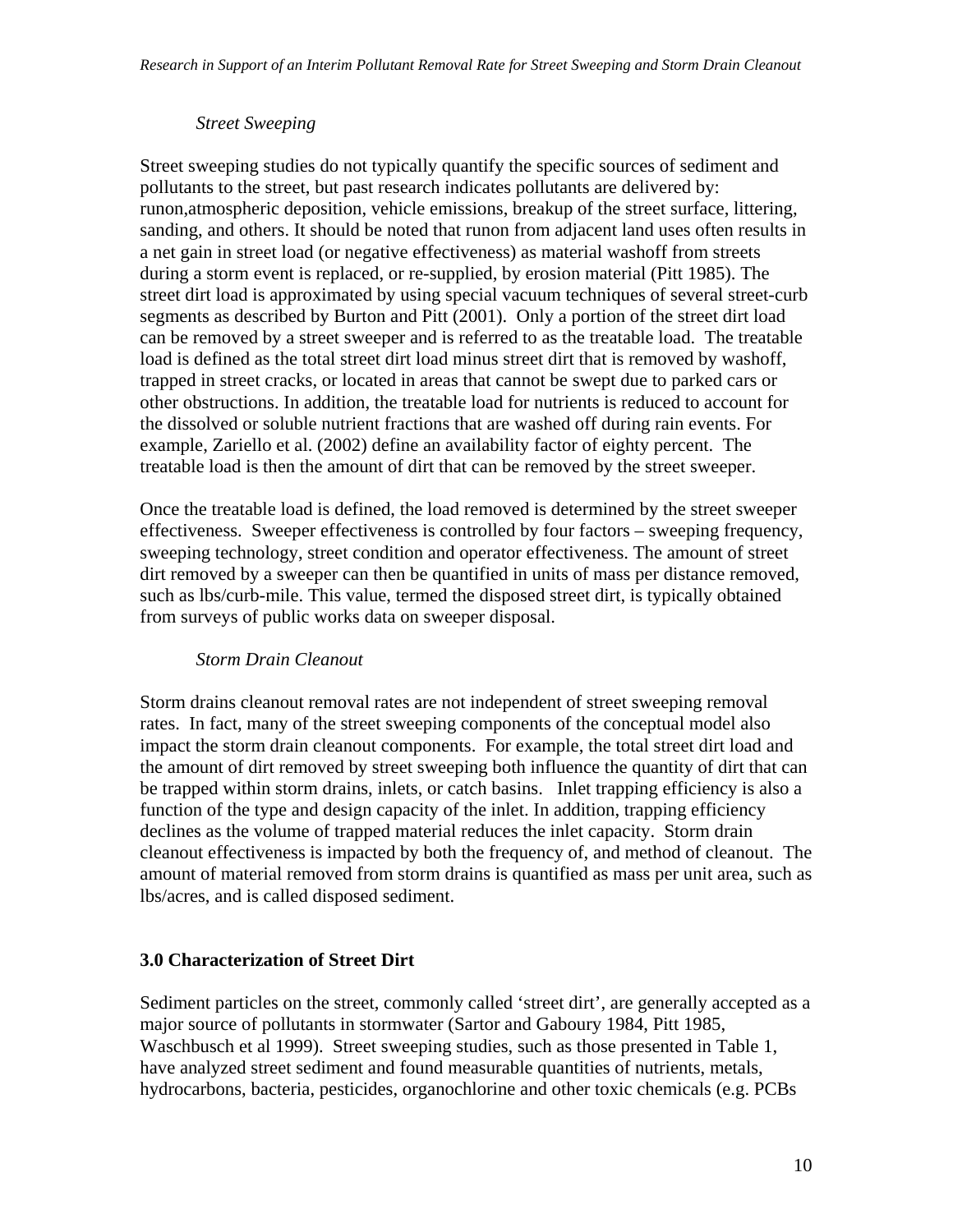*Street Sweeping*

Street sweeping studies do not typically quantify the specific sources of sediment and pollutants to the street, but past research indicates pollutants are delivered by: runon,atmospheric deposition, vehicle emissions, breakup of the street surface, littering, sanding, and others. It should be noted that runon from adjacent land uses often results in a net gain in street load (or negative effectiveness) as material washoff from streets during a storm event is replaced, or re-supplied, by erosion material (Pitt 1985). The street dirt load is approximated by using special vacuum techniques of several street-curb segments as described by Burton and Pitt (2001). Only a portion of the street dirt load can be removed by a street sweeper and is referred to as the treatable load. The treatable load is defined as the total street dirt load minus street dirt that is removed by washoff, trapped in street cracks, or located in areas that cannot be swept due to parked cars or other obstructions. In addition, the treatable load for nutrients is reduced to account for the dissolved or soluble nutrient fractions that are washed off during rain events. For example, Zariello et al. (2002) define an availability factor of eighty percent. The treatable load is then the amount of dirt that can be removed by the street sweeper.

Once the treatable load is defined, the load removed is determined by the street sweeper effectiveness. Sweeper effectiveness is controlled by four factors – sweeping frequency, sweeping technology, street condition and operator effectiveness. The amount of street dirt removed by a sweeper can then be quantified in units of mass per distance removed, such as lbs/curb-mile. This value, termed the disposed street dirt, is typically obtained from surveys of public works data on sweeper disposal.

*Storm Drain Cleanout*

Storm drains cleanout removal rates are not independent of street sweeping removal rates. In fact, many of the street sweeping components of the conceptual model also impact the storm drain cleanout components. For example, the total street dirt load and the amount of dirt removed by street sweeping both influence the quantity of dirt that can be trapped within storm drains, inlets, or catch basins. Inlet trapping efficiency is also a function of the type and design capacity of the inlet. In addition, trapping efficiency declines as the volume of trapped material reduces the inlet capacity. Storm drain cleanout effectiveness is impacted by both the frequency of, and method of cleanout. The amount of material removed from storm drains is quantified as mass per unit area, such as lbs/acres, and is called disposed sediment.

## 3.0 Characterization of Street Dirt

Sediment particles on the street, commonly called 'street dirt', are generally accepted as a major source of pollutants in stormwater (Sartor and Gaboury 1984, Pitt 1985, Waschbusch et al 1999). Street sweeping studies, such as those presented in Table 1, have analyzed street sediment and found measurable quantities of nutrients, metals, hydrocarbons, bacteria, pesticides, organochlorine and other toxic chemicals (e.g. PCBs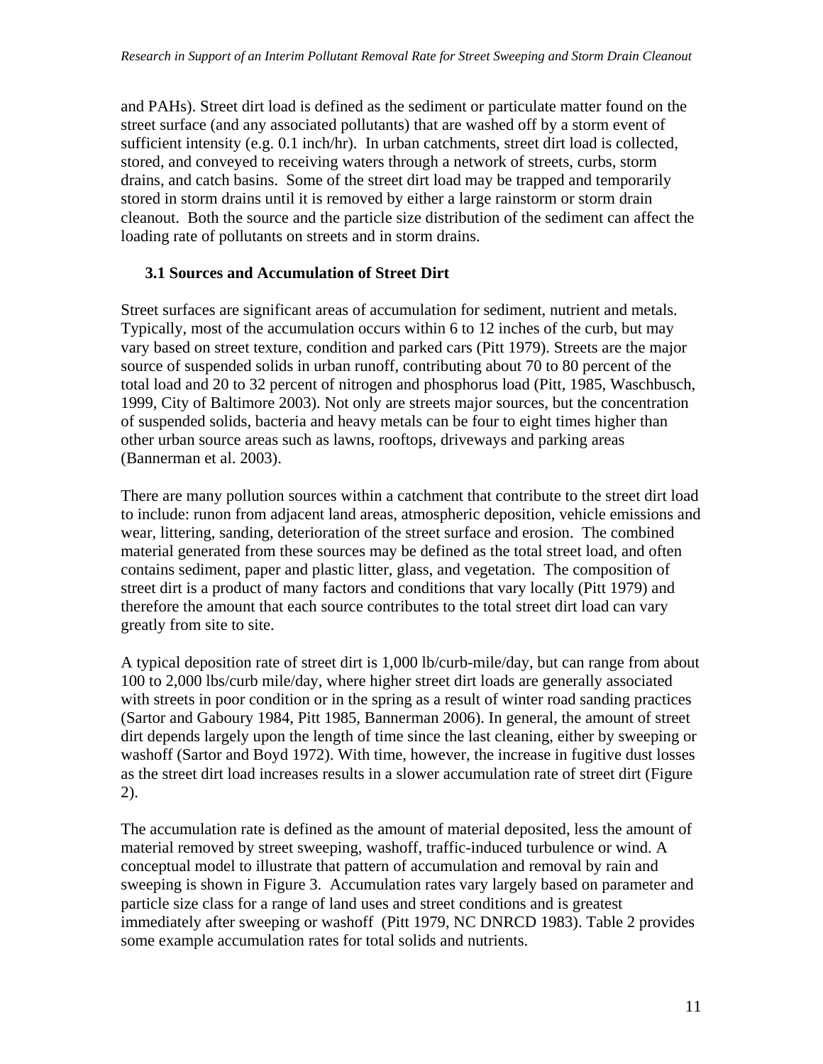and PAHs). Street dirt load is defined as the sediment or particulate matter found on the street surface (and any associated pollutants) that are washed off by a storm event of sufficient intensity (e.g. 0.1 inch/hr). In urban catchments, street dirt load is collected, stored, and conveyed to receiving waters through a network of streets, curbs, storm drains, and catch basins. Some of the street dirt load may be trapped and temporarily stored in storm drains until it is removed by either a large rainstorm or storm drain cleanout. Both the source and the particle size distribution of the sediment can affect the loading rate of pollutants on streets and in storm drains.

### 3.1 Sources and Accumulation of Street Dirt

Street surfaces are significant areas of accumulation for sediment, nutrient and metals. Typically, most of the accumulation occurs within 6 to 12 inches of the curb, but may vary based on street texture, condition and parked cars (Pitt 1979). Streets are the major source of suspended solids in urban runoff, contributing about 70 to 80 percent of the total load and 20 to 32 percent of nitrogen and phosphorus load (Pitt, 1985, Waschbusch, 1999, City of Baltimore 2003). Not only are streets major sources, but the concentration of suspended solids, bacteria and heavy metals can be four to eight times higher than other urban source areas such as lawns, rooftops, driveways and parking areas (Bannerman et al. 2003).

There are many pollution sources within a catchment that contribute to the street dirt load to include: runon from adjacent land areas, atmospheric deposition, vehicle emissions and wear, littering, sanding, deterioration of the street surface and erosion. The combined material generated from these sources may be defined as the total street load, and often contains sediment, paper and plastic litter, glass, and vegetation. The composition of street dirt is a product of many factors and conditions that vary locally (Pitt 1979) and therefore the amount that each source contributes to the total street dirt load can vary greatly from site to site.

A typical deposition rate of street dirt is 1,000 lb/curb-mile/day, but can range from about 100 to 2,000 lbs/curb mile/day, where higher street dirt loads are generally associated with streets in poor condition or in the spring as a result of winter road sanding practices (Sartor and Gaboury 1984, Pitt 1985, Bannerman 2006). In general, the amount of street dirt depends largely upon the length of time since the last cleaning, either by sweeping or washoff (Sartor and Boyd 1972). With time, however, the increase in fugitive dust losses as the street dirt load increases results in a slower accumulation rate of street dirt (Figure 2).

The accumulation rate is defined as the amount of material deposited, less the amount of material removed by street sweeping, washoff, traffic-induced turbulence or wind. A conceptual model to illustrate that pattern of accumulation and removal by rain and sweeping is shown in Figure 3. Accumulation rates vary largely based on parameter and particle size class for a range of land uses and street conditions and is greatest immediately after sweeping or washoff (Pitt 1979, NC DNRCD 1983). Table 2 provides some example accumulation rates for total solids and nutrients.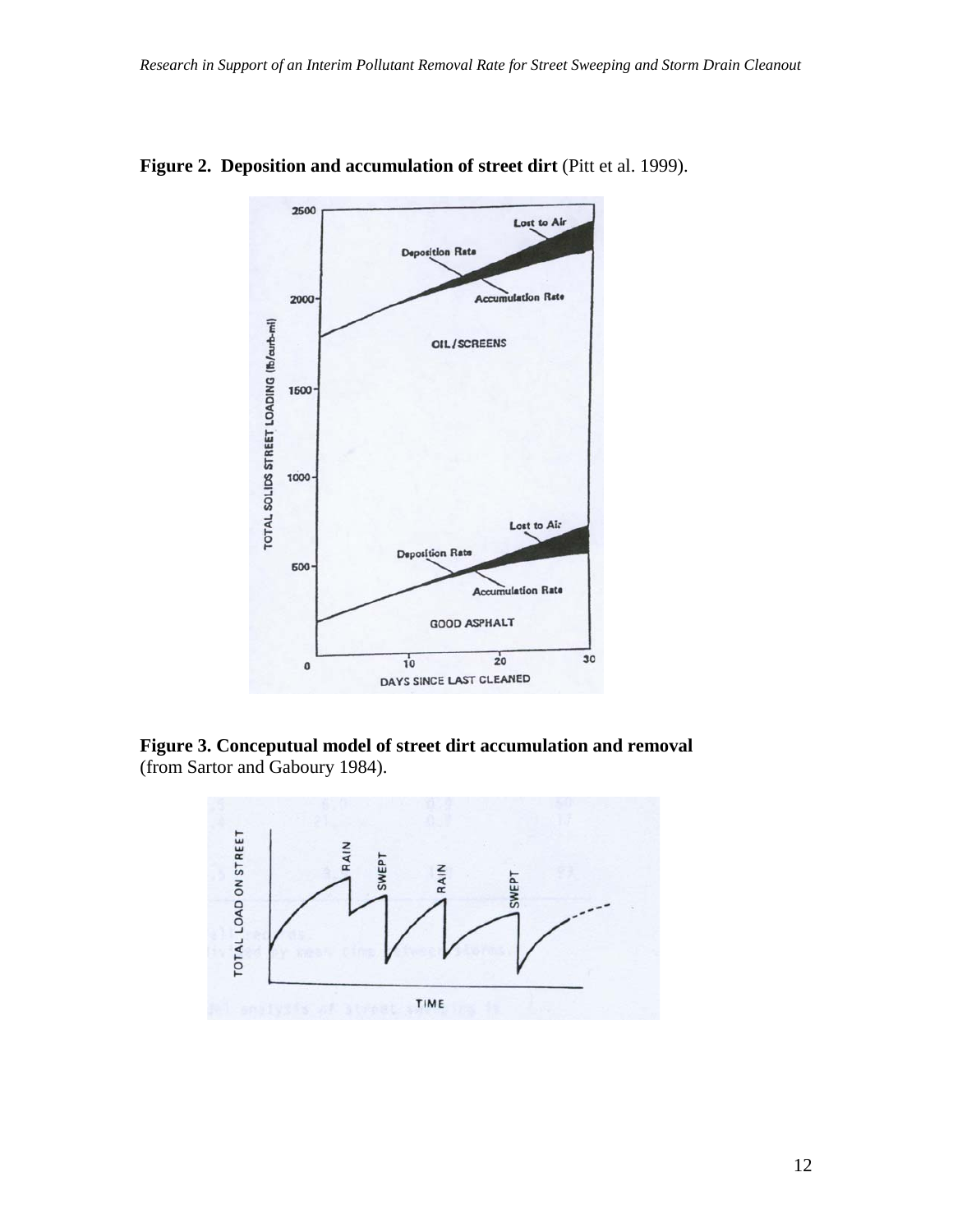**Figure 2. Deposition and accumulation of street dirt** (Pitt et al. 1999).

**Figure 3. Conceptual model of street dirt accumulation and removal** (from Sartor and Gaboury 1984).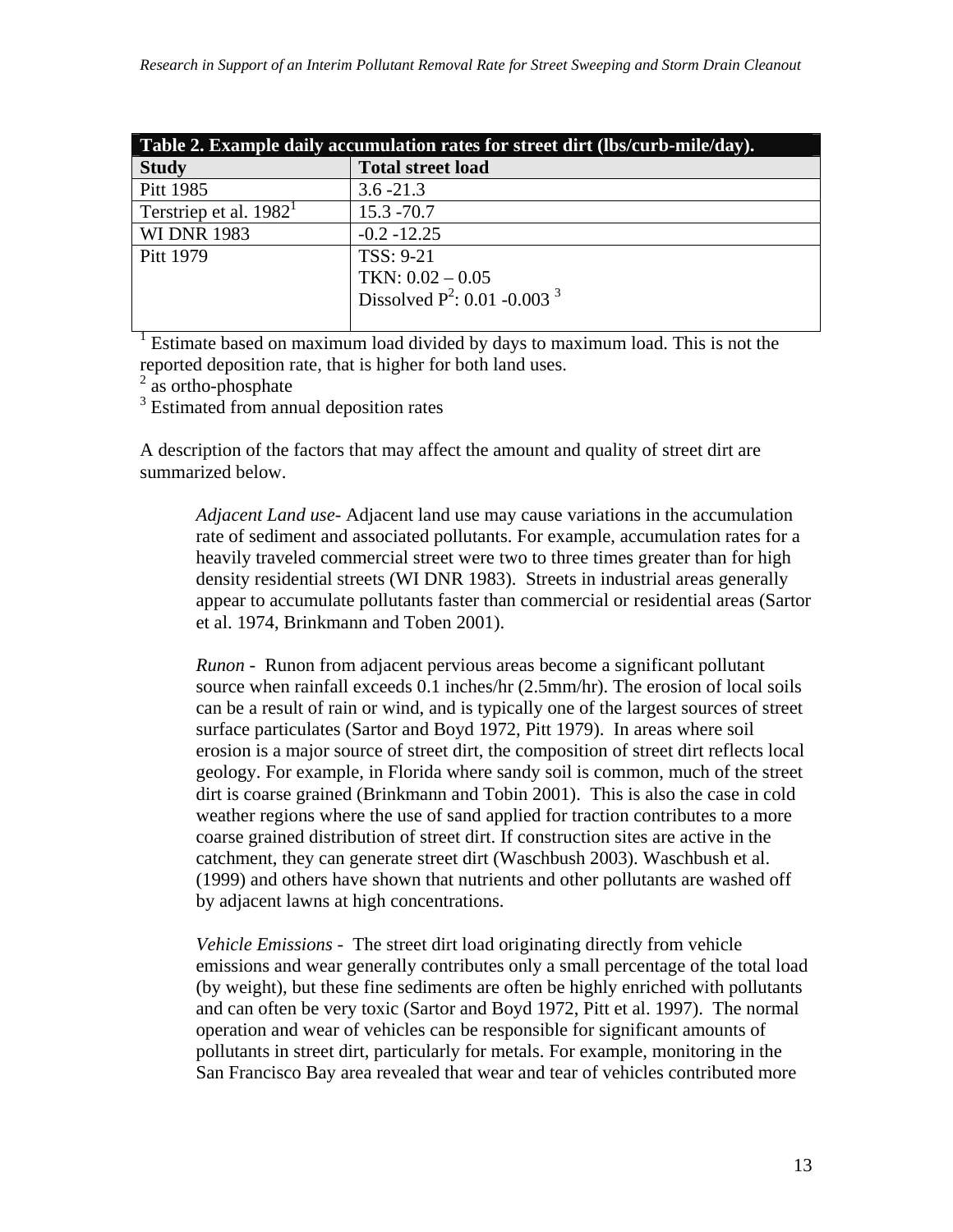| Table 2. Example daily accumulation rates for street dirt (lbs/curb-mile/day). | |
|---|---|
| **Study** | **Total street load** |
| Pitt 1985 | 3.6 -21.3 |
| Terstriep et al. 1982[1] | 15.3 -70.7 |
| WI DNR 1983 | -0.2 -12.25 |
| Pitt 1979 | TSS: 9-21<br>TKN: 0.02 – 0.05<br>Dissolved P[2]: 0.01 -0.003 [3] |

[1] Estimate based on maximum load divided by days to maximum load. This is not the reported deposition rate, that is higher for both land uses.
[2] as ortho-phosphate
[3] Estimated from annual deposition rates

A description of the factors that may affect the amount and quality of street dirt are summarized below.

*Adjacent Land use*- Adjacent land use may cause variations in the accumulation rate of sediment and associated pollutants. For example, accumulation rates for a heavily traveled commercial street were two to three times greater than for high density residential streets (WI DNR 1983). Streets in industrial areas generally appear to accumulate pollutants faster than commercial or residential areas (Sartor et al. 1974, Brinkmann and Toben 2001).

*Runon* - Runon from adjacent pervious areas become a significant pollutant source when rainfall exceeds 0.1 inches/hr (2.5mm/hr). The erosion of local soils can be a result of rain or wind, and is typically one of the largest sources of street surface particulates (Sartor and Boyd 1972, Pitt 1979). In areas where soil erosion is a major source of street dirt, the composition of street dirt reflects local geology. For example, in Florida where sandy soil is common, much of the street dirt is coarse grained (Brinkmann and Tobin 2001). This is also the case in cold weather regions where the use of sand applied for traction contributes to a more coarse grained distribution of street dirt. If construction sites are active in the catchment, they can generate street dirt (Waschbush 2003). Waschbush et al. (1999) and others have shown that nutrients and other pollutants are washed off by adjacent lawns at high concentrations.

*Vehicle Emissions* - The street dirt load originating directly from vehicle emissions and wear generally contributes only a small percentage of the total load (by weight), but these fine sediments are often be highly enriched with pollutants and can often be very toxic (Sartor and Boyd 1972, Pitt et al. 1997). The normal operation and wear of vehicles can be responsible for significant amounts of pollutants in street dirt, particularly for metals. For example, monitoring in the San Francisco Bay area revealed that wear and tear of vehicles contributed more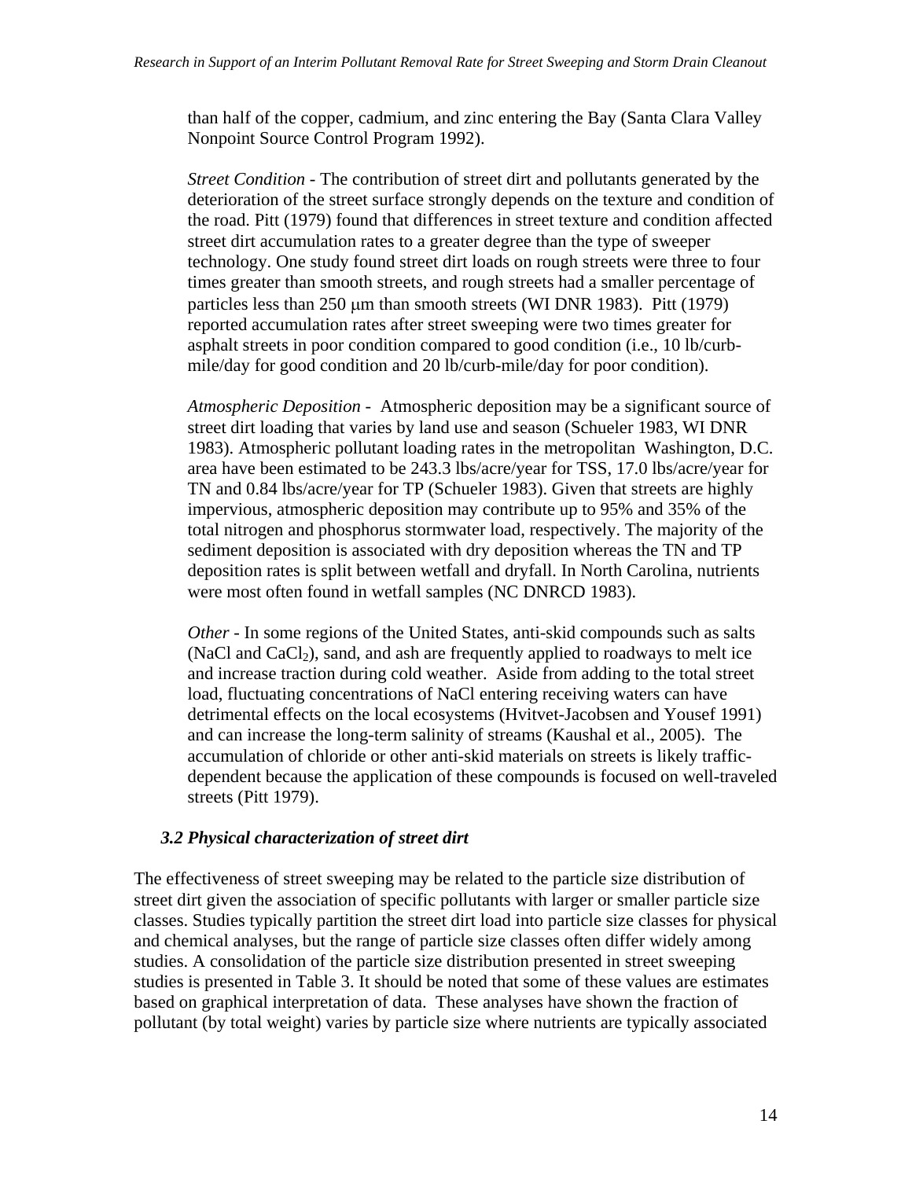than half of the copper, cadmium, and zinc entering the Bay (Santa Clara Valley Nonpoint Source Control Program 1992).

*Street Condition* - The contribution of street dirt and pollutants generated by the deterioration of the street surface strongly depends on the texture and condition of the road. Pitt (1979) found that differences in street texture and condition affected street dirt accumulation rates to a greater degree than the type of sweeper technology. One study found street dirt loads on rough streets were three to four times greater than smooth streets, and rough streets had a smaller percentage of particles less than 250 μm than smooth streets (WI DNR 1983). Pitt (1979) reported accumulation rates after street sweeping were two times greater for asphalt streets in poor condition compared to good condition (i.e., 10 lb/curb-mile/day for good condition and 20 lb/curb-mile/day for poor condition).

*Atmospheric Deposition* - Atmospheric deposition may be a significant source of street dirt loading that varies by land use and season (Schueler 1983, WI DNR 1983). Atmospheric pollutant loading rates in the metropolitan Washington, D.C. area have been estimated to be 243.3 lbs/acre/year for TSS, 17.0 lbs/acre/year for TN and 0.84 lbs/acre/year for TP (Schueler 1983). Given that streets are highly impervious, atmospheric deposition may contribute up to 95% and 35% of the total nitrogen and phosphorus stormwater load, respectively. The majority of the sediment deposition is associated with dry deposition whereas the TN and TP deposition rates is split between wetfall and dryfall. In North Carolina, nutrients were most often found in wetfall samples (NC DNRCD 1983).

*Other* - In some regions of the United States, anti-skid compounds such as salts (NaCl and $CaCl_2$), sand, and ash are frequently applied to roadways to melt ice and increase traction during cold weather. Aside from adding to the total street load, fluctuating concentrations of NaCl entering receiving waters can have detrimental effects on the local ecosystems (Hvitvet-Jacobsen and Yousef 1991) and can increase the long-term salinity of streams (Kaushal et al., 2005). The accumulation of chloride or other anti-skid materials on streets is likely traffic-dependent because the application of these compounds is focused on well-traveled streets (Pitt 1979).

### *3.2 Physical characterization of street dirt*

The effectiveness of street sweeping may be related to the particle size distribution of street dirt given the association of specific pollutants with larger or smaller particle size classes. Studies typically partition the street dirt load into particle size classes for physical and chemical analyses, but the range of particle size classes often differ widely among studies. A consolidation of the particle size distribution presented in street sweeping studies is presented in Table 3. It should be noted that some of these values are estimates based on graphical interpretation of data. These analyses have shown the fraction of pollutant (by total weight) varies by particle size where nutrients are typically associated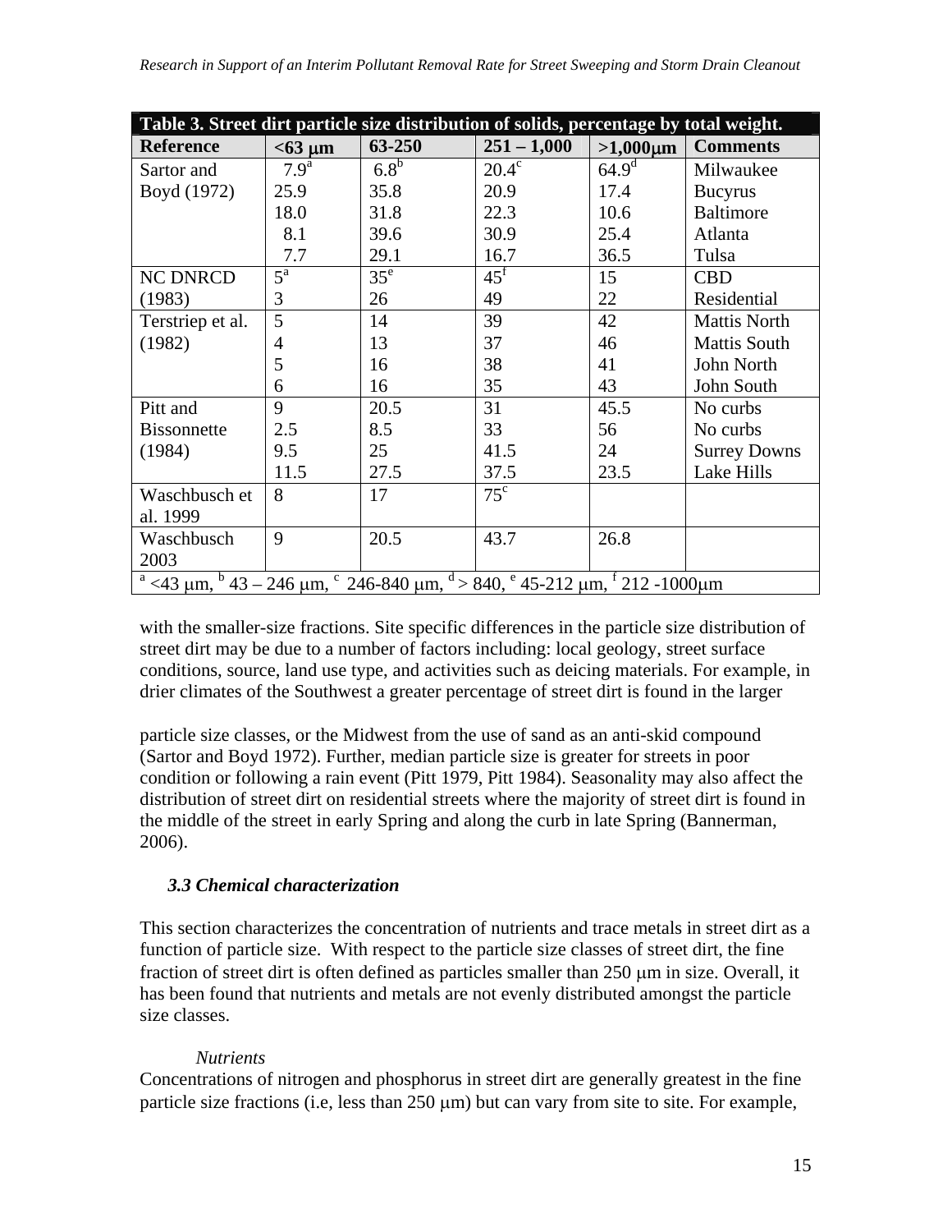**Table 3. Street dirt particle size distribution of solids, percentage by total weight.**

| Reference | <63 μm | 63-250 | 251 – 1,000 | >1,000μm | Comments |
|---|---|---|---|---|---|
| Sartor and Boyd (1972) | 7.9[a] | 6.8[b] | 20.4[c] | 64.9[d] | Milwaukee |
| | 25.9 | 35.8 | 20.9 | 17.4 | Bucyrus |
| | 18.0 | 31.8 | 22.3 | 10.6 | Baltimore |
| | 8.1 | 39.6 | 30.9 | 25.4 | Atlanta |
| | 7.7 | 29.1 | 16.7 | 36.5 | Tulsa |
| NC DNRCD (1983) | 5[a] | 35[e] | 45[f] | 15 | CBD |
| | 3 | 26 | 49 | 22 | Residential |
| Terstriep et al. (1982) | 5 | 14 | 39 | 42 | Mattis North |
| | 4 | 13 | 37 | 46 | Mattis South |
| | 5 | 16 | 38 | 41 | John North |
| | 6 | 16 | 35 | 43 | John South |
| Pitt and Bissonnette (1984) | 9 | 20.5 | 31 | 45.5 | No curbs |
| | 2.5 | 8.5 | 33 | 56 | No curbs |
| | 9.5 | 25 | 41.5 | 24 | Surrey Downs |
| | 11.5 | 27.5 | 37.5 | 23.5 | Lake Hills |
| Waschbusch et al. 1999 | 8 | 17 | 75[c] | | |
| Waschbusch 2003 | 9 | 20.5 | 43.7 | 26.8 | |

[a] <43 μm, [b] 43 – 246 μm, [c] 246-840 μm, [d] > 840, [e] 45-212 μm, [f] 212 -1000μm

with the smaller-size fractions. Site specific differences in the particle size distribution of street dirt may be due to a number of factors including: local geology, street surface conditions, source, land use type, and activities such as deicing materials. For example, in drier climates of the Southwest a greater percentage of street dirt is found in the larger

particle size classes, or the Midwest from the use of sand as an anti-skid compound (Sartor and Boyd 1972). Further, median particle size is greater for streets in poor condition or following a rain event (Pitt 1979, Pitt 1984). Seasonality may also affect the distribution of street dirt on residential streets where the majority of street dirt is found in the middle of the street in early Spring and along the curb in late Spring (Bannerman, 2006).

### *3.3 Chemical characterization*

This section characterizes the concentration of nutrients and trace metals in street dirt as a function of particle size. With respect to the particle size classes of street dirt, the fine fraction of street dirt is often defined as particles smaller than 250 μm in size. Overall, it has been found that nutrients and metals are not evenly distributed amongst the particle size classes.

*Nutrients*

Concentrations of nitrogen and phosphorus in street dirt are generally greatest in the fine particle size fractions (i.e, less than 250 μm) but can vary from site to site. For example,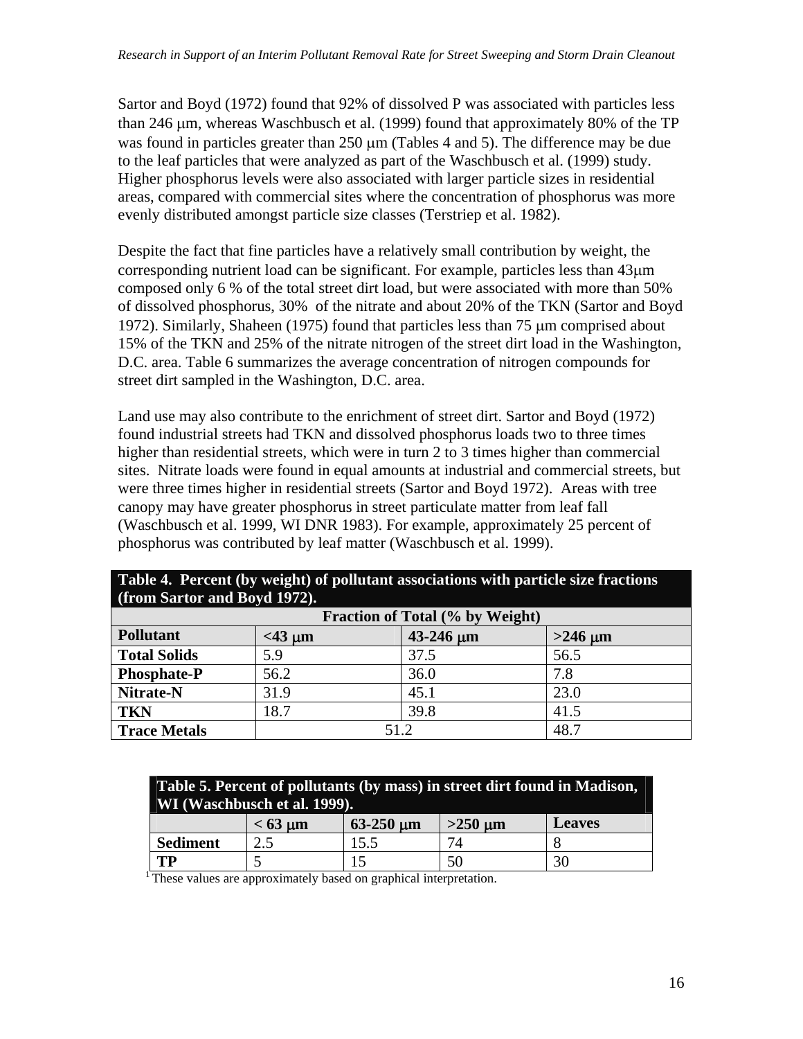Sartor and Boyd (1972) found that 92% of dissolved P was associated with particles less than 246 μm, whereas Waschbusch et al. (1999) found that approximately 80% of the TP was found in particles greater than 250 μm (Tables 4 and 5). The difference may be due to the leaf particles that were analyzed as part of the Waschbusch et al. (1999) study. Higher phosphorus levels were also associated with larger particle sizes in residential areas, compared with commercial sites where the concentration of phosphorus was more evenly distributed amongst particle size classes (Terstriep et al. 1982).

Despite the fact that fine particles have a relatively small contribution by weight, the corresponding nutrient load can be significant. For example, particles less than 43μm composed only 6 % of the total street dirt load, but were associated with more than 50% of dissolved phosphorus, 30% of the nitrate and about 20% of the TKN (Sartor and Boyd 1972). Similarly, Shaheen (1975) found that particles less than 75 μm comprised about 15% of the TKN and 25% of the nitrate nitrogen of the street dirt load in the Washington, D.C. area. Table 6 summarizes the average concentration of nitrogen compounds for street dirt sampled in the Washington, D.C. area.

Land use may also contribute to the enrichment of street dirt. Sartor and Boyd (1972) found industrial streets had TKN and dissolved phosphorus loads two to three times higher than residential streets, which were in turn 2 to 3 times higher than commercial sites. Nitrate loads were found in equal amounts at industrial and commercial streets, but were three times higher in residential streets (Sartor and Boyd 1972). Areas with tree canopy may have greater phosphorus in street particulate matter from leaf fall (Waschbusch et al. 1999, WI DNR 1983). For example, approximately 25 percent of phosphorus was contributed by leaf matter (Waschbusch et al. 1999).

**Table 4. Percent (by weight) of pollutant associations with particle size fractions (from Sartor and Boyd 1972).**

| | Fraction of Total (% by Weight) | | |
|---|---|---|---|
| **Pollutant** | **<43 μm** | **43-246 μm** | **>246 μm** |
| **Total Solids** | 5.9 | 37.5 | 56.5 |
| **Phosphate-P** | 56.2 | 36.0 | 7.8 |
| **Nitrate-N** | 31.9 | 45.1 | 23.0 |
| **TKN** | 18.7 | 39.8 | 41.5 |
| **Trace Metals** | 51.2 | | 48.7 |

**Table 5. Percent of pollutants (by mass) in street dirt found in Madison, WI (Waschbusch et al. 1999).**

| | **< 63 μm** | **63-250 μm** | **>250 μm** | **Leaves** |
|---|---|---|---|---|
| **Sediment** | 2.5 | 15.5 | 74 | 8 |
| **TP** | 5 | 15 | 50 | 30 |

[1] These values are approximately based on graphical interpretation.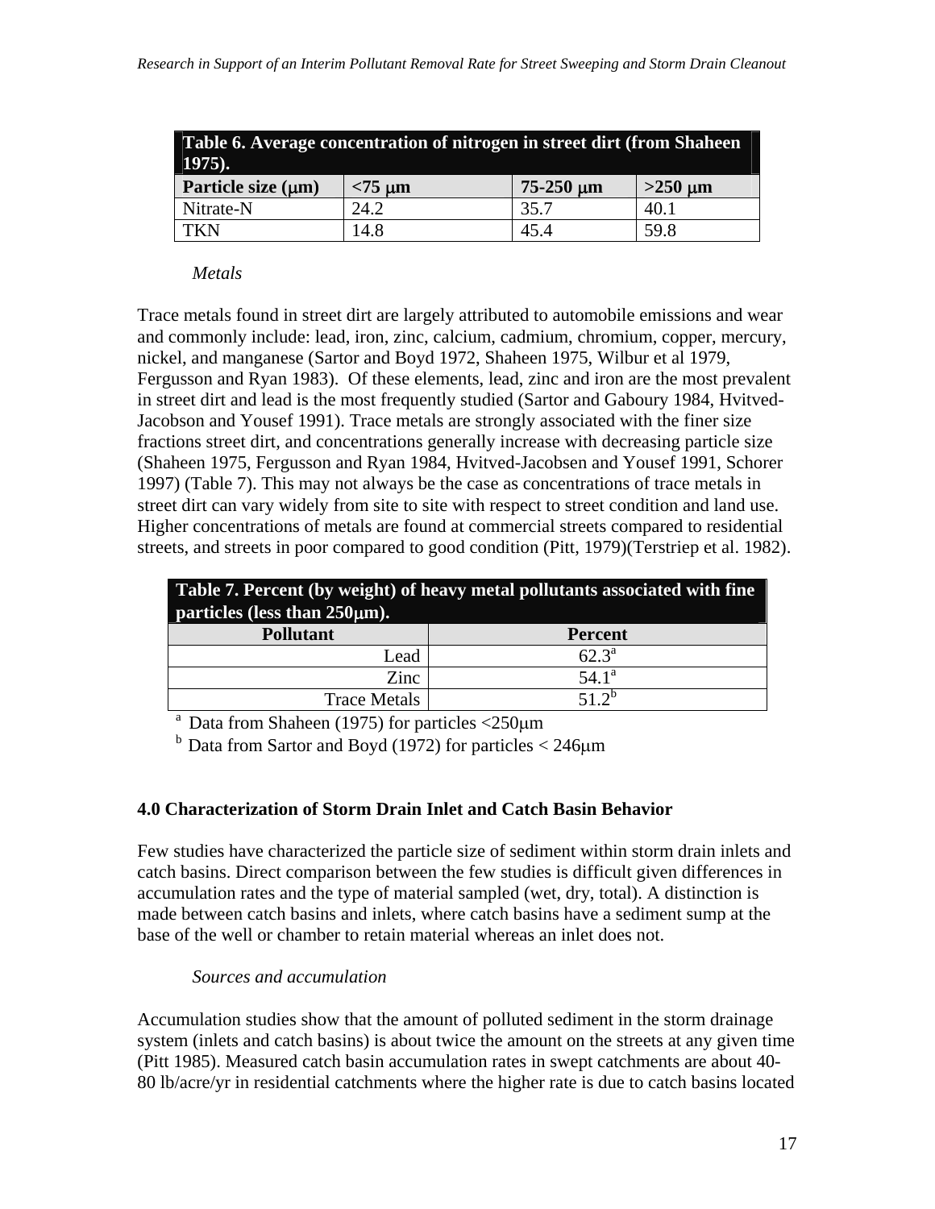| Table 6. Average concentration of nitrogen in street dirt (from Shaheen 1975). | | | |
|---|---|---|---|
| Particle size (μm) | <75 μm | 75-250 μm | >250 μm |
| Nitrate-N | 24.2 | 35.7 | 40.1 |
| TKN | 14.8 | 45.4 | 59.8 |

*Metals*

Trace metals found in street dirt are largely attributed to automobile emissions and wear and commonly include: lead, iron, zinc, calcium, cadmium, chromium, copper, mercury, nickel, and manganese (Sartor and Boyd 1972, Shaheen 1975, Wilbur et al 1979, Fergusson and Ryan 1983). Of these elements, lead, zinc and iron are the most prevalent in street dirt and lead is the most frequently studied (Sartor and Gaboury 1984, Hvitved-Jacobson and Yousef 1991). Trace metals are strongly associated with the finer size fractions street dirt, and concentrations generally increase with decreasing particle size (Shaheen 1975, Fergusson and Ryan 1984, Hvitved-Jacobsen and Yousef 1991, Schorer 1997) (Table 7). This may not always be the case as concentrations of trace metals in street dirt can vary widely from site to site with respect to street condition and land use. Higher concentrations of metals are found at commercial streets compared to residential streets, and streets in poor compared to good condition (Pitt, 1979)(Terstriep et al. 1982).

| Table 7. Percent (by weight) of heavy metal pollutants associated with fine particles (less than 250μm). | |
|---|---|
| Pollutant | Percent |
| Lead | 62.3[a] |
| Zinc | 54.1[a] |
| Trace Metals | 51.2[b] |

[a] Data from Shaheen (1975) for particles <250μm

[b] Data from Sartor and Boyd (1972) for particles < 246μm

**4.0 Characterization of Storm Drain Inlet and Catch Basin Behavior**

Few studies have characterized the particle size of sediment within storm drain inlets and catch basins. Direct comparison between the few studies is difficult given differences in accumulation rates and the type of material sampled (wet, dry, total). A distinction is made between catch basins and inlets, where catch basins have a sediment sump at the base of the well or chamber to retain material whereas an inlet does not.

*Sources and accumulation*

Accumulation studies show that the amount of polluted sediment in the storm drainage system (inlets and catch basins) is about twice the amount on the streets at any given time (Pitt 1985). Measured catch basin accumulation rates in swept catchments are about 40-80 lb/acre/yr in residential catchments where the higher rate is due to catch basins located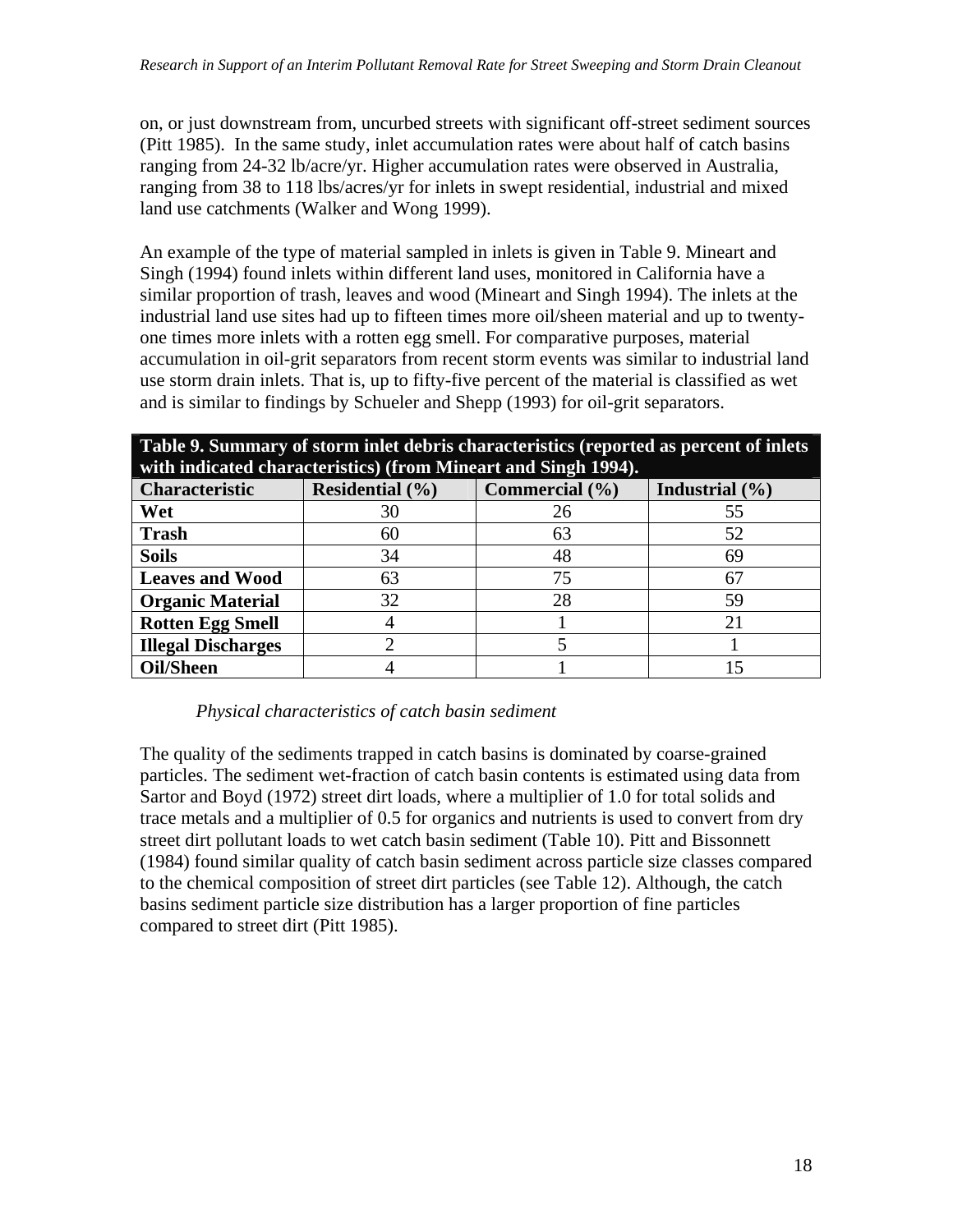on, or just downstream from, uncurbed streets with significant off-street sediment sources (Pitt 1985). In the same study, inlet accumulation rates were about half of catch basins ranging from 24-32 lb/acre/yr. Higher accumulation rates were observed in Australia, ranging from 38 to 118 lbs/acres/yr for inlets in swept residential, industrial and mixed land use catchments (Walker and Wong 1999).

An example of the type of material sampled in inlets is given in Table 9. Mineart and Singh (1994) found inlets within different land uses, monitored in California have a similar proportion of trash, leaves and wood (Mineart and Singh 1994). The inlets at the industrial land use sites had up to fifteen times more oil/sheen material and up to twenty-one times more inlets with a rotten egg smell. For comparative purposes, material accumulation in oil-grit separators from recent storm events was similar to industrial land use storm drain inlets. That is, up to fifty-five percent of the material is classified as wet and is similar to findings by Schueler and Shepp (1993) for oil-grit separators.

**Table 9. Summary of storm inlet debris characteristics (reported as percent of inlets with indicated characteristics) (from Mineart and Singh 1994).**

| Characteristic | Residential (%) | Commercial (%) | Industrial (%) |
|---|---|---|---|
| **Wet** | 30 | 26 | 55 |
| **Trash** | 60 | 63 | 52 |
| **Soils** | 34 | 48 | 69 |
| **Leaves and Wood** | 63 | 75 | 67 |
| **Organic Material** | 32 | 28 | 59 |
| **Rotten Egg Smell** | 4 | 1 | 21 |
| **Illegal Discharges** | 2 | 5 | 1 |
| **Oil/Sheen** | 4 | 1 | 15 |

*Physical characteristics of catch basin sediment*

The quality of the sediments trapped in catch basins is dominated by coarse-grained particles. The sediment wet-fraction of catch basin contents is estimated using data from Sartor and Boyd (1972) street dirt loads, where a multiplier of 1.0 for total solids and trace metals and a multiplier of 0.5 for organics and nutrients is used to convert from dry street dirt pollutant loads to wet catch basin sediment (Table 10). Pitt and Bissonnett (1984) found similar quality of catch basin sediment across particle size classes compared to the chemical composition of street dirt particles (see Table 12). Although, the catch basins sediment particle size distribution has a larger proportion of fine particles compared to street dirt (Pitt 1985).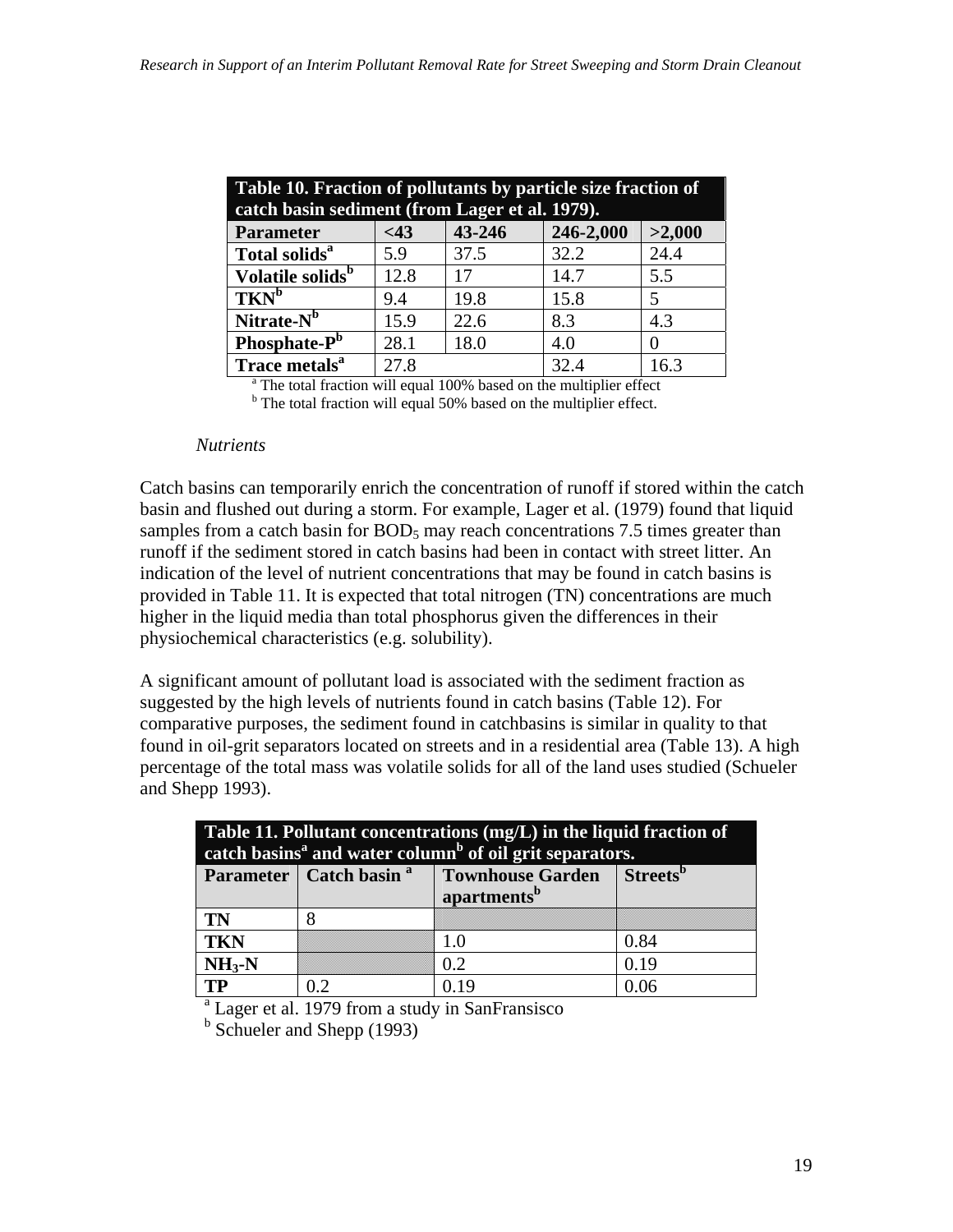**Table 10. Fraction of pollutants by particle size fraction of catch basin sediment (from Lager et al. 1979).**

| Parameter | <43 | 43-246 | 246-2,000 | >2,000 |
|---|---|---|---|---|
| Total solids[a] | 5.9 | 37.5 | 32.2 | 24.4 |
| Volatile solids[b] | 12.8 | 17 | 14.7 | 5.5 |
| TKN[b] | 9.4 | 19.8 | 15.8 | 5 |
| Nitrate-N[b] | 15.9 | 22.6 | 8.3 | 4.3 |
| Phosphate-P[b] | 28.1 | 18.0 | 4.0 | 0 |
| Trace metals[a] | 27.8 | | 32.4 | 16.3 |

[a] The total fraction will equal 100% based on the multiplier effect

[b] The total fraction will equal 50% based on the multiplier effect.

*Nutrients*

Catch basins can temporarily enrich the concentration of runoff if stored within the catch basin and flushed out during a storm. For example, Lager et al. (1979) found that liquid samples from a catch basin for $BOD_5$ may reach concentrations 7.5 times greater than runoff if the sediment stored in catch basins had been in contact with street litter. An indication of the level of nutrient concentrations that may be found in catch basins is provided in Table 11. It is expected that total nitrogen (TN) concentrations are much higher in the liquid media than total phosphorus given the differences in their physiochemical characteristics (e.g. solubility).

A significant amount of pollutant load is associated with the sediment fraction as suggested by the high levels of nutrients found in catch basins (Table 12). For comparative purposes, the sediment found in catchbasins is similar in quality to that found in oil-grit separators located on streets and in a residential area (Table 13). A high percentage of the total mass was volatile solids for all of the land uses studied (Schueler and Shepp 1993).

**Table 11. Pollutant concentrations (mg/L) in the liquid fraction of catch basins[a] and water column[b] of oil grit separators.**

| Parameter | Catch basin [a] | Townhouse Garden apartments[b] | Streets[b] |
|---|---|---|---|
| TN | 8 | | |
| TKN | | 1.0 | 0.84 |
| $NH_3$-N | | 0.2 | 0.19 |
| TP | 0.2 | 0.19 | 0.06 |

[a] Lager et al. 1979 from a study in SanFransisco

[b] Schueler and Shepp (1993)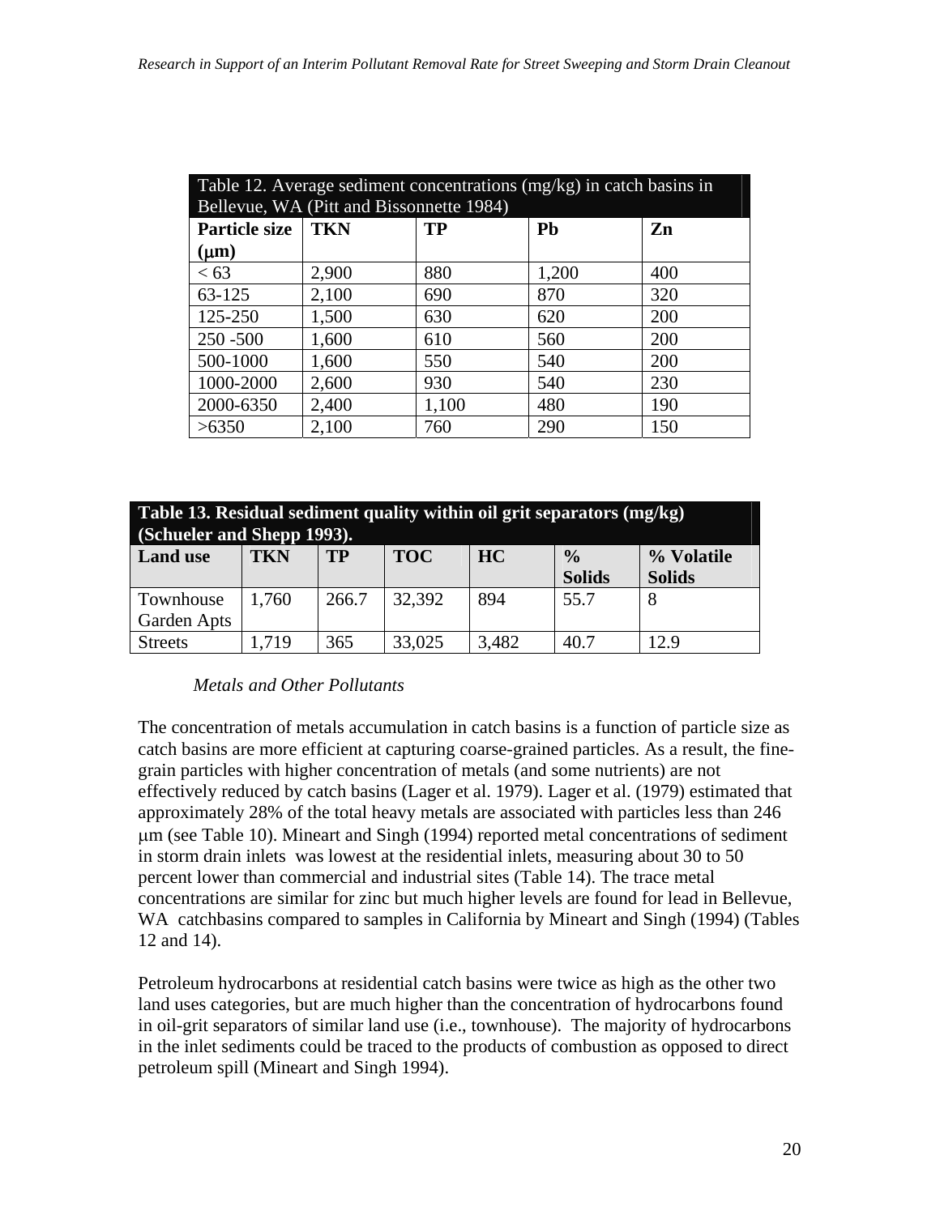Table 12. Average sediment concentrations (mg/kg) in catch basins in Bellevue, WA (Pitt and Bissonnette 1984)

| Particle size ($\mu$m) | TKN | TP | Pb | Zn |
|---|---|---|---|---|
| < 63 | 2,900 | 880 | 1,200 | 400 |
| 63-125 | 2,100 | 690 | 870 | 320 |
| 125-250 | 1,500 | 630 | 620 | 200 |
| 250 -500 | 1,600 | 610 | 560 | 200 |
| 500-1000 | 1,600 | 550 | 540 | 200 |
| 1000-2000 | 2,600 | 930 | 540 | 230 |
| 2000-6350 | 2,400 | 1,100 | 480 | 190 |
| >6350 | 2,100 | 760 | 290 | 150 |

**Table 13. Residual sediment quality within oil grit separators (mg/kg) (Schueler and Shepp 1993).**

| Land use | TKN | TP | TOC | HC | % Solids | % Volatile Solids |
|---|---|---|---|---|---|---|
| Townhouse Garden Apts | 1,760 | 266.7 | 32,392 | 894 | 55.7 | 8 |
| Streets | 1,719 | 365 | 33,025 | 3,482 | 40.7 | 12.9 |

*Metals and Other Pollutants*

The concentration of metals accumulation in catch basins is a function of particle size as catch basins are more efficient at capturing coarse-grained particles. As a result, the fine-grain particles with higher concentration of metals (and some nutrients) are not effectively reduced by catch basins (Lager et al. 1979). Lager et al. (1979) estimated that approximately 28% of the total heavy metals are associated with particles less than 246 μm (see Table 10). Mineart and Singh (1994) reported metal concentrations of sediment in storm drain inlets was lowest at the residential inlets, measuring about 30 to 50 percent lower than commercial and industrial sites (Table 14). The trace metal concentrations are similar for zinc but much higher levels are found for lead in Bellevue, WA catchbasins compared to samples in California by Mineart and Singh (1994) (Tables 12 and 14).

Petroleum hydrocarbons at residential catch basins were twice as high as the other two land uses categories, but are much higher than the concentration of hydrocarbons found in oil-grit separators of similar land use (i.e., townhouse). The majority of hydrocarbons in the inlet sediments could be traced to the products of combustion as opposed to direct petroleum spill (Mineart and Singh 1994).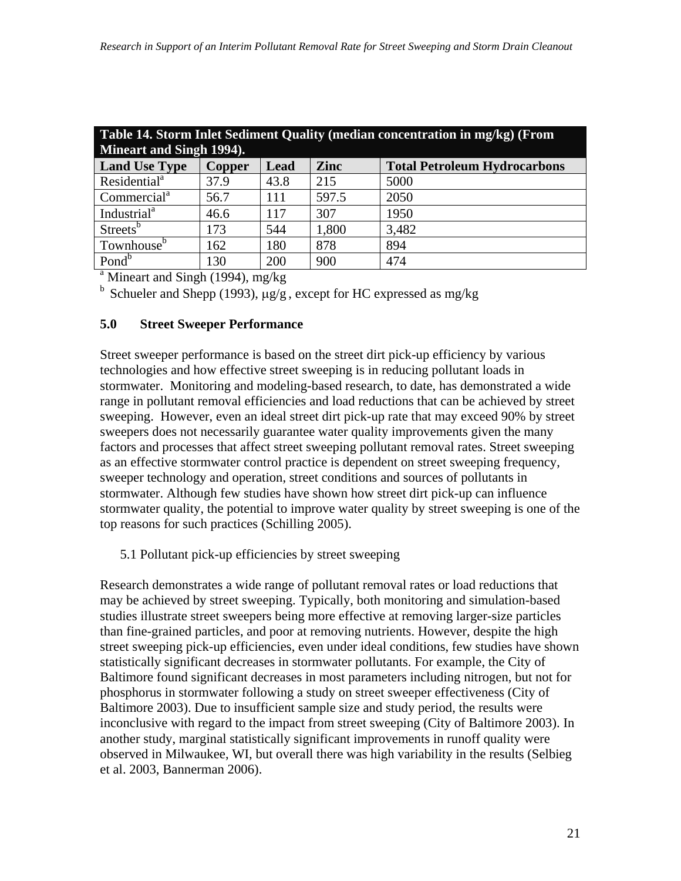**Table 14. Storm Inlet Sediment Quality (median concentration in mg/kg) (From Mineart and Singh 1994).**

| Land Use Type | Copper | Lead | Zinc | Total Petroleum Hydrocarbons |
|---|---|---|---|---|
| Residential[a] | 37.9 | 43.8 | 215 | 5000 |
| Commercial[a] | 56.7 | 111 | 597.5 | 2050 |
| Industrial[a] | 46.6 | 117 | 307 | 1950 |
| Streets[b] | 173 | 544 | 1,800 | 3,482 |
| Townhouse[b] | 162 | 180 | 878 | 894 |
| Pond[b] | 130 | 200 | 900 | 474 |

[a] Mineart and Singh (1994), mg/kg

[b] Schueler and Shepp (1993), μg/g , except for HC expressed as mg/kg

## 5.0 Street Sweeper Performance

Street sweeper performance is based on the street dirt pick-up efficiency by various technologies and how effective street sweeping is in reducing pollutant loads in stormwater. Monitoring and modeling-based research, to date, has demonstrated a wide range in pollutant removal efficiencies and load reductions that can be achieved by street sweeping. However, even an ideal street dirt pick-up rate that may exceed 90% by street sweepers does not necessarily guarantee water quality improvements given the many factors and processes that affect street sweeping pollutant removal rates. Street sweeping as an effective stormwater control practice is dependent on street sweeping frequency, sweeper technology and operation, street conditions and sources of pollutants in stormwater. Although few studies have shown how street dirt pick-up can influence stormwater quality, the potential to improve water quality by street sweeping is one of the top reasons for such practices (Schilling 2005).

### 5.1 Pollutant pick-up efficiencies by street sweeping

Research demonstrates a wide range of pollutant removal rates or load reductions that may be achieved by street sweeping. Typically, both monitoring and simulation-based studies illustrate street sweepers being more effective at removing larger-size particles than fine-grained particles, and poor at removing nutrients. However, despite the high street sweeping pick-up efficiencies, even under ideal conditions, few studies have shown statistically significant decreases in stormwater pollutants. For example, the City of Baltimore found significant decreases in most parameters including nitrogen, but not for phosphorus in stormwater following a study on street sweeper effectiveness (City of Baltimore 2003). Due to insufficient sample size and study period, the results were inconclusive with regard to the impact from street sweeping (City of Baltimore 2003). In another study, marginal statistically significant improvements in runoff quality were observed in Milwaukee, WI, but overall there was high variability in the results (Selbieg et al. 2003, Bannerman 2006).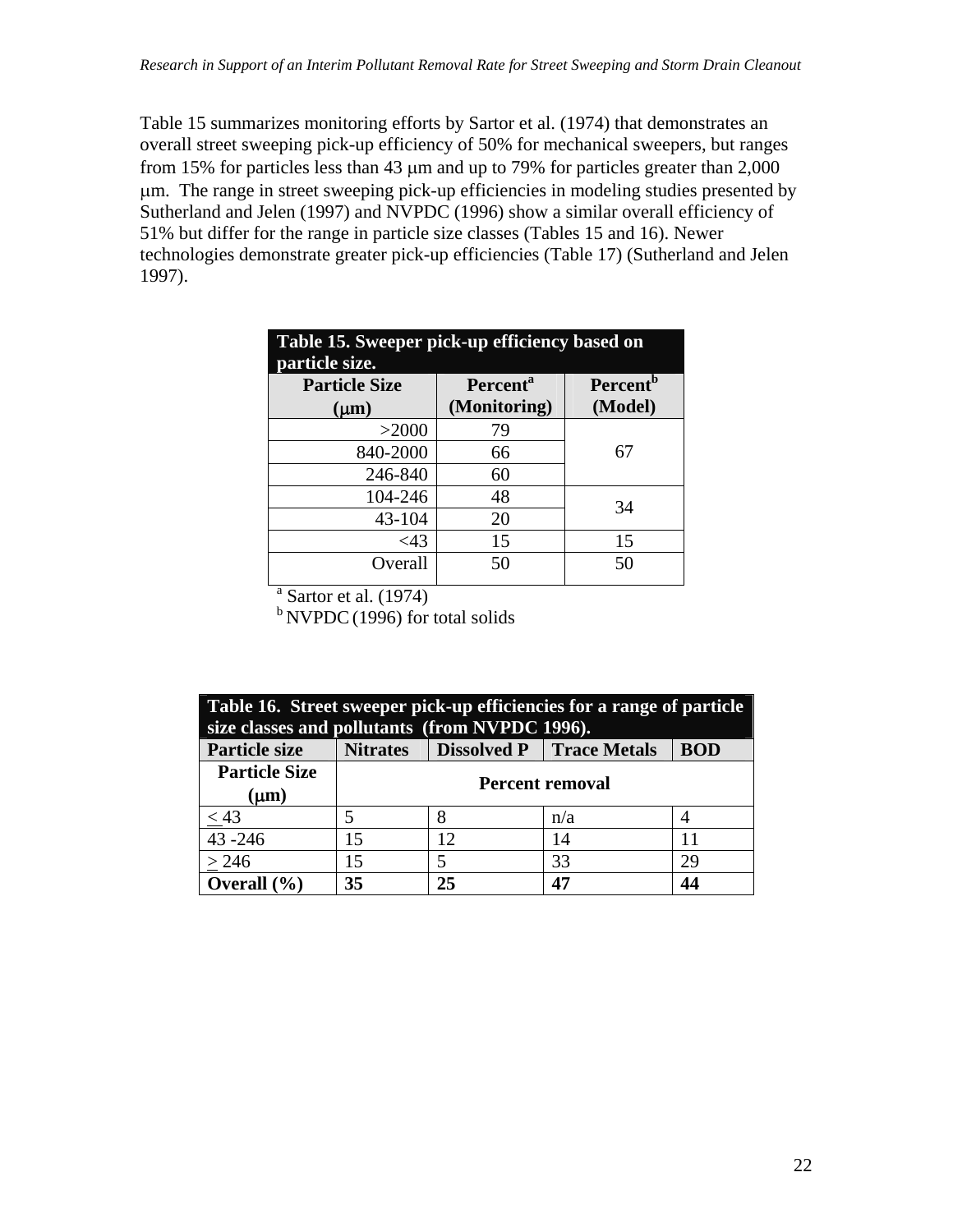Table 15 summarizes monitoring efforts by Sartor et al. (1974) that demonstrates an overall street sweeping pick-up efficiency of 50% for mechanical sweepers, but ranges from 15% for particles less than 43 μm and up to 79% for particles greater than 2,000 μm. The range in street sweeping pick-up efficiencies in modeling studies presented by Sutherland and Jelen (1997) and NVPDC (1996) show a similar overall efficiency of 51% but differ for the range in particle size classes (Tables 15 and 16). Newer technologies demonstrate greater pick-up efficiencies (Table 17) (Sutherland and Jelen 1997).

**Table 15. Sweeper pick-up efficiency based on particle size.**

| Particle Size (μm) | Percent[a] (Monitoring) | Percent[b] (Model) |
|---|---|---|
| >2000 | 79 | 67 |
| 840-2000 | 66 | |
| 246-840 | 60 | |
| 104-246 | 48 | 34 |
| 43-104 | 20 | |
| <43 | 15 | 15 |
| Overall | 50 | 50 |

[a] Sartor et al. (1974)
[b] NVPDC (1996) for total solids

**Table 16. Street sweeper pick-up efficiencies for a range of particle size classes and pollutants (from NVPDC 1996).**

| Particle size | Nitrates | Dissolved P | Trace Metals | BOD |
|---|---|---|---|---|
| **Particle Size (μm)** | **Percent removal** | | | |
| ≤ 43 | 5 | 8 | n/a | 4 |
| 43 -246 | 15 | 12 | 14 | 11 |
| ≥ 246 | 15 | 5 | 33 | 29 |
| **Overall (%)** | **35** | **25** | **47** | **44** |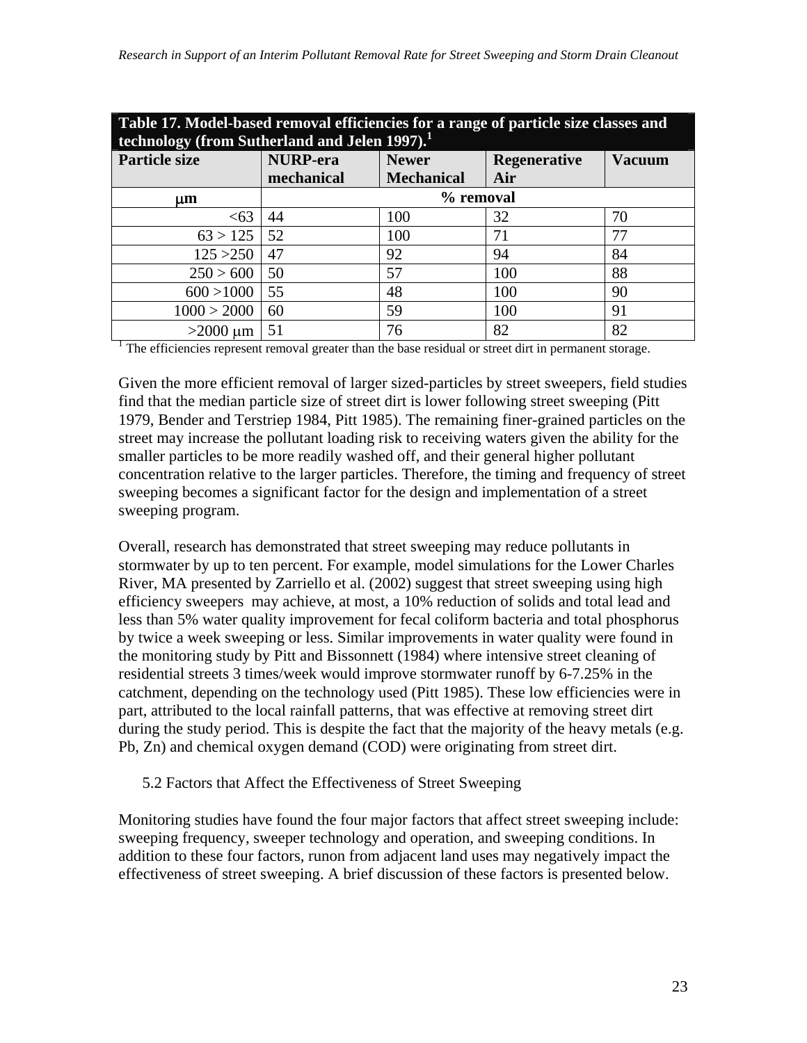**Table 17. Model-based removal efficiencies for a range of particle size classes and technology (from Sutherland and Jelen 1997).[1]**

| Particle size | NURP-era mechanical | Newer Mechanical | Regenerative Air | Vacuum |
|---|---|---|---|---|
| μm | % removal | | | |
| <63 | 44 | 100 | 32 | 70 |
| 63 > 125 | 52 | 100 | 71 | 77 |
| 125 >250 | 47 | 92 | 94 | 84 |
| 250 > 600 | 50 | 57 | 100 | 88 |
| 600 >1000 | 55 | 48 | 100 | 90 |
| 1000 > 2000 | 60 | 59 | 100 | 91 |
| >2000 μm | 51 | 76 | 82 | 82 |

[1] The efficiencies represent removal greater than the base residual or street dirt in permanent storage.

Given the more efficient removal of larger sized-particles by street sweepers, field studies find that the median particle size of street dirt is lower following street sweeping (Pitt 1979, Bender and Terstriep 1984, Pitt 1985). The remaining finer-grained particles on the street may increase the pollutant loading risk to receiving waters given the ability for the smaller particles to be more readily washed off, and their general higher pollutant concentration relative to the larger particles. Therefore, the timing and frequency of street sweeping becomes a significant factor for the design and implementation of a street sweeping program.

Overall, research has demonstrated that street sweeping may reduce pollutants in stormwater by up to ten percent. For example, model simulations for the Lower Charles River, MA presented by Zarriello et al. (2002) suggest that street sweeping using high efficiency sweepers may achieve, at most, a 10% reduction of solids and total lead and less than 5% water quality improvement for fecal coliform bacteria and total phosphorus by twice a week sweeping or less. Similar improvements in water quality were found in the monitoring study by Pitt and Bissonnett (1984) where intensive street cleaning of residential streets 3 times/week would improve stormwater runoff by 6-7.25% in the catchment, depending on the technology used (Pitt 1985). These low efficiencies were in part, attributed to the local rainfall patterns, that was effective at removing street dirt during the study period. This is despite the fact that the majority of the heavy metals (e.g. Pb, Zn) and chemical oxygen demand (COD) were originating from street dirt.

### 5.2 Factors that Affect the Effectiveness of Street Sweeping

Monitoring studies have found the four major factors that affect street sweeping include: sweeping frequency, sweeper technology and operation, and sweeping conditions. In addition to these four factors, runon from adjacent land uses may negatively impact the effectiveness of street sweeping. A brief discussion of these factors is presented below.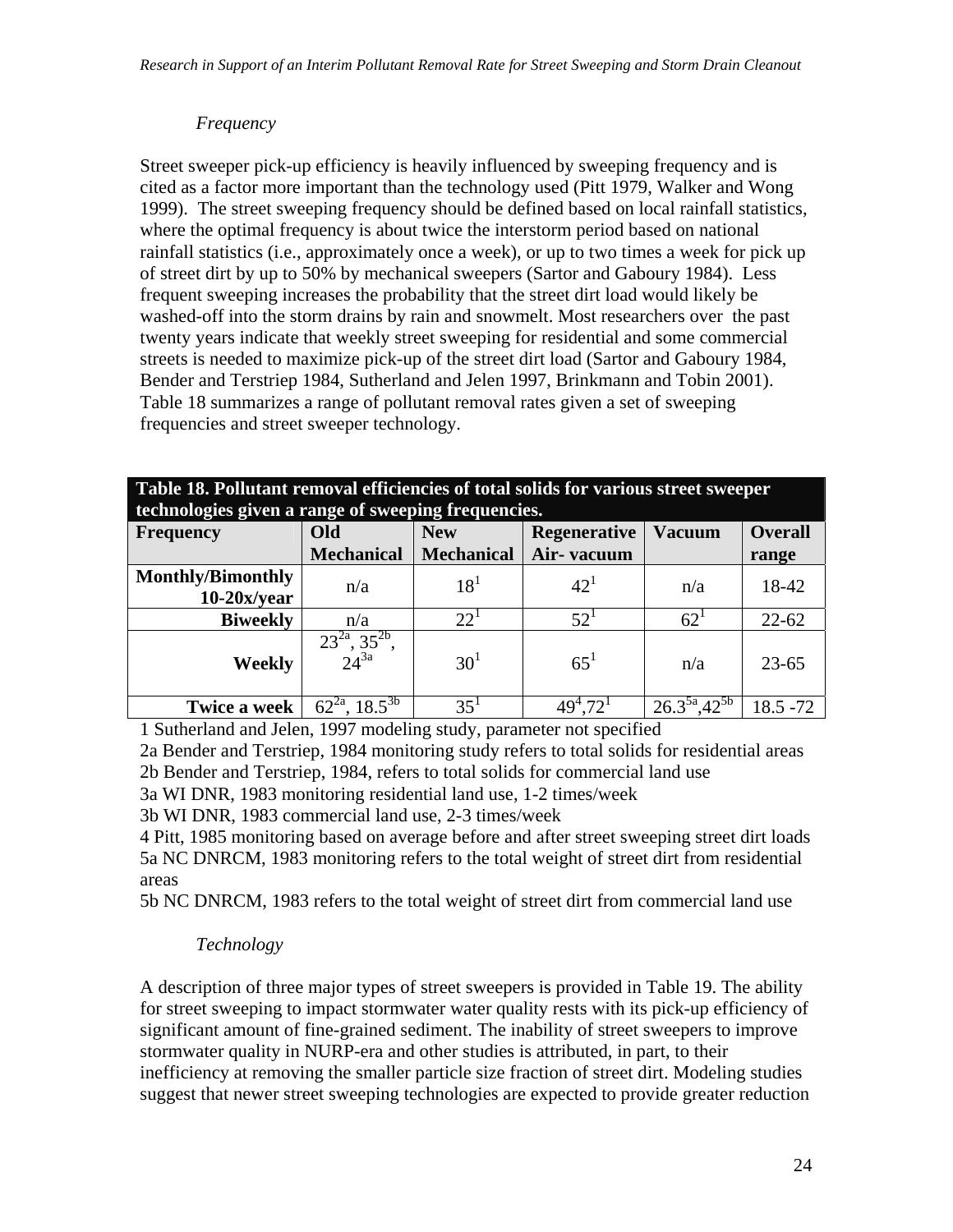### *Frequency*

Street sweeper pick-up efficiency is heavily influenced by sweeping frequency and is cited as a factor more important than the technology used (Pitt 1979, Walker and Wong 1999). The street sweeping frequency should be defined based on local rainfall statistics, where the optimal frequency is about twice the interstorm period based on national rainfall statistics (i.e., approximately once a week), or up to two times a week for pick up of street dirt by up to 50% by mechanical sweepers (Sartor and Gaboury 1984). Less frequent sweeping increases the probability that the street dirt load would likely be washed-off into the storm drains by rain and snowmelt. Most researchers over the past twenty years indicate that weekly street sweeping for residential and some commercial streets is needed to maximize pick-up of the street dirt load (Sartor and Gaboury 1984, Bender and Terstriep 1984, Sutherland and Jelen 1997, Brinkmann and Tobin 2001). Table 18 summarizes a range of pollutant removal rates given a set of sweeping frequencies and street sweeper technology.

**Table 18. Pollutant removal efficiencies of total solids for various street sweeper technologies given a range of sweeping frequencies.**

| Frequency | Old Mechanical | New Mechanical | Regenerative Air- vacuum | Vacuum | Overall range |
|---|---|---|---|---|---|
| **Monthly/Bimonthly 10-20x/year** | n/a | 18[1] | 42[1] | n/a | 18-42 |
| **Biweekly** | n/a | 22[1] | 52[1] | 62[1] | 22-62 |
| **Weekly** | 23[2a], 35[2b], 24[3a] | 30[1] | 65[1] | n/a | 23-65 |
| **Twice a week** | 62[2a], 18.5[3b] | 35[1] | 49[4], 72[1] | 26.3[5a], 42[5b] | 18.5 -72 |

1 Sutherland and Jelen, 1997 modeling study, parameter not specified
2a Bender and Terstriep, 1984 monitoring study refers to total solids for residential areas
2b Bender and Terstriep, 1984, refers to total solids for commercial land use
3a WI DNR, 1983 monitoring residential land use, 1-2 times/week
3b WI DNR, 1983 commercial land use, 2-3 times/week
4 Pitt, 1985 monitoring based on average before and after street sweeping street dirt loads
5a NC DNRCM, 1983 monitoring refers to the total weight of street dirt from residential areas
5b NC DNRCM, 1983 refers to the total weight of street dirt from commercial land use

### *Technology*

A description of three major types of street sweepers is provided in Table 19. The ability for street sweeping to impact stormwater water quality rests with its pick-up efficiency of significant amount of fine-grained sediment. The inability of street sweepers to improve stormwater quality in NURP-era and other studies is attributed, in part, to their inefficiency at removing the smaller particle size fraction of street dirt. Modeling studies suggest that newer street sweeping technologies are expected to provide greater reduction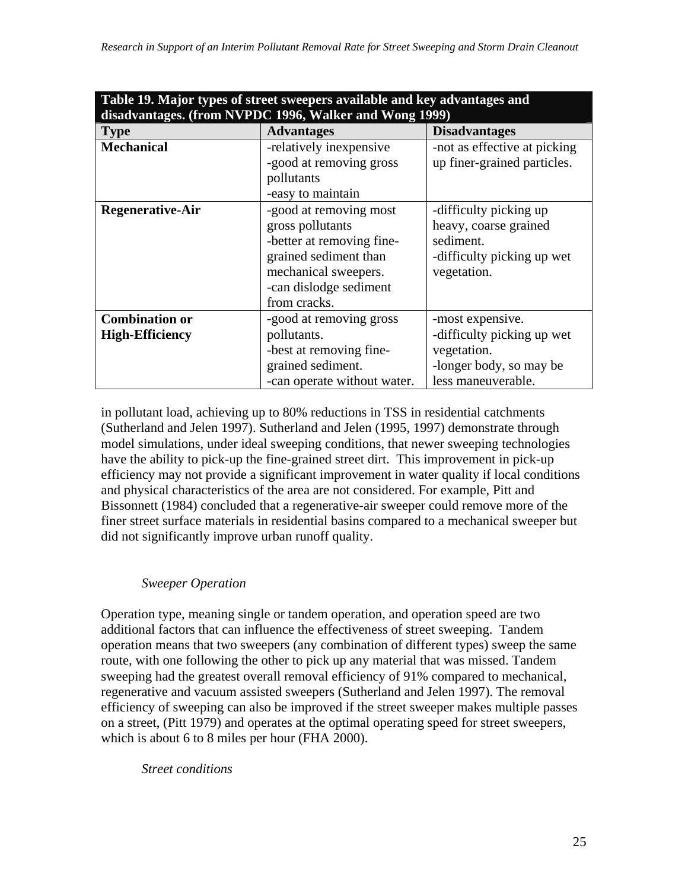**Table 19. Major types of street sweepers available and key advantages and disadvantages. (from NVPDC 1996, Walker and Wong 1999)**

| Type | Advantages | Disadvantages |
|---|---|---|
| **Mechanical** | -relatively inexpensive<br>-good at removing gross pollutants<br>-easy to maintain | -not as effective at picking up finer-grained particles. |
| **Regenerative-Air** | -good at removing most gross pollutants<br>-better at removing fine-grained sediment than mechanical sweepers.<br>-can dislodge sediment from cracks. | -difficulty picking up heavy, coarse grained sediment.<br>-difficulty picking up wet vegetation. |
| **Combination or High-Efficiency** | -good at removing gross pollutants.<br>-best at removing fine-grained sediment.<br>-can operate without water. | -most expensive.<br>-difficulty picking up wet vegetation.<br>-longer body, so may be less maneuverable. |

in pollutant load, achieving up to 80% reductions in TSS in residential catchments (Sutherland and Jelen 1997). Sutherland and Jelen (1995, 1997) demonstrate through model simulations, under ideal sweeping conditions, that newer sweeping technologies have the ability to pick-up the fine-grained street dirt. This improvement in pick-up efficiency may not provide a significant improvement in water quality if local conditions and physical characteristics of the area are not considered. For example, Pitt and Bissonnett (1984) concluded that a regenerative-air sweeper could remove more of the finer street surface materials in residential basins compared to a mechanical sweeper but did not significantly improve urban runoff quality.

*Sweeper Operation*

Operation type, meaning single or tandem operation, and operation speed are two additional factors that can influence the effectiveness of street sweeping. Tandem operation means that two sweepers (any combination of different types) sweep the same route, with one following the other to pick up any material that was missed. Tandem sweeping had the greatest overall removal efficiency of 91% compared to mechanical, regenerative and vacuum assisted sweepers (Sutherland and Jelen 1997). The removal efficiency of sweeping can also be improved if the street sweeper makes multiple passes on a street, (Pitt 1979) and operates at the optimal operating speed for street sweepers, which is about 6 to 8 miles per hour (FHA 2000).

*Street conditions*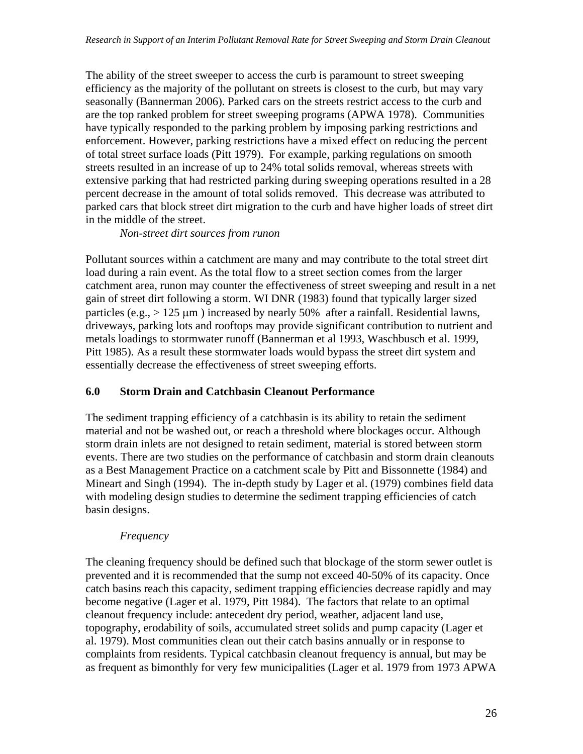The ability of the street sweeper to access the curb is paramount to street sweeping efficiency as the majority of the pollutant on streets is closest to the curb, but may vary seasonally (Bannerman 2006). Parked cars on the streets restrict access to the curb and are the top ranked problem for street sweeping programs (APWA 1978). Communities have typically responded to the parking problem by imposing parking restrictions and enforcement. However, parking restrictions have a mixed effect on reducing the percent of total street surface loads (Pitt 1979). For example, parking regulations on smooth streets resulted in an increase of up to 24% total solids removal, whereas streets with extensive parking that had restricted parking during sweeping operations resulted in a 28 percent decrease in the amount of total solids removed. This decrease was attributed to parked cars that block street dirt migration to the curb and have higher loads of street dirt in the middle of the street.

*Non-street dirt sources from runon*

Pollutant sources within a catchment are many and may contribute to the total street dirt load during a rain event. As the total flow to a street section comes from the larger catchment area, runon may counter the effectiveness of street sweeping and result in a net gain of street dirt following a storm. WI DNR (1983) found that typically larger sized particles (e.g., > 125 μm ) increased by nearly 50% after a rainfall. Residential lawns, driveways, parking lots and rooftops may provide significant contribution to nutrient and metals loadings to stormwater runoff (Bannerman et al 1993, Waschbusch et al. 1999, Pitt 1985). As a result these stormwater loads would bypass the street dirt system and essentially decrease the effectiveness of street sweeping efforts.

## 6.0 Storm Drain and Catchbasin Cleanout Performance

The sediment trapping efficiency of a catchbasin is its ability to retain the sediment material and not be washed out, or reach a threshold where blockages occur. Although storm drain inlets are not designed to retain sediment, material is stored between storm events. There are two studies on the performance of catchbasin and storm drain cleanouts as a Best Management Practice on a catchment scale by Pitt and Bissonnette (1984) and Mineart and Singh (1994). The in-depth study by Lager et al. (1979) combines field data with modeling design studies to determine the sediment trapping efficiencies of catch basin designs.

*Frequency*

The cleaning frequency should be defined such that blockage of the storm sewer outlet is prevented and it is recommended that the sump not exceed 40-50% of its capacity. Once catch basins reach this capacity, sediment trapping efficiencies decrease rapidly and may become negative (Lager et al. 1979, Pitt 1984). The factors that relate to an optimal cleanout frequency include: antecedent dry period, weather, adjacent land use, topography, erodability of soils, accumulated street solids and pump capacity (Lager et al. 1979). Most communities clean out their catch basins annually or in response to complaints from residents. Typical catchbasin cleanout frequency is annual, but may be as frequent as bimonthly for very few municipalities (Lager et al. 1979 from 1973 APWA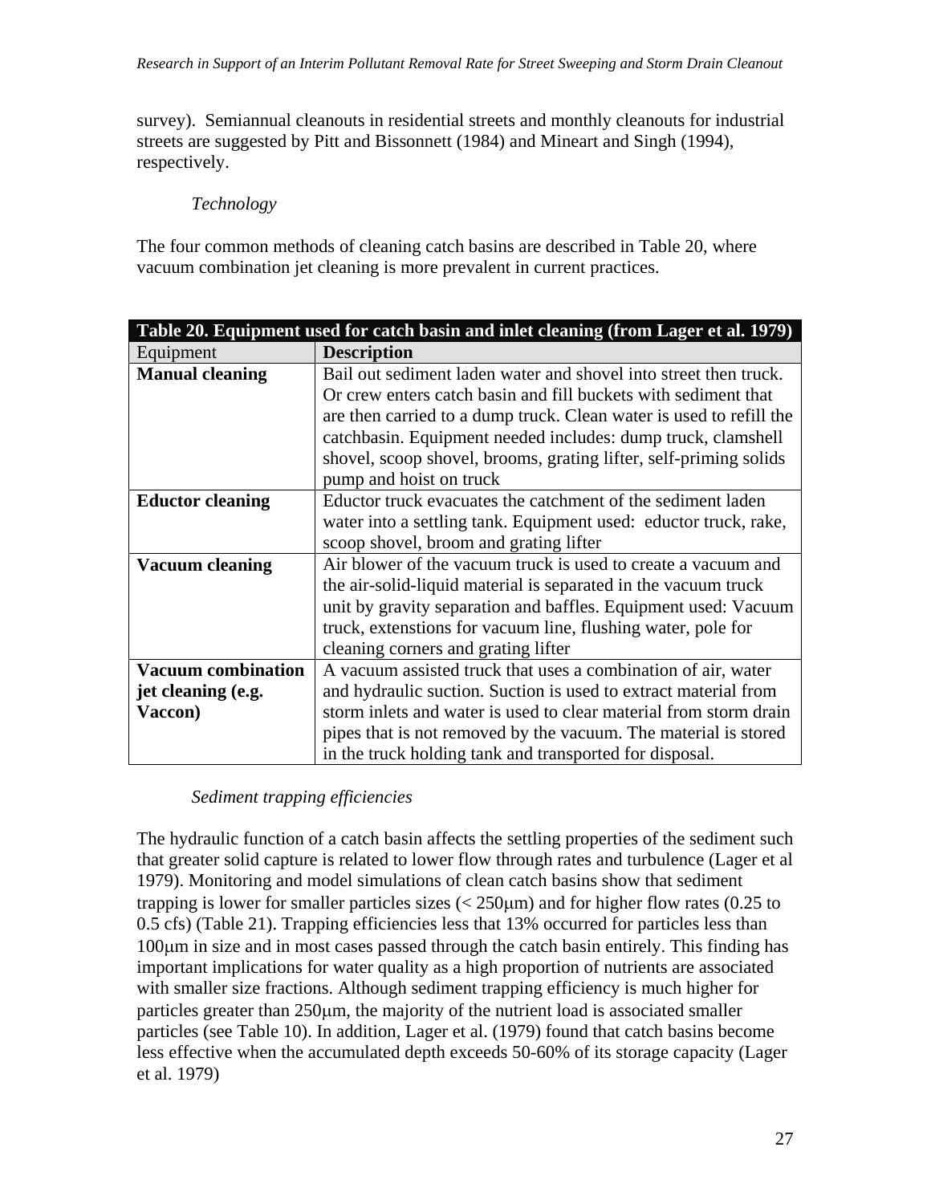survey). Semiannual cleanouts in residential streets and monthly cleanouts for industrial streets are suggested by Pitt and Bissonnett (1984) and Mineart and Singh (1994), respectively.

*Technology*

The four common methods of cleaning catch basins are described in Table 20, where vacuum combination jet cleaning is more prevalent in current practices.

**Table 20. Equipment used for catch basin and inlet cleaning (from Lager et al. 1979)**

| Equipment | **Description** |
|---|---|
| **Manual cleaning** | Bail out sediment laden water and shovel into street then truck. Or crew enters catch basin and fill buckets with sediment that are then carried to a dump truck. Clean water is used to refill the catchbasin. Equipment needed includes: dump truck, clamshell shovel, scoop shovel, brooms, grating lifter, self-priming solids pump and hoist on truck |
| **Eductor cleaning** | Eductor truck evacuates the catchment of the sediment laden water into a settling tank. Equipment used: eductor truck, rake, scoop shovel, broom and grating lifter |
| **Vacuum cleaning** | Air blower of the vacuum truck is used to create a vacuum and the air-solid-liquid material is separated in the vacuum truck unit by gravity separation and baffles. Equipment used: Vacuum truck, extenstions for vacuum line, flushing water, pole for cleaning corners and grating lifter |
| **Vacuum combination jet cleaning (e.g. Vaccon)** | A vacuum assisted truck that uses a combination of air, water and hydraulic suction. Suction is used to extract material from storm inlets and water is used to clear material from storm drain pipes that is not removed by the vacuum. The material is stored in the truck holding tank and transported for disposal. |

*Sediment trapping efficiencies*

The hydraulic function of a catch basin affects the settling properties of the sediment such that greater solid capture is related to lower flow through rates and turbulence (Lager et al 1979). Monitoring and model simulations of clean catch basins show that sediment trapping is lower for smaller particles sizes (< 250μm) and for higher flow rates (0.25 to 0.5 cfs) (Table 21). Trapping efficiencies less that 13% occurred for particles less than 100μm in size and in most cases passed through the catch basin entirely. This finding has important implications for water quality as a high proportion of nutrients are associated with smaller size fractions. Although sediment trapping efficiency is much higher for particles greater than 250μm, the majority of the nutrient load is associated smaller particles (see Table 10). In addition, Lager et al. (1979) found that catch basins become less effective when the accumulated depth exceeds 50-60% of its storage capacity (Lager et al. 1979)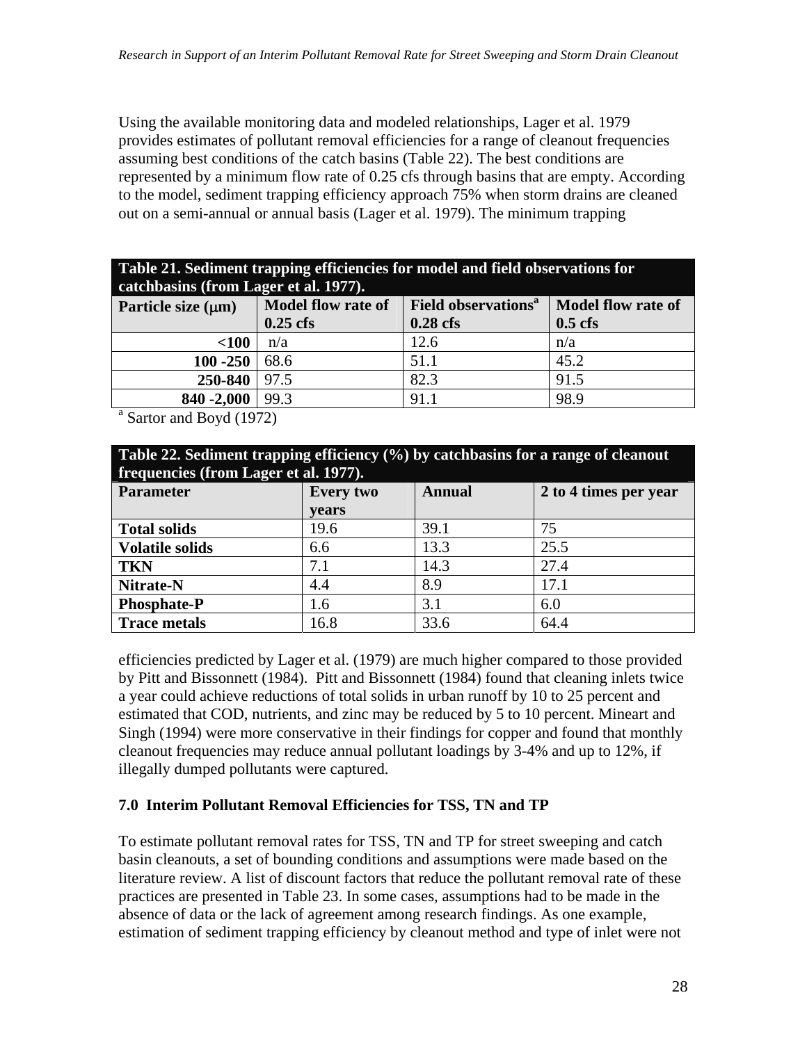Using the available monitoring data and modeled relationships, Lager et al. 1979 provides estimates of pollutant removal efficiencies for a range of cleanout frequencies assuming best conditions of the catch basins (Table 22). The best conditions are represented by a minimum flow rate of 0.25 cfs through basins that are empty. According to the model, sediment trapping efficiency approach 75% when storm drains are cleaned out on a semi-annual or annual basis (Lager et al. 1979). The minimum trapping efficiencies predicted by Lager et al. (1979) are much higher compared to those provided by Pitt and Bissonnett (1984). Pitt and Bissonnett (1984) found that cleaning inlets twice a year could achieve reductions of total solids in urban runoff by 10 to 25 percent and estimated that COD, nutrients, and zinc may be reduced by 5 to 10 percent. Mineart and Singh (1994) were more conservative in their findings for copper and found that monthly cleanout frequencies may reduce annual pollutant loadings by 3-4% and up to 12%, if illegally dumped pollutants were captured.

**Table 21. Sediment trapping efficiencies for model and field observations for catchbasins (from Lager et al. 1977).**

| Particle size (μm) | Model flow rate of 0.25 cfs | Field observations[a] 0.28 cfs | Model flow rate of 0.5 cfs |
|---|---|---|---|
| <100 | n/a | 12.6 | n/a |
| 100 -250 | 68.6 | 51.1 | 45.2 |
| 250-840 | 97.5 | 82.3 | 91.5 |
| 840 -2,000 | 99.3 | 91.1 | 98.9 |

[a] Sartor and Boyd (1972)

**Table 22. Sediment trapping efficiency (%) by catchbasins for a range of cleanout frequencies (from Lager et al. 1977).**

| Parameter | Every two years | Annual | 2 to 4 times per year |
|---|---|---|---|
| **Total solids** | 19.6 | 39.1 | 75 |
| **Volatile solids** | 6.6 | 13.3 | 25.5 |
| **TKN** | 7.1 | 14.3 | 27.4 |
| **Nitrate-N** | 4.4 | 8.9 | 17.1 |
| **Phosphate-P** | 1.6 | 3.1 | 6.0 |
| **Trace metals** | 16.8 | 33.6 | 64.4 |

## 7.0 Interim Pollutant Removal Efficiencies for TSS, TN and TP

To estimate pollutant removal rates for TSS, TN and TP for street sweeping and catch basin cleanouts, a set of bounding conditions and assumptions were made based on the literature review. A list of discount factors that reduce the pollutant removal rate of these practices are presented in Table 23. In some cases, assumptions had to be made in the absence of data or the lack of agreement among research findings. As one example, estimation of sediment trapping efficiency by cleanout method and type of inlet were not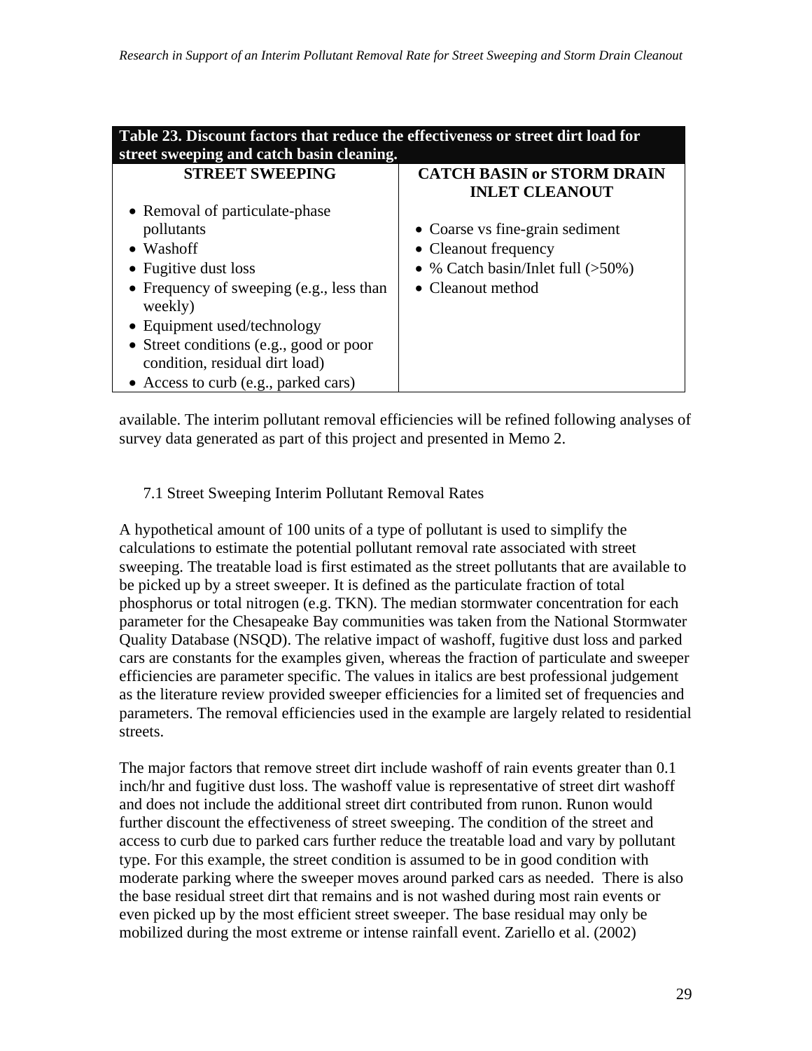**Table 23. Discount factors that reduce the effectiveness or street dirt load for street sweeping and catch basin cleaning.**

| STREET SWEEPING | CATCH BASIN or STORM DRAIN INLET CLEANOUT |
|---|---|
| • Removal of particulate-phase pollutants<br>• Washoff<br>• Fugitive dust loss<br>• Frequency of sweeping (e.g., less than weekly)<br>• Equipment used/technology<br>• Street conditions (e.g., good or poor condition, residual dirt load)<br>• Access to curb (e.g., parked cars) | • Coarse vs fine-grain sediment<br>• Cleanout frequency<br>• % Catch basin/Inlet full (>50%)<br>• Cleanout method |

available. The interim pollutant removal efficiencies will be refined following analyses of survey data generated as part of this project and presented in Memo 2.

### 7.1 Street Sweeping Interim Pollutant Removal Rates

A hypothetical amount of 100 units of a type of pollutant is used to simplify the calculations to estimate the potential pollutant removal rate associated with street sweeping. The treatable load is first estimated as the street pollutants that are available to be picked up by a street sweeper. It is defined as the particulate fraction of total phosphorus or total nitrogen (e.g. TKN). The median stormwater concentration for each parameter for the Chesapeake Bay communities was taken from the National Stormwater Quality Database (NSQD). The relative impact of washoff, fugitive dust loss and parked cars are constants for the examples given, whereas the fraction of particulate and sweeper efficiencies are parameter specific. The values in italics are best professional judgement as the literature review provided sweeper efficiencies for a limited set of frequencies and parameters. The removal efficiencies used in the example are largely related to residential streets.

The major factors that remove street dirt include washoff of rain events greater than 0.1 inch/hr and fugitive dust loss. The washoff value is representative of street dirt washoff and does not include the additional street dirt contributed from runon. Runon would further discount the effectiveness of street sweeping. The condition of the street and access to curb due to parked cars further reduce the treatable load and vary by pollutant type. For this example, the street condition is assumed to be in good condition with moderate parking where the sweeper moves around parked cars as needed. There is also the base residual street dirt that remains and is not washed during most rain events or even picked up by the most efficient street sweeper. The base residual may only be mobilized during the most extreme or intense rainfall event. Zariello et al. (2002)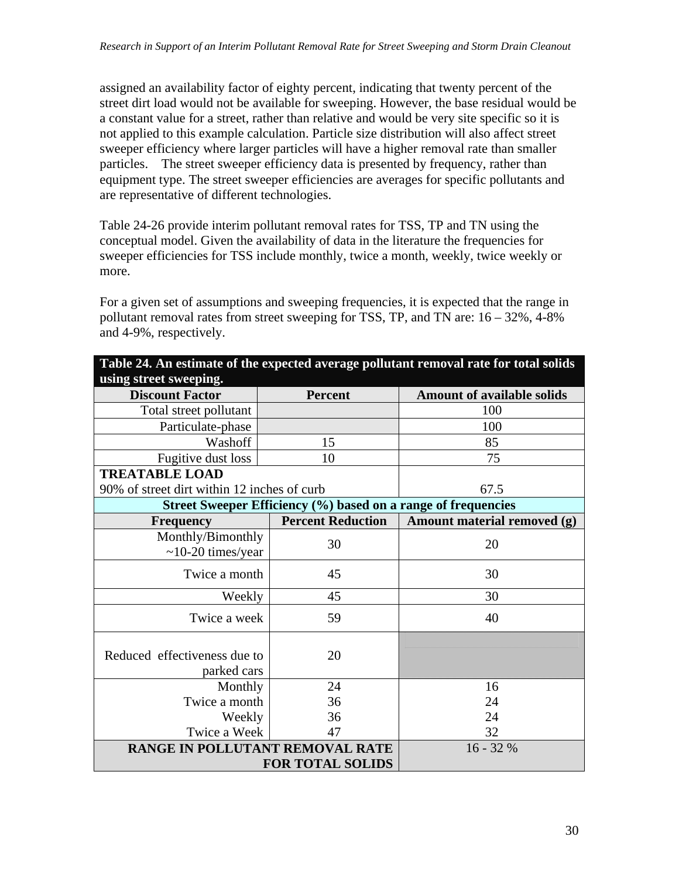assigned an availability factor of eighty percent, indicating that twenty percent of the street dirt load would not be available for sweeping. However, the base residual would be a constant value for a street, rather than relative and would be very site specific so it is not applied to this example calculation. Particle size distribution will also affect street sweeper efficiency where larger particles will have a higher removal rate than smaller particles. The street sweeper efficiency data is presented by frequency, rather than equipment type. The street sweeper efficiencies are averages for specific pollutants and are representative of different technologies.

Table 24-26 provide interim pollutant removal rates for TSS, TP and TN using the conceptual model. Given the availability of data in the literature the frequencies for sweeper efficiencies for TSS include monthly, twice a month, weekly, twice weekly or more.

For a given set of assumptions and sweeping frequencies, it is expected that the range in pollutant removal rates from street sweeping for TSS, TP, and TN are: 16 – 32%, 4-8% and 4-9%, respectively.

**Table 24. An estimate of the expected average pollutant removal rate for total solids using street sweeping.**

| Discount Factor | Percent | Amount of available solids |
|---|---|---|
| Total street pollutant | | 100 |
| Particulate-phase | | 100 |
| Washoff | 15 | 85 |
| Fugitive dust loss | 10 | 75 |
| **TREATABLE LOAD** 90% of street dirt within 12 inches of curb | | 67.5 |
| **Street Sweeper Efficiency (%) based on a range of frequencies** | | |
| **Frequency** | **Percent Reduction** | **Amount material removed (g)** |
| Monthly/Bimonthly ~10-20 times/year | 30 | 20 |
| Twice a month | 45 | 30 |
| Weekly | 45 | 30 |
| Twice a week | 59 | 40 |
| Reduced effectiveness due to parked cars | 20 | |
| Monthly | 24 | 16 |
| Twice a month | 36 | 24 |
| Weekly | 36 | 24 |
| Twice a Week | 47 | 32 |
| **RANGE IN POLLUTANT REMOVAL RATE FOR TOTAL SOLIDS** | | 16 - 32 % |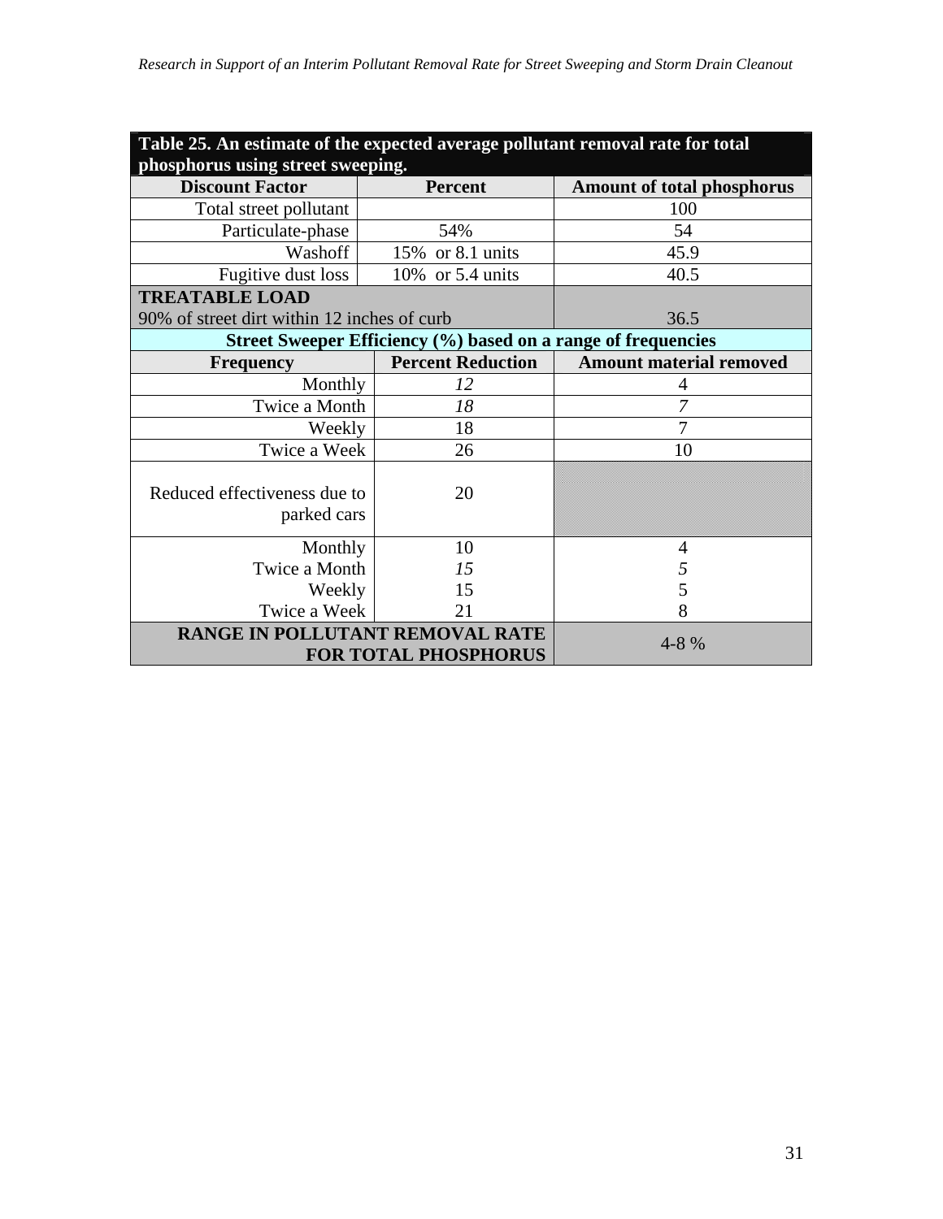**Table 25. An estimate of the expected average pollutant removal rate for total phosphorus using street sweeping.**

| Discount Factor | Percent | Amount of total phosphorus |
|---|---|---|
| Total street pollutant | | 100 |
| Particulate-phase | 54% | 54 |
| Washoff | 15% or 8.1 units | 45.9 |
| Fugitive dust loss | 10% or 5.4 units | 40.5 |
| **TREATABLE LOAD** 90% of street dirt within 12 inches of curb | | 36.5 |
| **Street Sweeper Efficiency (%) based on a range of frequencies** | | |
| **Frequency** | **Percent Reduction** | **Amount material removed** |
| Monthly | *12* | 4 |
| Twice a Month | *18* | *7* |
| Weekly | 18 | 7 |
| Twice a Week | 26 | 10 |
| Reduced effectiveness due to parked cars | 20 | |
| Monthly | 10 | 4 |
| Twice a Month | *15* | *5* |
| Weekly | 15 | 5 |
| Twice a Week | 21 | 8 |
| **RANGE IN POLLUTANT REMOVAL RATE FOR TOTAL PHOSPHORUS** | | 4-8 % |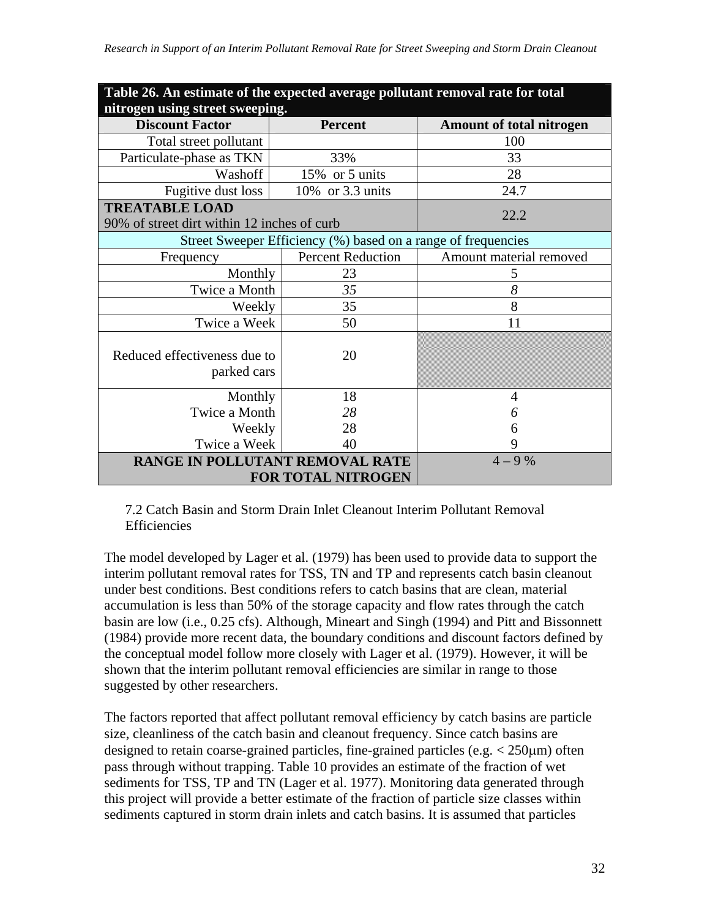| **Table 26. An estimate of the expected average pollutant removal rate for total nitrogen using street sweeping.** | | |
|---|---|---|
| **Discount Factor** | **Percent** | **Amount of total nitrogen** |
| Total street pollutant | | 100 |
| Particulate-phase as TKN | 33% | 33 |
| Washoff | 15% or 5 units | 28 |
| Fugitive dust loss | 10% or 3.3 units | 24.7 |
| **TREATABLE LOAD** 90% of street dirt within 12 inches of curb | | 22.2 |
| Street Sweeper Efficiency (%) based on a range of frequencies | | |
| Frequency | Percent Reduction | Amount material removed |
| Monthly | 23 | 5 |
| Twice a Month | *35* | *8* |
| Weekly | 35 | 8 |
| Twice a Week | 50 | 11 |
| Reduced effectiveness due to parked cars | 20 | |
| Monthly | 18 | 4 |
| Twice a Month | *28* | *6* |
| Weekly | 28 | 6 |
| Twice a Week | 40 | 9 |
| **RANGE IN POLLUTANT REMOVAL RATE FOR TOTAL NITROGEN** | | 4 – 9 % |

7.2 Catch Basin and Storm Drain Inlet Cleanout Interim Pollutant Removal Efficiencies

The model developed by Lager et al. (1979) has been used to provide data to support the interim pollutant removal rates for TSS, TN and TP and represents catch basin cleanout under best conditions. Best conditions refers to catch basins that are clean, material accumulation is less than 50% of the storage capacity and flow rates through the catch basin are low (i.e., 0.25 cfs). Although, Mineart and Singh (1994) and Pitt and Bissonnett (1984) provide more recent data, the boundary conditions and discount factors defined by the conceptual model follow more closely with Lager et al. (1979). However, it will be shown that the interim pollutant removal efficiencies are similar in range to those suggested by other researchers.

The factors reported that affect pollutant removal efficiency by catch basins are particle size, cleanliness of the catch basin and cleanout frequency. Since catch basins are designed to retain coarse-grained particles, fine-grained particles (e.g. < 250μm) often pass through without trapping. Table 10 provides an estimate of the fraction of wet sediments for TSS, TP and TN (Lager et al. 1977). Monitoring data generated through this project will provide a better estimate of the fraction of particle size classes within sediments captured in storm drain inlets and catch basins. It is assumed that particles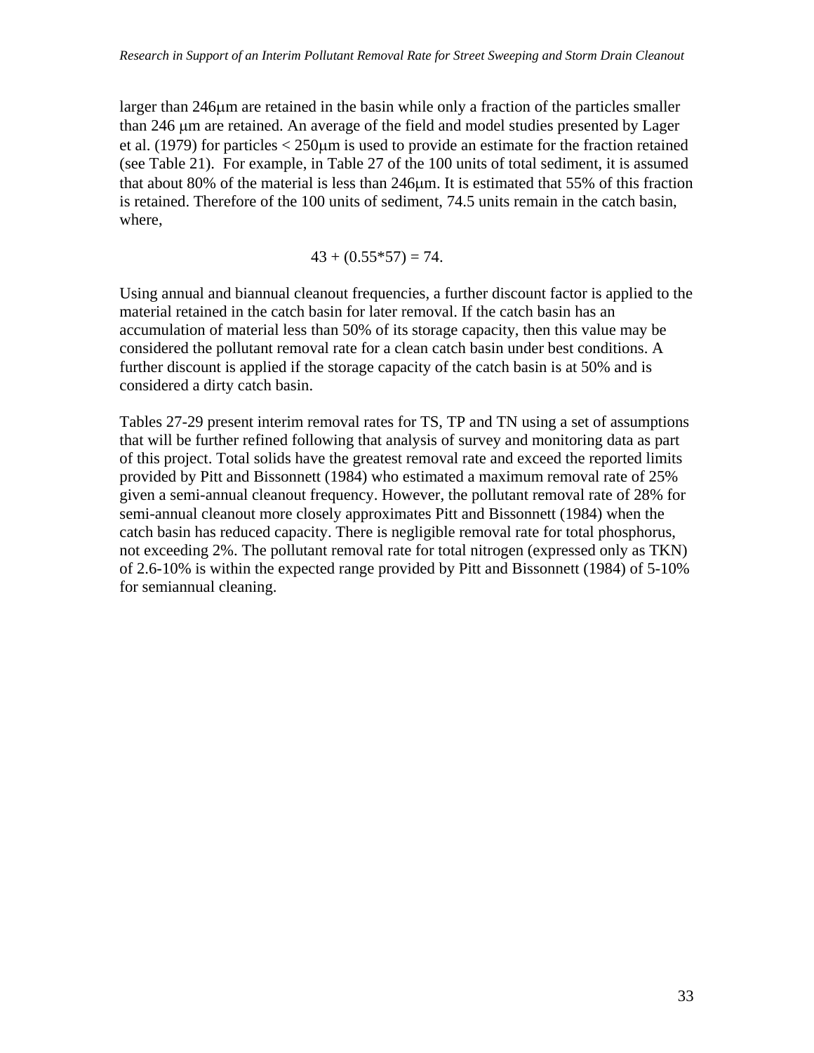larger than 246μm are retained in the basin while only a fraction of the particles smaller than 246 μm are retained. An average of the field and model studies presented by Lager et al. (1979) for particles < 250μm is used to provide an estimate for the fraction retained (see Table 21). For example, in Table 27 of the 100 units of total sediment, it is assumed that about 80% of the material is less than 246μm. It is estimated that 55% of this fraction is retained. Therefore of the 100 units of sediment, 74.5 units remain in the catch basin, where,

$$43 + (0.55*57) = 74.$$

Using annual and biannual cleanout frequencies, a further discount factor is applied to the material retained in the catch basin for later removal. If the catch basin has an accumulation of material less than 50% of its storage capacity, then this value may be considered the pollutant removal rate for a clean catch basin under best conditions. A further discount is applied if the storage capacity of the catch basin is at 50% and is considered a dirty catch basin.

Tables 27-29 present interim removal rates for TS, TP and TN using a set of assumptions that will be further refined following that analysis of survey and monitoring data as part of this project. Total solids have the greatest removal rate and exceed the reported limits provided by Pitt and Bissonnett (1984) who estimated a maximum removal rate of 25% given a semi-annual cleanout frequency. However, the pollutant removal rate of 28% for semi-annual cleanout more closely approximates Pitt and Bissonnett (1984) when the catch basin has reduced capacity. There is negligible removal rate for total phosphorus, not exceeding 2%. The pollutant removal rate for total nitrogen (expressed only as TKN) of 2.6-10% is within the expected range provided by Pitt and Bissonnett (1984) of 5-10% for semiannual cleaning.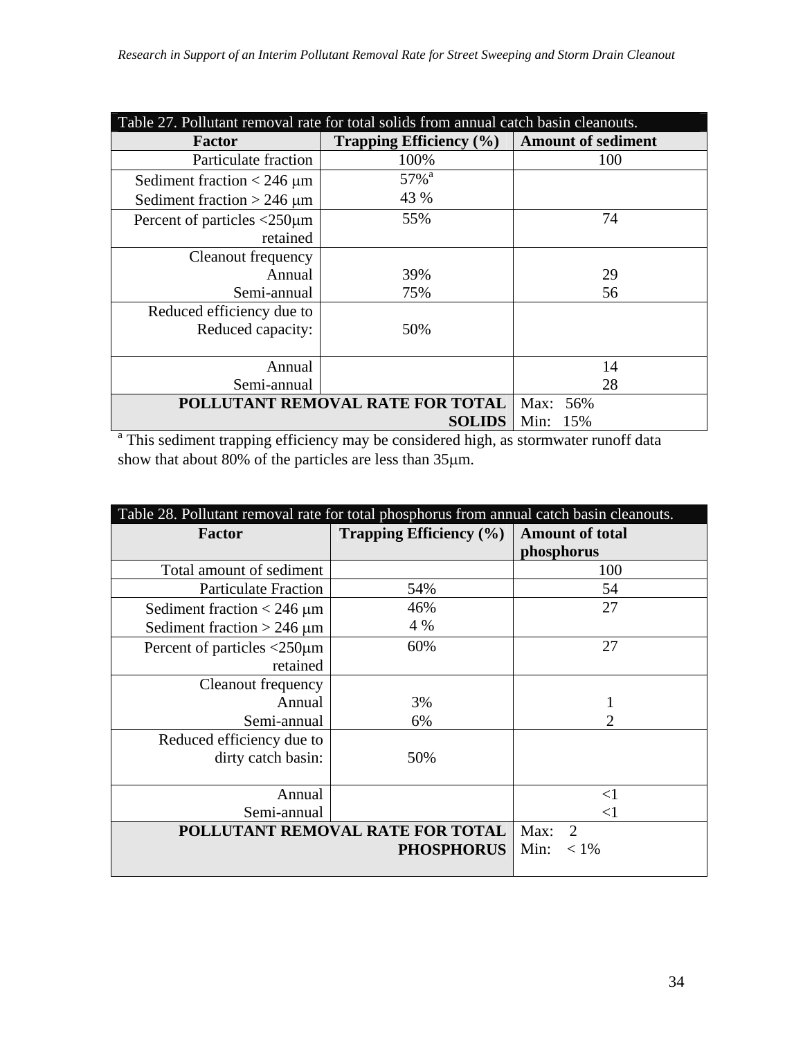Table 27. Pollutant removal rate for total solids from annual catch basin cleanouts.

| Factor | Trapping Efficiency (%) | Amount of sediment |
|---|---|---|
| Particulate fraction | 100% | 100 |
| Sediment fraction < 246 μm<br>Sediment fraction > 246 μm | 57%[a]<br>43 % | |
| Percent of particles <250μm retained | 55% | 74 |
| Cleanout frequency<br>Annual<br>Semi-annual | <br>39%<br>75% | <br>29<br>56 |
| Reduced efficiency due to Reduced capacity: | 50% | |
| Annual<br>Semi-annual | | 14<br>28 |
| **POLLUTANT REMOVAL RATE FOR TOTAL SOLIDS** | | Max: 56%<br>Min: 15% |

[a] This sediment trapping efficiency may be considered high, as stormwater runoff data show that about 80% of the particles are less than 35μm.

Table 28. Pollutant removal rate for total phosphorus from annual catch basin cleanouts.

| Factor | Trapping Efficiency (%) | Amount of total phosphorus |
|---|---|---|
| Total amount of sediment | | 100 |
| Particulate Fraction | 54% | 54 |
| Sediment fraction < 246 μm<br>Sediment fraction > 246 μm | 46%<br>4 % | 27 |
| Percent of particles <250μm retained | 60% | 27 |
| Cleanout frequency<br>Annual<br>Semi-annual | <br>3%<br>6% | <br>1<br>2 |
| Reduced efficiency due to dirty catch basin: | 50% | |
| Annual<br>Semi-annual | | <1<br><1 |
| **POLLUTANT REMOVAL RATE FOR TOTAL PHOSPHORUS** | | Max: 2<br>Min: < 1% |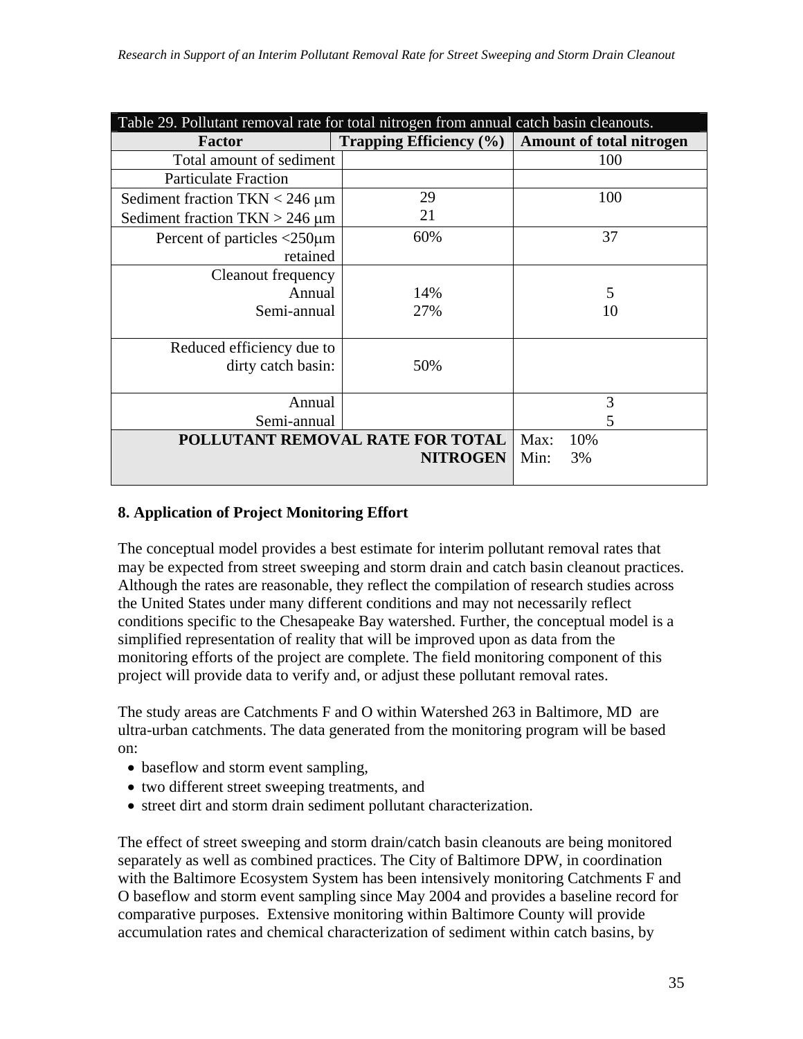Table 29. Pollutant removal rate for total nitrogen from annual catch basin cleanouts.

| Factor | Trapping Efficiency (%) | Amount of total nitrogen |
|---|---|---|
| Total amount of sediment | | 100 |
| Particulate Fraction | | |
| Sediment fraction TKN < 246 μm<br>Sediment fraction TKN > 246 μm | 29<br>21 | 100 |
| Percent of particles <250μm retained | 60% | 37 |
| Cleanout frequency<br>Annual<br>Semi-annual | <br>14%<br>27% | <br>5<br>10 |
| Reduced efficiency due to dirty catch basin: | 50% | |
| Annual<br>Semi-annual | | 3<br>5 |
| **POLLUTANT REMOVAL RATE FOR TOTAL NITROGEN** | | Max: 10%<br>Min: 3% |

**8. Application of Project Monitoring Effort**

The conceptual model provides a best estimate for interim pollutant removal rates that may be expected from street sweeping and storm drain and catch basin cleanout practices. Although the rates are reasonable, they reflect the compilation of research studies across the United States under many different conditions and may not necessarily reflect conditions specific to the Chesapeake Bay watershed. Further, the conceptual model is a simplified representation of reality that will be improved upon as data from the monitoring efforts of the project are complete. The field monitoring component of this project will provide data to verify and, or adjust these pollutant removal rates.

The study areas are Catchments F and O within Watershed 263 in Baltimore, MD are ultra-urban catchments. The data generated from the monitoring program will be based on:

- baseflow and storm event sampling,
- two different street sweeping treatments, and
- street dirt and storm drain sediment pollutant characterization.

The effect of street sweeping and storm drain/catch basin cleanouts are being monitored separately as well as combined practices. The City of Baltimore DPW, in coordination with the Baltimore Ecosystem System has been intensively monitoring Catchments F and O baseflow and storm event sampling since May 2004 and provides a baseline record for comparative purposes. Extensive monitoring within Baltimore County will provide accumulation rates and chemical characterization of sediment within catch basins, by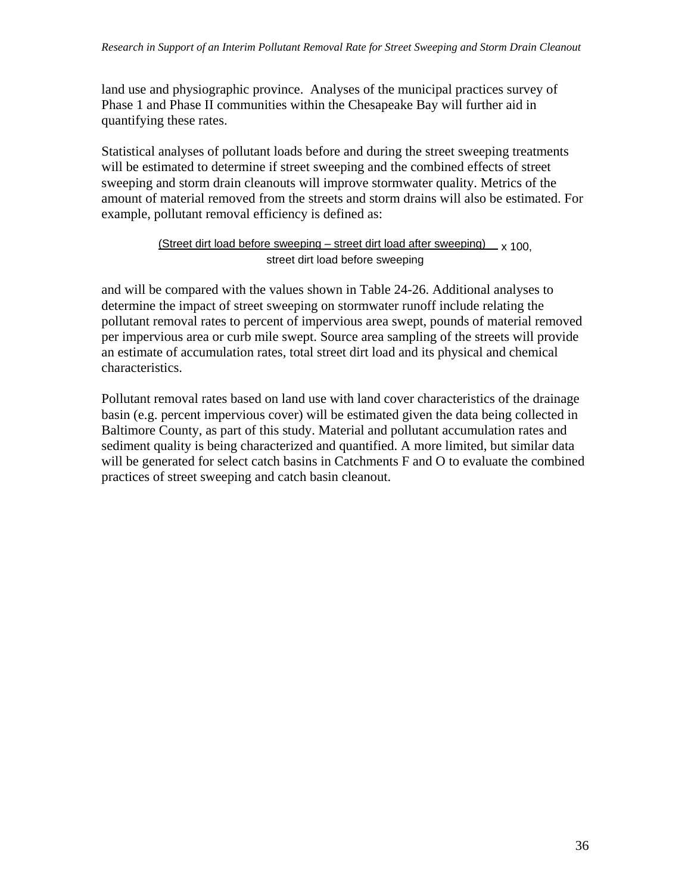land use and physiographic province. Analyses of the municipal practices survey of Phase 1 and Phase II communities within the Chesapeake Bay will further aid in quantifying these rates.

Statistical analyses of pollutant loads before and during the street sweeping treatments will be estimated to determine if street sweeping and the combined effects of street sweeping and storm drain cleanouts will improve stormwater quality. Metrics of the amount of material removed from the streets and storm drains will also be estimated. For example, pollutant removal efficiency is defined as:

$$\frac{(\text{Street dirt load before sweeping} - \text{street dirt load after sweeping})}{\text{street dirt load before sweeping}} \times 100,$$

and will be compared with the values shown in Table 24-26. Additional analyses to determine the impact of street sweeping on stormwater runoff include relating the pollutant removal rates to percent of impervious area swept, pounds of material removed per impervious area or curb mile swept. Source area sampling of the streets will provide an estimate of accumulation rates, total street dirt load and its physical and chemical characteristics.

Pollutant removal rates based on land use with land cover characteristics of the drainage basin (e.g. percent impervious cover) will be estimated given the data being collected in Baltimore County, as part of this study. Material and pollutant accumulation rates and sediment quality is being characterized and quantified. A more limited, but similar data will be generated for select catch basins in Catchments F and O to evaluate the combined practices of street sweeping and catch basin cleanout.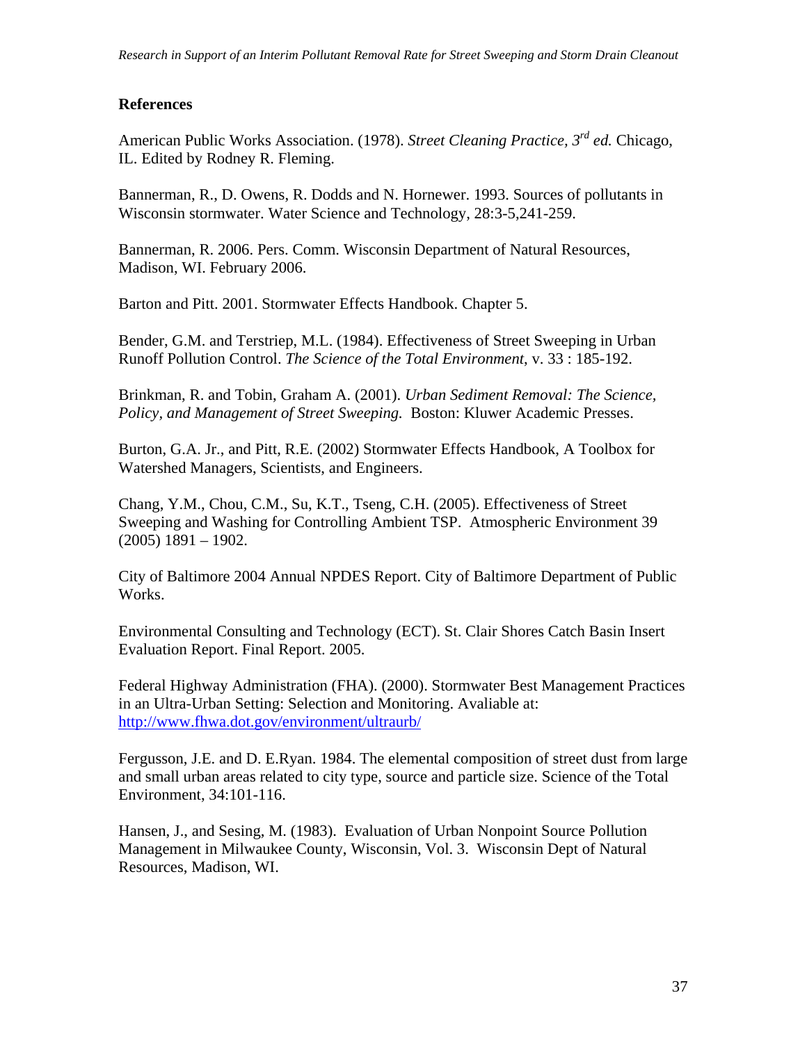## References

American Public Works Association. (1978). *Street Cleaning Practice, 3rd ed.* Chicago, IL. Edited by Rodney R. Fleming.

Bannerman, R., D. Owens, R. Dodds and N. Hornewer. 1993. Sources of pollutants in Wisconsin stormwater. Water Science and Technology, 28:3-5,241-259.

Bannerman, R. 2006. Pers. Comm. Wisconsin Department of Natural Resources, Madison, WI. February 2006.

Barton and Pitt. 2001. Stormwater Effects Handbook. Chapter 5.

Bender, G.M. and Terstriep, M.L. (1984). Effectiveness of Street Sweeping in Urban Runoff Pollution Control. *The Science of the Total Environment*, v. 33 : 185-192.

Brinkman, R. and Tobin, Graham A. (2001). *Urban Sediment Removal: The Science, Policy, and Management of Street Sweeping.* Boston: Kluwer Academic Presses.

Burton, G.A. Jr., and Pitt, R.E. (2002) Stormwater Effects Handbook, A Toolbox for Watershed Managers, Scientists, and Engineers.

Chang, Y.M., Chou, C.M., Su, K.T., Tseng, C.H. (2005). Effectiveness of Street Sweeping and Washing for Controlling Ambient TSP. Atmospheric Environment 39 (2005) 1891 – 1902.

City of Baltimore 2004 Annual NPDES Report. City of Baltimore Department of Public Works.

Environmental Consulting and Technology (ECT). St. Clair Shores Catch Basin Insert Evaluation Report. Final Report. 2005.

Federal Highway Administration (FHA). (2000). Stormwater Best Management Practices in an Ultra-Urban Setting: Selection and Monitoring. Avaliable at: http://www.fhwa.dot.gov/environment/ultraurb/

Fergusson, J.E. and D. E.Ryan. 1984. The elemental composition of street dust from large and small urban areas related to city type, source and particle size. Science of the Total Environment, 34:101-116.

Hansen, J., and Sesing, M. (1983). Evaluation of Urban Nonpoint Source Pollution Management in Milwaukee County, Wisconsin, Vol. 3. Wisconsin Dept of Natural Resources, Madison, WI.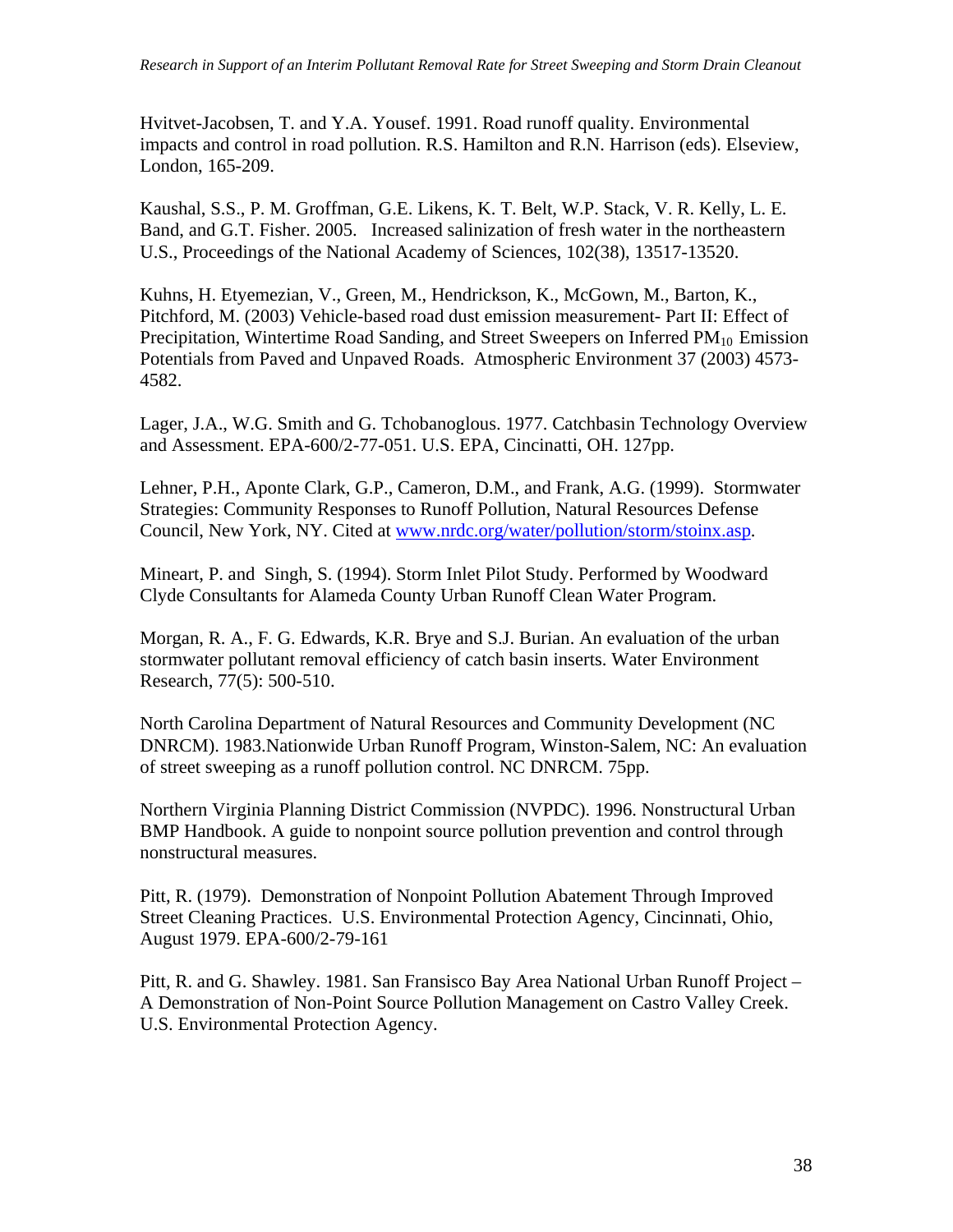Hvitvet-Jacobsen, T. and Y.A. Yousef. 1991. Road runoff quality. Environmental impacts and control in road pollution. R.S. Hamilton and R.N. Harrison (eds). Elseview, London, 165-209.

Kaushal, S.S., P. M. Groffman, G.E. Likens, K. T. Belt, W.P. Stack, V. R. Kelly, L. E. Band, and G.T. Fisher. 2005. Increased salinization of fresh water in the northeastern U.S., Proceedings of the National Academy of Sciences, 102(38), 13517-13520.

Kuhns, H. Etyemezian, V., Green, M., Hendrickson, K., McGown, M., Barton, K., Pitchford, M. (2003) Vehicle-based road dust emission measurement- Part II: Effect of Precipitation, Wintertime Road Sanding, and Street Sweepers on Inferred $PM_{10}$ Emission Potentials from Paved and Unpaved Roads. Atmospheric Environment 37 (2003) 4573-4582.

Lager, J.A., W.G. Smith and G. Tchobanoglous. 1977. Catchbasin Technology Overview and Assessment. EPA-600/2-77-051. U.S. EPA, Cincinatti, OH. 127pp.

Lehner, P.H., Aponte Clark, G.P., Cameron, D.M., and Frank, A.G. (1999). Stormwater Strategies: Community Responses to Runoff Pollution, Natural Resources Defense Council, New York, NY. Cited at www.nrdc.org/water/pollution/storm/stoinx.asp.

Mineart, P. and Singh, S. (1994). Storm Inlet Pilot Study. Performed by Woodward Clyde Consultants for Alameda County Urban Runoff Clean Water Program.

Morgan, R. A., F. G. Edwards, K.R. Brye and S.J. Burian. An evaluation of the urban stormwater pollutant removal efficiency of catch basin inserts. Water Environment Research, 77(5): 500-510.

North Carolina Department of Natural Resources and Community Development (NC DNRCM). 1983.Nationwide Urban Runoff Program, Winston-Salem, NC: An evaluation of street sweeping as a runoff pollution control. NC DNRCM. 75pp.

Northern Virginia Planning District Commission (NVPDC). 1996. Nonstructural Urban BMP Handbook. A guide to nonpoint source pollution prevention and control through nonstructural measures.

Pitt, R. (1979). Demonstration of Nonpoint Pollution Abatement Through Improved Street Cleaning Practices. U.S. Environmental Protection Agency, Cincinnati, Ohio, August 1979. EPA-600/2-79-161

Pitt, R. and G. Shawley. 1981. San Fransisco Bay Area National Urban Runoff Project – A Demonstration of Non-Point Source Pollution Management on Castro Valley Creek. U.S. Environmental Protection Agency.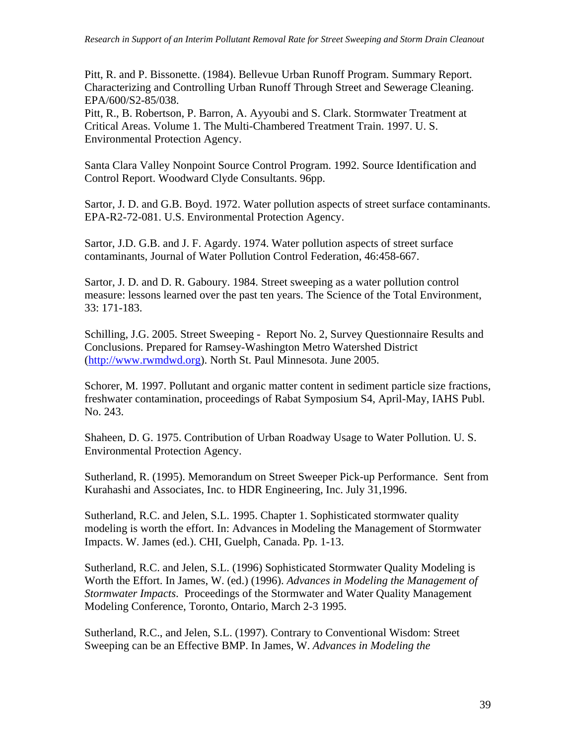Pitt, R. and P. Bissonette. (1984). Bellevue Urban Runoff Program. Summary Report. Characterizing and Controlling Urban Runoff Through Street and Sewerage Cleaning. EPA/600/S2-85/038.
Pitt, R., B. Robertson, P. Barron, A. Ayyoubi and S. Clark. Stormwater Treatment at Critical Areas. Volume 1. The Multi-Chambered Treatment Train. 1997. U. S. Environmental Protection Agency.

Santa Clara Valley Nonpoint Source Control Program. 1992. Source Identification and Control Report. Woodward Clyde Consultants. 96pp.

Sartor, J. D. and G.B. Boyd. 1972. Water pollution aspects of street surface contaminants. EPA-R2-72-081. U.S. Environmental Protection Agency.

Sartor, J.D. G.B. and J. F. Agardy. 1974. Water pollution aspects of street surface contaminants, Journal of Water Pollution Control Federation, 46:458-667.

Sartor, J. D. and D. R. Gaboury. 1984. Street sweeping as a water pollution control measure: lessons learned over the past ten years. The Science of the Total Environment, 33: 171-183.

Schilling, J.G. 2005. Street Sweeping - Report No. 2, Survey Questionnaire Results and Conclusions. Prepared for Ramsey-Washington Metro Watershed District (http://www.rwmdwd.org). North St. Paul Minnesota. June 2005.

Schorer, M. 1997. Pollutant and organic matter content in sediment particle size fractions, freshwater contamination, proceedings of Rabat Symposium S4, April-May, IAHS Publ. No. 243.

Shaheen, D. G. 1975. Contribution of Urban Roadway Usage to Water Pollution. U. S. Environmental Protection Agency.

Sutherland, R. (1995). Memorandum on Street Sweeper Pick-up Performance. Sent from Kurahashi and Associates, Inc. to HDR Engineering, Inc. July 31,1996.

Sutherland, R.C. and Jelen, S.L. 1995. Chapter 1. Sophisticated stormwater quality modeling is worth the effort. In: Advances in Modeling the Management of Stormwater Impacts. W. James (ed.). CHI, Guelph, Canada. Pp. 1-13.

Sutherland, R.C. and Jelen, S.L. (1996) Sophisticated Stormwater Quality Modeling is Worth the Effort. In James, W. (ed.) (1996). *Advances in Modeling the Management of Stormwater Impacts*. Proceedings of the Stormwater and Water Quality Management Modeling Conference, Toronto, Ontario, March 2-3 1995.

Sutherland, R.C., and Jelen, S.L. (1997). Contrary to Conventional Wisdom: Street Sweeping can be an Effective BMP. In James, W. *Advances in Modeling the*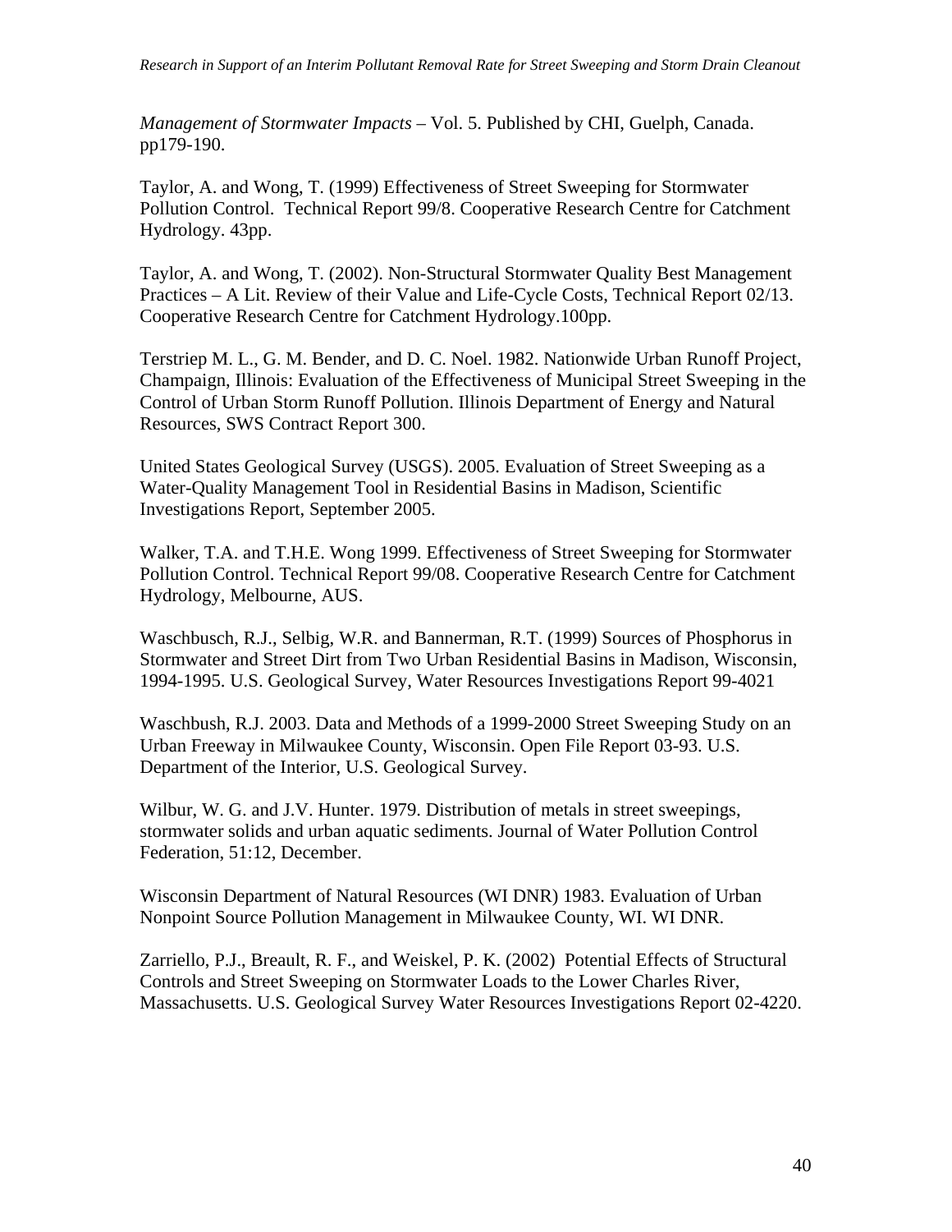*Management of Stormwater Impacts* – Vol. 5. Published by CHI, Guelph, Canada. pp179-190.

Taylor, A. and Wong, T. (1999) Effectiveness of Street Sweeping for Stormwater Pollution Control. Technical Report 99/8. Cooperative Research Centre for Catchment Hydrology. 43pp.

Taylor, A. and Wong, T. (2002). Non-Structural Stormwater Quality Best Management Practices – A Lit. Review of their Value and Life-Cycle Costs, Technical Report 02/13. Cooperative Research Centre for Catchment Hydrology.100pp.

Terstriep M. L., G. M. Bender, and D. C. Noel. 1982. Nationwide Urban Runoff Project, Champaign, Illinois: Evaluation of the Effectiveness of Municipal Street Sweeping in the Control of Urban Storm Runoff Pollution. Illinois Department of Energy and Natural Resources, SWS Contract Report 300.

United States Geological Survey (USGS). 2005. Evaluation of Street Sweeping as a Water-Quality Management Tool in Residential Basins in Madison, Scientific Investigations Report, September 2005.

Walker, T.A. and T.H.E. Wong 1999. Effectiveness of Street Sweeping for Stormwater Pollution Control. Technical Report 99/08. Cooperative Research Centre for Catchment Hydrology, Melbourne, AUS.

Waschbusch, R.J., Selbig, W.R. and Bannerman, R.T. (1999) Sources of Phosphorus in Stormwater and Street Dirt from Two Urban Residential Basins in Madison, Wisconsin, 1994-1995. U.S. Geological Survey, Water Resources Investigations Report 99-4021

Waschbush, R.J. 2003. Data and Methods of a 1999-2000 Street Sweeping Study on an Urban Freeway in Milwaukee County, Wisconsin. Open File Report 03-93. U.S. Department of the Interior, U.S. Geological Survey.

Wilbur, W. G. and J.V. Hunter. 1979. Distribution of metals in street sweepings, stormwater solids and urban aquatic sediments. Journal of Water Pollution Control Federation, 51:12, December.

Wisconsin Department of Natural Resources (WI DNR) 1983. Evaluation of Urban Nonpoint Source Pollution Management in Milwaukee County, WI. WI DNR.

Zarriello, P.J., Breault, R. F., and Weiskel, P. K. (2002) Potential Effects of Structural Controls and Street Sweeping on Stormwater Loads to the Lower Charles River, Massachusetts. U.S. Geological Survey Water Resources Investigations Report 02-4220.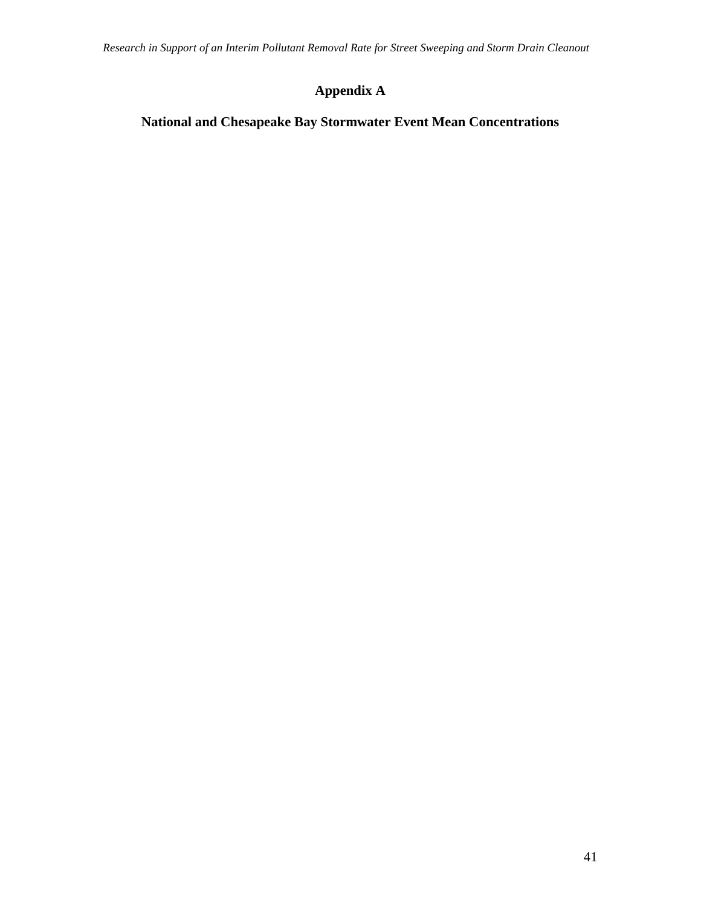# Appendix A

## National and Chesapeake Bay Stormwater Event Mean Concentrations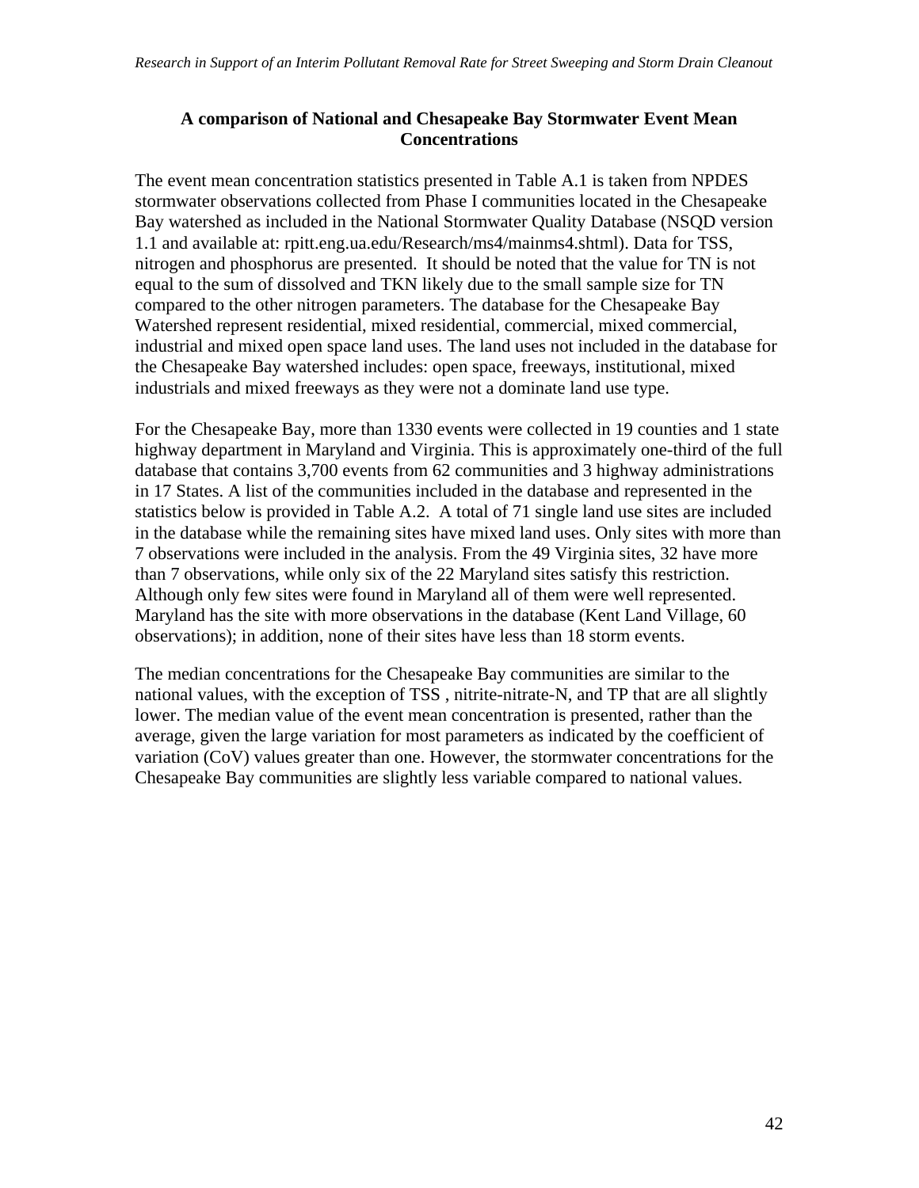## A comparison of National and Chesapeake Bay Stormwater Event Mean Concentrations

The event mean concentration statistics presented in Table A.1 is taken from NPDES stormwater observations collected from Phase I communities located in the Chesapeake Bay watershed as included in the National Stormwater Quality Database (NSQD version 1.1 and available at: rpitt.eng.ua.edu/Research/ms4/mainms4.shtml). Data for TSS, nitrogen and phosphorus are presented. It should be noted that the value for TN is not equal to the sum of dissolved and TKN likely due to the small sample size for TN compared to the other nitrogen parameters. The database for the Chesapeake Bay Watershed represent residential, mixed residential, commercial, mixed commercial, industrial and mixed open space land uses. The land uses not included in the database for the Chesapeake Bay watershed includes: open space, freeways, institutional, mixed industrials and mixed freeways as they were not a dominate land use type.

For the Chesapeake Bay, more than 1330 events were collected in 19 counties and 1 state highway department in Maryland and Virginia. This is approximately one-third of the full database that contains 3,700 events from 62 communities and 3 highway administrations in 17 States. A list of the communities included in the database and represented in the statistics below is provided in Table A.2. A total of 71 single land use sites are included in the database while the remaining sites have mixed land uses. Only sites with more than 7 observations were included in the analysis. From the 49 Virginia sites, 32 have more than 7 observations, while only six of the 22 Maryland sites satisfy this restriction. Although only few sites were found in Maryland all of them were well represented. Maryland has the site with more observations in the database (Kent Land Village, 60 observations); in addition, none of their sites have less than 18 storm events.

The median concentrations for the Chesapeake Bay communities are similar to the national values, with the exception of TSS , nitrite-nitrate-N, and TP that are all slightly lower. The median value of the event mean concentration is presented, rather than the average, given the large variation for most parameters as indicated by the coefficient of variation (CoV) values greater than one. However, the stormwater concentrations for the Chesapeake Bay communities are slightly less variable compared to national values.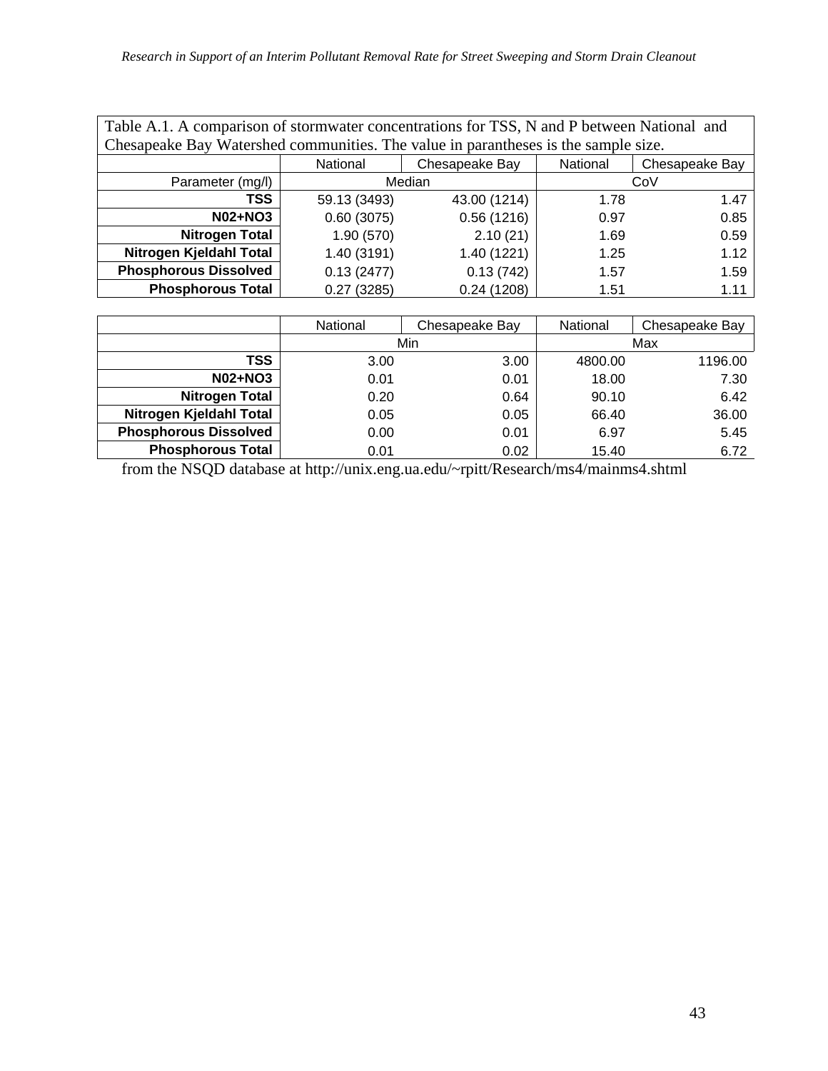Table A.1. A comparison of stormwater concentrations for TSS, N and P between National and Chesapeake Bay Watershed communities. The value in parantheses is the sample size.

| | National | Chesapeake Bay | National | Chesapeake Bay |
|---|---|---|---|---|
| Parameter (mg/l) | Median | | CoV | |
| **TSS** | 59.13 (3493) | 43.00 (1214) | 1.78 | 1.47 |
| **N02+NO3** | 0.60 (3075) | 0.56 (1216) | 0.97 | 0.85 |
| **Nitrogen Total** | 1.90 (570) | 2.10 (21) | 1.69 | 0.59 |
| **Nitrogen Kjeldahl Total** | 1.40 (3191) | 1.40 (1221) | 1.25 | 1.12 |
| **Phosphorous Dissolved** | 0.13 (2477) | 0.13 (742) | 1.57 | 1.59 |
| **Phosphorous Total** | 0.27 (3285) | 0.24 (1208) | 1.51 | 1.11 |

| | National | Chesapeake Bay | National | Chesapeake Bay |
|---|---|---|---|---|
| | Min | | Max | |
| **TSS** | 3.00 | 3.00 | 4800.00 | 1196.00 |
| **N02+NO3** | 0.01 | 0.01 | 18.00 | 7.30 |
| **Nitrogen Total** | 0.20 | 0.64 | 90.10 | 6.42 |
| **Nitrogen Kjeldahl Total** | 0.05 | 0.05 | 66.40 | 36.00 |
| **Phosphorous Dissolved** | 0.00 | 0.01 | 6.97 | 5.45 |
| **Phosphorous Total** | 0.01 | 0.02 | 15.40 | 6.72 |

from the NSQD database at http://unix.eng.ua.edu/~rpitt/Research/ms4/mainms4.shtml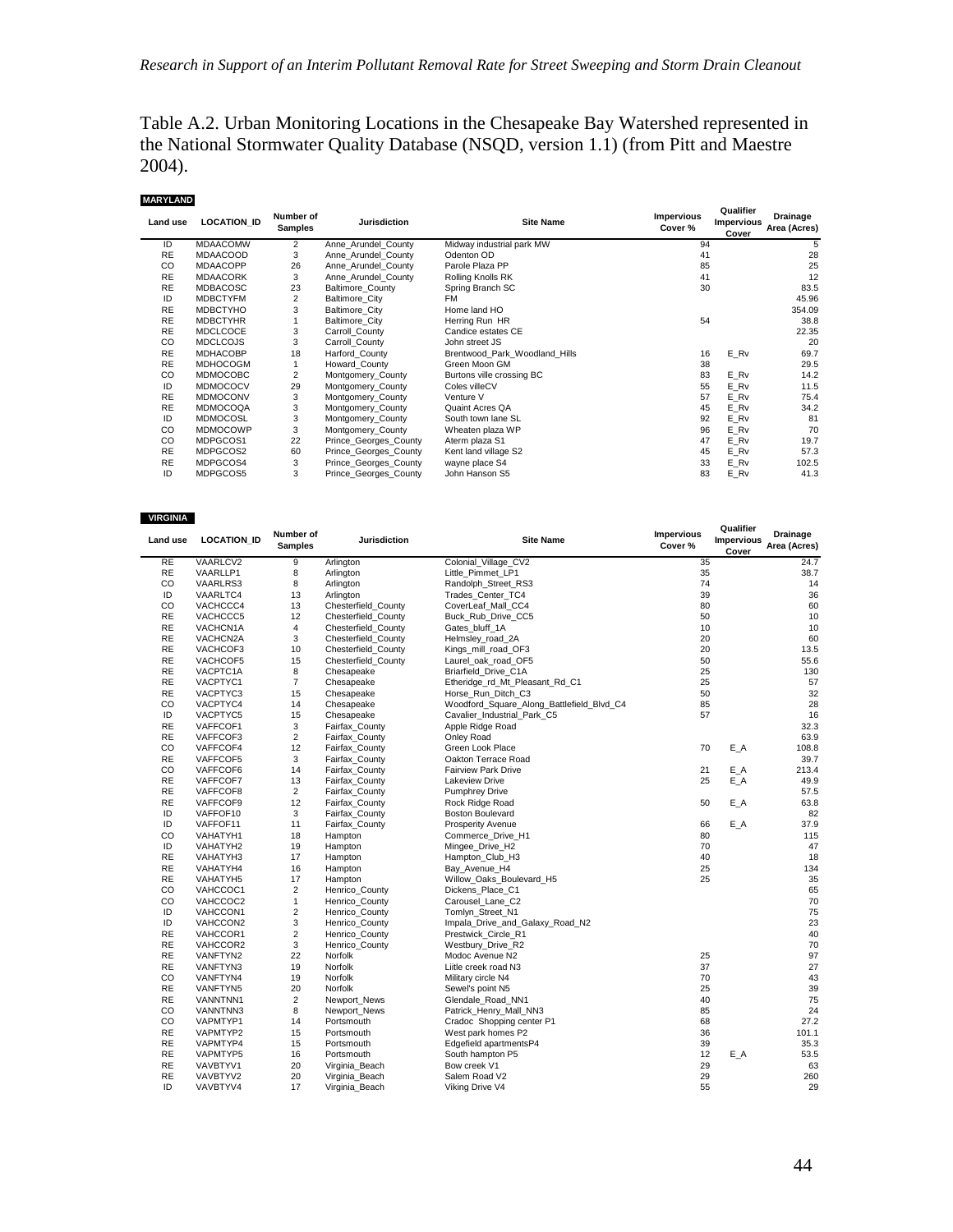Table A.2. Urban Monitoring Locations in the Chesapeake Bay Watershed represented in the National Stormwater Quality Database (NSQD, version 1.1) (from Pitt and Maestre 2004).

**MARYLAND**

| Land use | LOCATION_ID | Number of Samples | Jurisdiction | Site Name | Impervious Cover % | Qualifier Impervious Cover | Drainage Area (Acres) |
|---|---|---|---|---|---|---|---|
| ID | MDAACOMW | 2 | Anne_Arundel_County | Midway industrial park MW | 94 | | 5 |
| RE | MDAACOOD | 3 | Anne_Arundel_County | Odenton OD | 41 | | 28 |
| CO | MDAACOPP | 26 | Anne_Arundel_County | Parole Plaza PP | 85 | | 25 |
| RE | MDAACORK | 3 | Anne_Arundel_County | Rolling Knolls RK | 41 | | 12 |
| RE | MDBACOSC | 23 | Baltimore_County | Spring Branch SC | 30 | | 83.5 |
| ID | MDBCTYFM | 2 | Baltimore_City | FM | | | 45.96 |
| RE | MDBCTYHO | 3 | Baltimore_City | Home land HO | | | 354.09 |
| RE | MDBCTYHR | 1 | Baltimore_City | Herring Run HR | 54 | | 38.8 |
| RE | MDCLCOCE | 3 | Carroll_County | Candice estates CE | | | 22.35 |
| CO | MDCLCOJS | 3 | Carroll_County | John street JS | | | 20 |
| RE | MDHACOBP | 18 | Harford_County | Brentwood_Park_Woodland_Hills | 16 | E_Rv | 69.7 |
| RE | MDHOCOGM | 1 | Howard_County | Green Moon GM | 38 | | 29.5 |
| CO | MDMOCOBC | 2 | Montgomery_County | Burtons ville crossing BC | 83 | E_Rv | 14.2 |
| ID | MDMOCOCV | 29 | Montgomery_County | Coles villeCV | 55 | E_Rv | 11.5 |
| RE | MDMOCONV | 3 | Montgomery_County | Venture V | 57 | E_Rv | 75.4 |
| RE | MDMOCOQA | 3 | Montgomery_County | Quaint Acres QA | 45 | E_Rv | 34.2 |
| ID | MDMOCOSL | 3 | Montgomery_County | South town lane SL | 92 | E_Rv | 81 |
| CO | MDMOCOWP | 3 | Montgomery_County | Wheaten plaza WP | 96 | E_Rv | 70 |
| CO | MDPGCOS1 | 22 | Prince_Georges_County | Aterm plaza S1 | 47 | E_Rv | 19.7 |
| RE | MDPGCOS2 | 60 | Prince_Georges_County | Kent land village S2 | 45 | E_Rv | 57.3 |
| RE | MDPGCOS4 | 3 | Prince_Georges_County | wayne place S4 | 33 | E_Rv | 102.5 |
| ID | MDPGCOS5 | 3 | Prince_Georges_County | John Hanson S5 | 83 | E_Rv | 41.3 |

**VIRGINIA**

| Land use | LOCATION_ID | Number of Samples | Jurisdiction | Site Name | Impervious Cover % | Qualifier Impervious Cover | Drainage Area (Acres) |
|---|---|---|---|---|---|---|---|
| RE | VAARLCV2 | 9 | Arlington | Colonial_Village_CV2 | 35 | | 24.7 |
| RE | VAARLLP1 | 8 | Arlington | Little_Pimmet_LP1 | 35 | | 38.7 |
| CO | VAARLRS3 | 8 | Arlington | Randolph_Street_RS3 | 74 | | 14 |
| ID | VAARLTC4 | 13 | Arlington | Trades_Center_TC4 | 39 | | 36 |
| CO | VACHCCC4 | 13 | Chesterfield_County | CoverLeaf_Mall_CC4 | 80 | | 60 |
| RE | VACHCCC5 | 12 | Chesterfield_County | Buck_Rub_Drive_CC5 | 50 | | 10 |
| RE | VACHCN1A | 4 | Chesterfield_County | Gates_bluff_1A | 10 | | 10 |
| RE | VACHCN2A | 3 | Chesterfield_County | Helmsley_road_2A | 20 | | 60 |
| RE | VACHCOF3 | 10 | Chesterfield_County | Kings_mill_road_OF3 | 20 | | 13.5 |
| RE | VACHCOF5 | 15 | Chesterfield_County | Laurel_oak_road_OF5 | 50 | | 55.6 |
| RE | VACPTC1A | 8 | Chesapeake | Briarfield_Drive_C1A | 25 | | 130 |
| RE | VACPTYC1 | 7 | Chesapeake | Etheridge_rd_Mt_Pleasant_Rd_C1 | 25 | | 57 |
| RE | VACPTYC3 | 15 | Chesapeake | Horse_Run_Ditch_C3 | 50 | | 32 |
| CO | VACPTYC4 | 14 | Chesapeake | Woodford_Square_Along_Battlefield_Blvd_C4 | 85 | | 28 |
| ID | VACPTYC5 | 15 | Chesapeake | Cavalier_Industrial_Park_C5 | 57 | | 16 |
| RE | VAFFCOF1 | 3 | Fairfax_County | Apple Ridge Road | | | 32.3 |
| RE | VAFFCOF3 | 2 | Fairfax_County | Onley Road | | | 63.9 |
| CO | VAFFCOF4 | 12 | Fairfax_County | Green Look Place | 70 | E_A | 108.8 |
| RE | VAFFCOF5 | 3 | Fairfax_County | Oakton Terrace Road | | | 39.7 |
| CO | VAFFCOF6 | 14 | Fairfax_County | Fairview Park Drive | 21 | E_A | 213.4 |
| RE | VAFFCOF7 | 13 | Fairfax_County | Lakeview Drive | 25 | E_A | 49.9 |
| RE | VAFFCOF8 | 2 | Fairfax_County | Pumphrey Drive | | | 57.5 |
| RE | VAFFCOF9 | 12 | Fairfax_County | Rock Ridge Road | 50 | E_A | 63.8 |
| ID | VAFFOF10 | 3 | Fairfax_County | Boston Boulevard | | | 82 |
| ID | VAFFOF11 | 11 | Fairfax_County | Prosperity Avenue | 66 | E_A | 37.9 |
| CO | VAHATYH1 | 18 | Hampton | Commerce_Drive_H1 | 80 | | 115 |
| ID | VAHATYH2 | 19 | Hampton | Mingee_Drive_H2 | 70 | | 47 |
| RE | VAHATYH3 | 17 | Hampton | Hampton_Club_H3 | 40 | | 18 |
| RE | VAHATYH4 | 16 | Hampton | Bay_Avenue_H4 | 25 | | 134 |
| RE | VAHATYH5 | 17 | Hampton | Willow_Oaks_Boulevard_H5 | 25 | | 35 |
| CO | VAHCCOC1 | 2 | Henrico_County | Dickens_Place_C1 | | | 65 |
| CO | VAHCCOC2 | 1 | Henrico_County | Carousel_Lane_C2 | | | 70 |
| ID | VAHCCON1 | 2 | Henrico_County | Tomlyn_Street_N1 | | | 75 |
| ID | VAHCCON2 | 3 | Henrico_County | Impala_Drive_and_Galaxy_Road_N2 | | | 23 |
| RE | VAHCCOR1 | 2 | Henrico_County | Prestwick_Circle_R1 | | | 40 |
| RE | VAHCCOR2 | 3 | Henrico_County | Westbury_Drive_R2 | | | 70 |
| RE | VANFTYN2 | 22 | Norfolk | Modoc Avenue N2 | 25 | | 97 |
| RE | VANFTYN3 | 19 | Norfolk | Liitle creek road N3 | 37 | | 27 |
| CO | VANFTYN4 | 19 | Norfolk | Military circle N4 | 70 | | 43 |
| RE | VANFTYN5 | 20 | Norfolk | Sewel's point N5 | 25 | | 39 |
| RE | VANNTNN1 | 2 | Newport_News | Glendale_Road_NN1 | 40 | | 75 |
| CO | VANNTNN3 | 8 | Newport_News | Patrick_Henry_Mall_NN3 | 85 | | 24 |
| CO | VAPMTYP1 | 14 | Portsmouth | Cradoc Shopping center P1 | 68 | | 27.2 |
| RE | VAPMTYP2 | 15 | Portsmouth | West park homes P2 | 36 | | 101.1 |
| RE | VAPMTYP4 | 15 | Portsmouth | Edgefield apartmentsP4 | 39 | | 35.3 |
| RE | VAPMTYP5 | 16 | Portsmouth | South hampton P5 | 12 | E_A | 53.5 |
| RE | VAVBTYV1 | 20 | Virginia_Beach | Bow creek V1 | 29 | | 63 |
| RE | VAVBTYV2 | 20 | Virginia_Beach | Salem Road V2 | 29 | | 260 |
| ID | VAVBTYV4 | 17 | Virginia_Beach | Viking Drive V4 | 55 | | 29 |